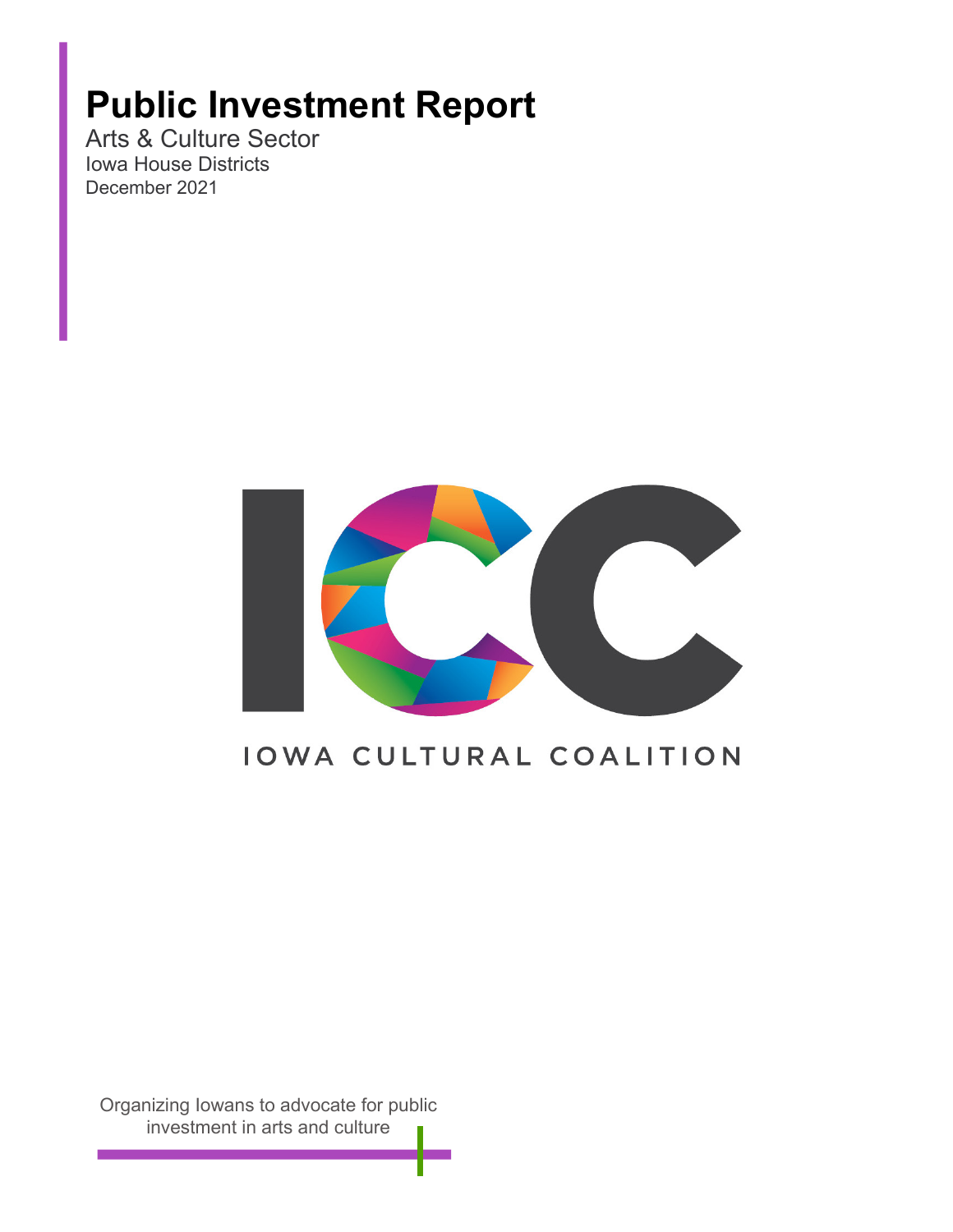# Public Investment Report

Arts & Culture Sector

Iowa House Districts

December 2021

IOWA CULTURAL COALITION

Organizing Iowans to advocate for public investment in arts and culture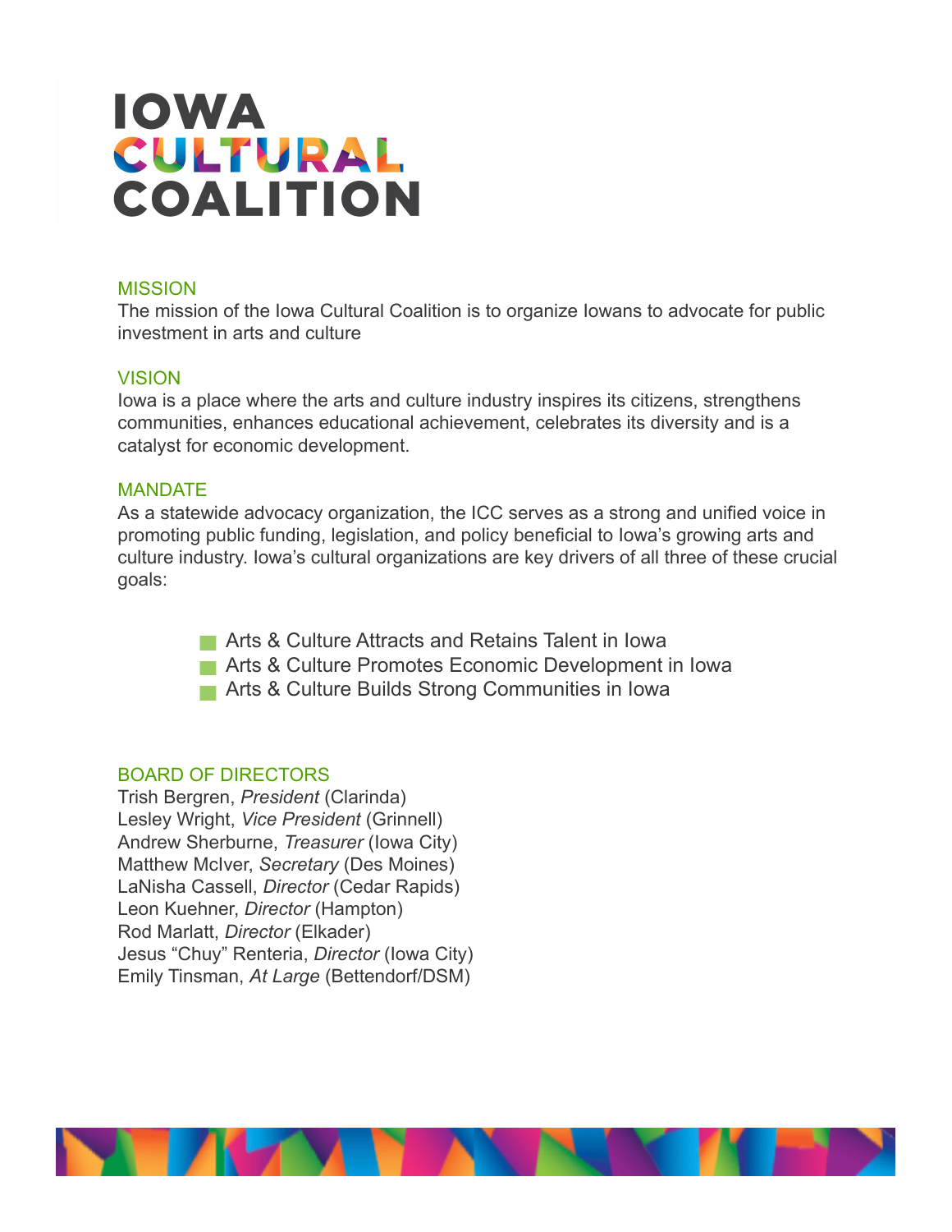# IOWA CULTURAL COALITION

## MISSION

The mission of the Iowa Cultural Coalition is to organize Iowans to advocate for public investment in arts and culture

## VISION

Iowa is a place where the arts and culture industry inspires its citizens, strengthens communities, enhances educational achievement, celebrates its diversity and is a catalyst for economic development.

## MANDATE

As a statewide advocacy organization, the ICC serves as a strong and unified voice in promoting public funding, legislation, and policy beneficial to Iowa's growing arts and culture industry. Iowa's cultural organizations are key drivers of all three of these crucial goals:

- Arts & Culture Attracts and Retains Talent in Iowa
- Arts & Culture Promotes Economic Development in Iowa
- Arts & Culture Builds Strong Communities in Iowa

## BOARD OF DIRECTORS

Trish Bergren, *President* (Clarinda)
Lesley Wright, *Vice President* (Grinnell)
Andrew Sherburne, *Treasurer* (Iowa City)
Matthew McIver, *Secretary* (Des Moines)
LaNisha Cassell, *Director* (Cedar Rapids)
Leon Kuehner, *Director* (Hampton)
Rod Marlatt, *Director* (Elkader)
Jesus "Chuy" Renteria, *Director* (Iowa City)
Emily Tinsman, *At Large* (Bettendorf/DSM)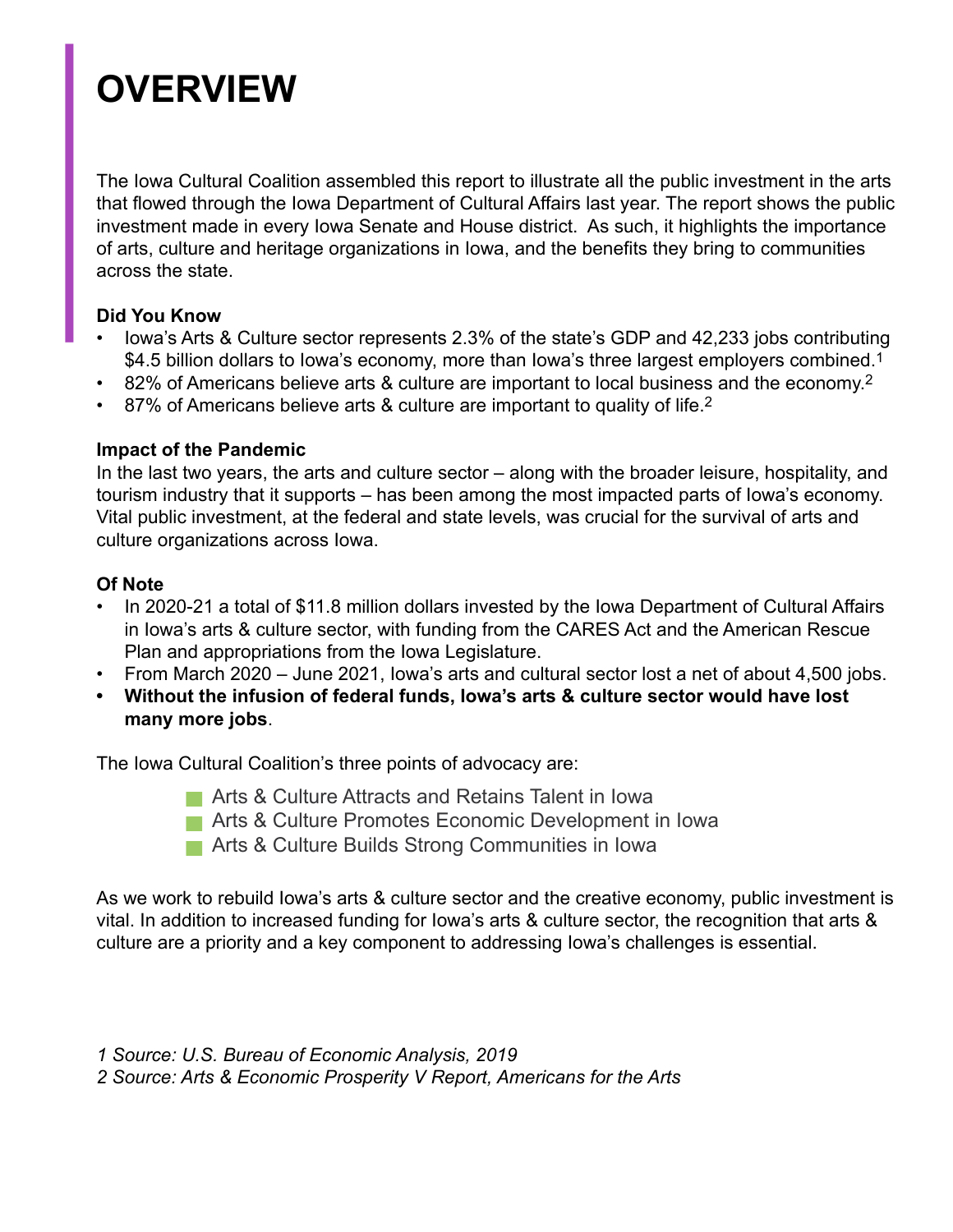# OVERVIEW

The Iowa Cultural Coalition assembled this report to illustrate all the public investment in the arts that flowed through the Iowa Department of Cultural Affairs last year. The report shows the public investment made in every Iowa Senate and House district. As such, it highlights the importance of arts, culture and heritage organizations in Iowa, and the benefits they bring to communities across the state.

**Did You Know**

- Iowa's Arts & Culture sector represents 2.3% of the state's GDP and 42,233 jobs contributing $4.5 billion dollars to Iowa's economy, more than Iowa's three largest employers combined.[1]
- 82% of Americans believe arts & culture are important to local business and the economy.[2]
- 87% of Americans believe arts & culture are important to quality of life.[2]

**Impact of the Pandemic**

In the last two years, the arts and culture sector – along with the broader leisure, hospitality, and tourism industry that it supports – has been among the most impacted parts of Iowa's economy. Vital public investment, at the federal and state levels, was crucial for the survival of arts and culture organizations across Iowa.

**Of Note**

- In 2020-21 a total of $11.8 million dollars invested by the Iowa Department of Cultural Affairs in Iowa's arts & culture sector, with funding from the CARES Act and the American Rescue Plan and appropriations from the Iowa Legislature.
- From March 2020 – June 2021, Iowa's arts and cultural sector lost a net of about 4,500 jobs.
- **Without the infusion of federal funds, Iowa's arts & culture sector would have lost many more jobs**.

The Iowa Cultural Coalition's three points of advocacy are:

- Arts & Culture Attracts and Retains Talent in Iowa
- Arts & Culture Promotes Economic Development in Iowa
- Arts & Culture Builds Strong Communities in Iowa

As we work to rebuild Iowa's arts & culture sector and the creative economy, public investment is vital. In addition to increased funding for Iowa's arts & culture sector, the recognition that arts & culture are a priority and a key component to addressing Iowa's challenges is essential.

*1 Source: U.S. Bureau of Economic Analysis, 2019*
*2 Source: Arts & Economic Prosperity V Report, Americans for the Arts*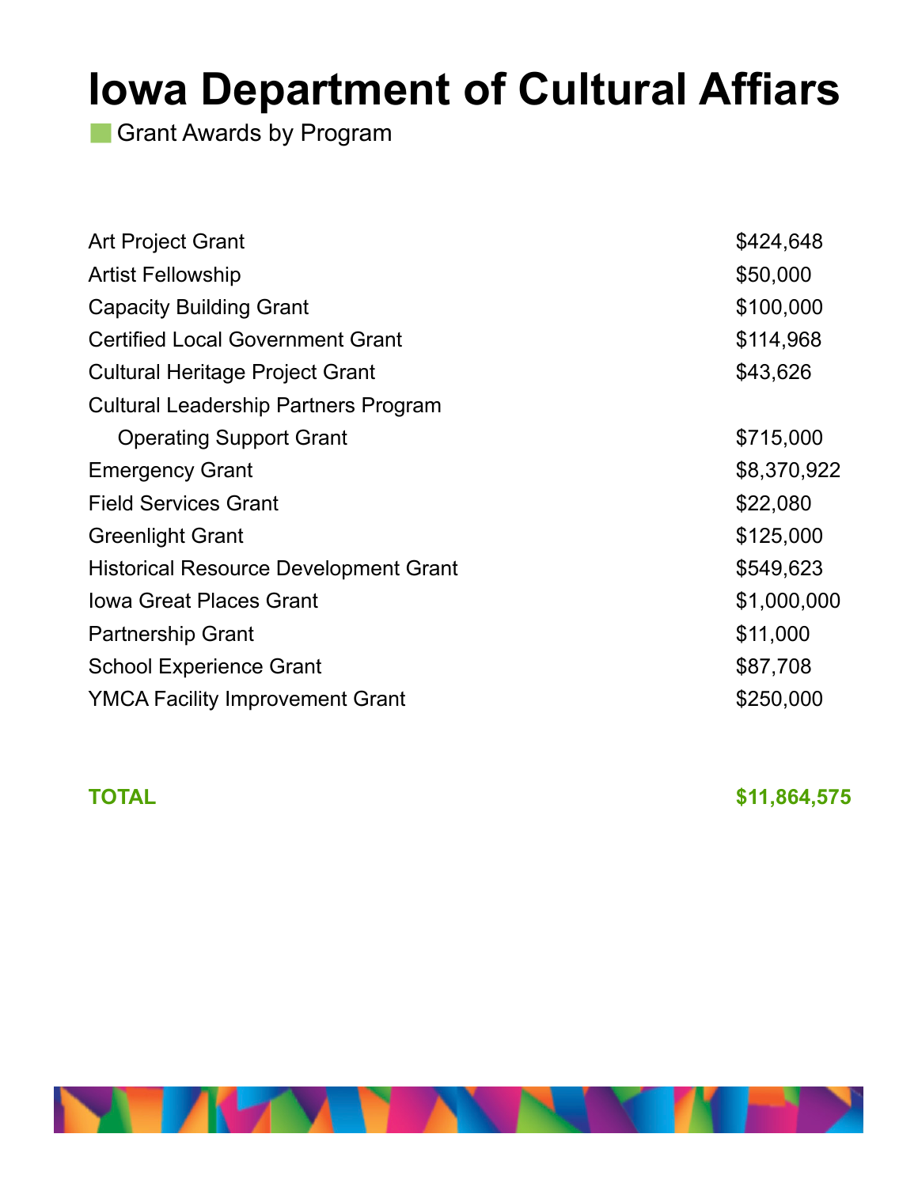# Iowa Department of Cultural Affiars

## Grant Awards by Program

| Program | Amount |
| --- | --- |
| Art Project Grant | $424,648 |
| Artist Fellowship | $50,000 |
| Capacity Building Grant | $100,000 |
| Certified Local Government Grant | $114,968 |
| Cultural Heritage Project Grant | $43,626 |
| Cultural Leadership Partners Program Operating Support Grant | $715,000 |
| Emergency Grant | $8,370,922 |
| Field Services Grant | $22,080 |
| Greenlight Grant | $125,000 |
| Historical Resource Development Grant | $549,623 |
| Iowa Great Places Grant | $1,000,000 |
| Partnership Grant | $11,000 |
| School Experience Grant | $87,708 |
| YMCA Facility Improvement Grant | $250,000 |
| **TOTAL** | **$11,864,575** |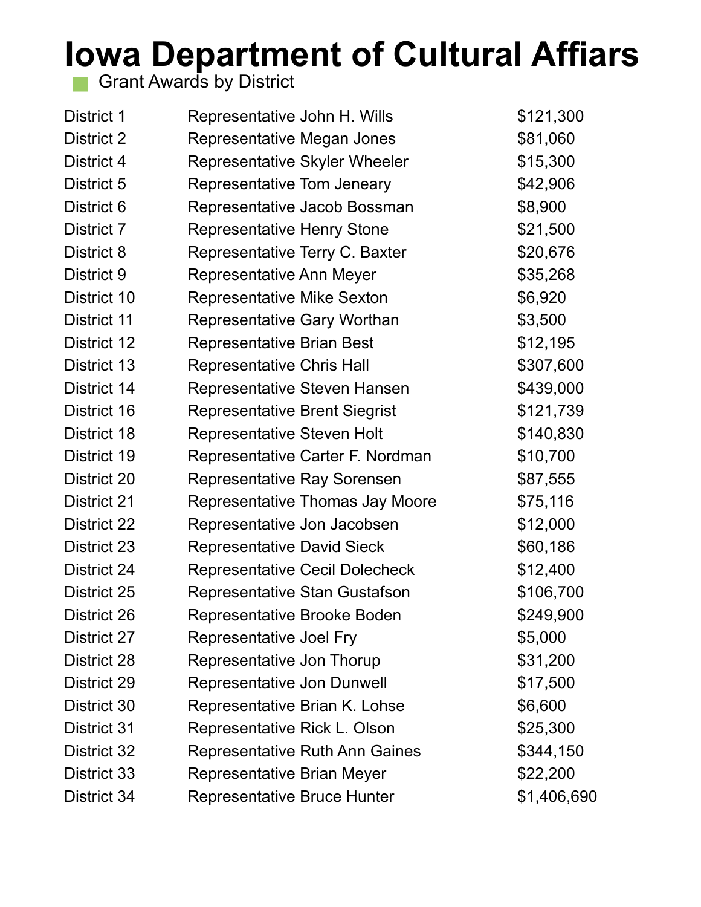# Iowa Department of Cultural Affiars

Grant Awards by District

| | | |
|---|---|---|
| District 1 | Representative John H. Wills | $121,300 |
| District 2 | Representative Megan Jones | $81,060 |
| District 4 | Representative Skyler Wheeler | $15,300 |
| District 5 | Representative Tom Jeneary | $42,906 |
| District 6 | Representative Jacob Bossman | $8,900 |
| District 7 | Representative Henry Stone | $21,500 |
| District 8 | Representative Terry C. Baxter | $20,676 |
| District 9 | Representative Ann Meyer | $35,268 |
| District 10 | Representative Mike Sexton | $6,920 |
| District 11 | Representative Gary Worthan | $3,500 |
| District 12 | Representative Brian Best | $12,195 |
| District 13 | Representative Chris Hall | $307,600 |
| District 14 | Representative Steven Hansen | $439,000 |
| District 16 | Representative Brent Siegrist | $121,739 |
| District 18 | Representative Steven Holt | $140,830 |
| District 19 | Representative Carter F. Nordman | $10,700 |
| District 20 | Representative Ray Sorensen | $87,555 |
| District 21 | Representative Thomas Jay Moore | $75,116 |
| District 22 | Representative Jon Jacobsen | $12,000 |
| District 23 | Representative David Sieck | $60,186 |
| District 24 | Representative Cecil Dolecheck | $12,400 |
| District 25 | Representative Stan Gustafson | $106,700 |
| District 26 | Representative Brooke Boden | $249,900 |
| District 27 | Representative Joel Fry | $5,000 |
| District 28 | Representative Jon Thorup | $31,200 |
| District 29 | Representative Jon Dunwell | $17,500 |
| District 30 | Representative Brian K. Lohse | $6,600 |
| District 31 | Representative Rick L. Olson | $25,300 |
| District 32 | Representative Ruth Ann Gaines | $344,150 |
| District 33 | Representative Brian Meyer | $22,200 |
| District 34 | Representative Bruce Hunter | $1,406,690 |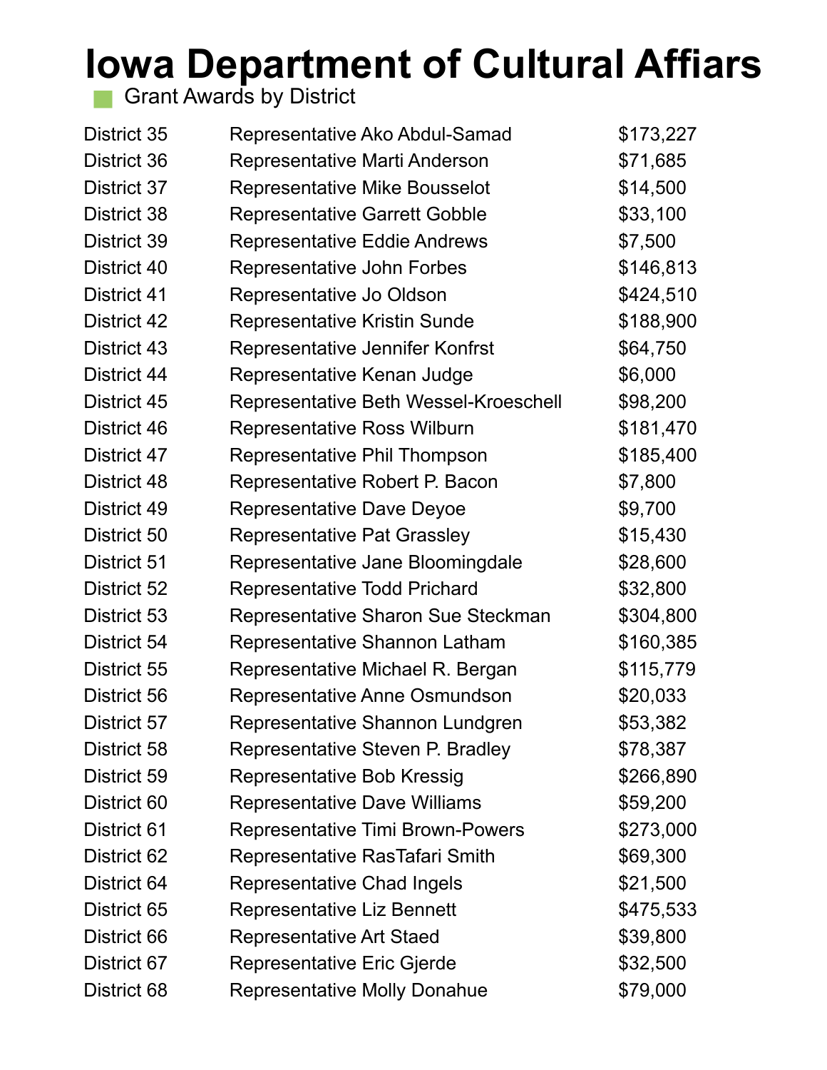# Iowa Department of Cultural Affiars

## Grant Awards by District

| | | |
|---|---|---|
| District 35 | Representative Ako Abdul-Samad | $173,227 |
| District 36 | Representative Marti Anderson | $71,685 |
| District 37 | Representative Mike Bousselot | $14,500 |
| District 38 | Representative Garrett Gobble | $33,100 |
| District 39 | Representative Eddie Andrews | $7,500 |
| District 40 | Representative John Forbes | $146,813 |
| District 41 | Representative Jo Oldson | $424,510 |
| District 42 | Representative Kristin Sunde | $188,900 |
| District 43 | Representative Jennifer Konfrst | $64,750 |
| District 44 | Representative Kenan Judge | $6,000 |
| District 45 | Representative Beth Wessel-Kroeschell | $98,200 |
| District 46 | Representative Ross Wilburn | $181,470 |
| District 47 | Representative Phil Thompson | $185,400 |
| District 48 | Representative Robert P. Bacon | $7,800 |
| District 49 | Representative Dave Deyoe | $9,700 |
| District 50 | Representative Pat Grassley | $15,430 |
| District 51 | Representative Jane Bloomingdale | $28,600 |
| District 52 | Representative Todd Prichard | $32,800 |
| District 53 | Representative Sharon Sue Steckman | $304,800 |
| District 54 | Representative Shannon Latham | $160,385 |
| District 55 | Representative Michael R. Bergan | $115,779 |
| District 56 | Representative Anne Osmundson | $20,033 |
| District 57 | Representative Shannon Lundgren | $53,382 |
| District 58 | Representative Steven P. Bradley | $78,387 |
| District 59 | Representative Bob Kressig | $266,890 |
| District 60 | Representative Dave Williams | $59,200 |
| District 61 | Representative Timi Brown-Powers | $273,000 |
| District 62 | Representative RasTafari Smith | $69,300 |
| District 64 | Representative Chad Ingels | $21,500 |
| District 65 | Representative Liz Bennett | $475,533 |
| District 66 | Representative Art Staed | $39,800 |
| District 67 | Representative Eric Gjerde | $32,500 |
| District 68 | Representative Molly Donahue | $79,000 |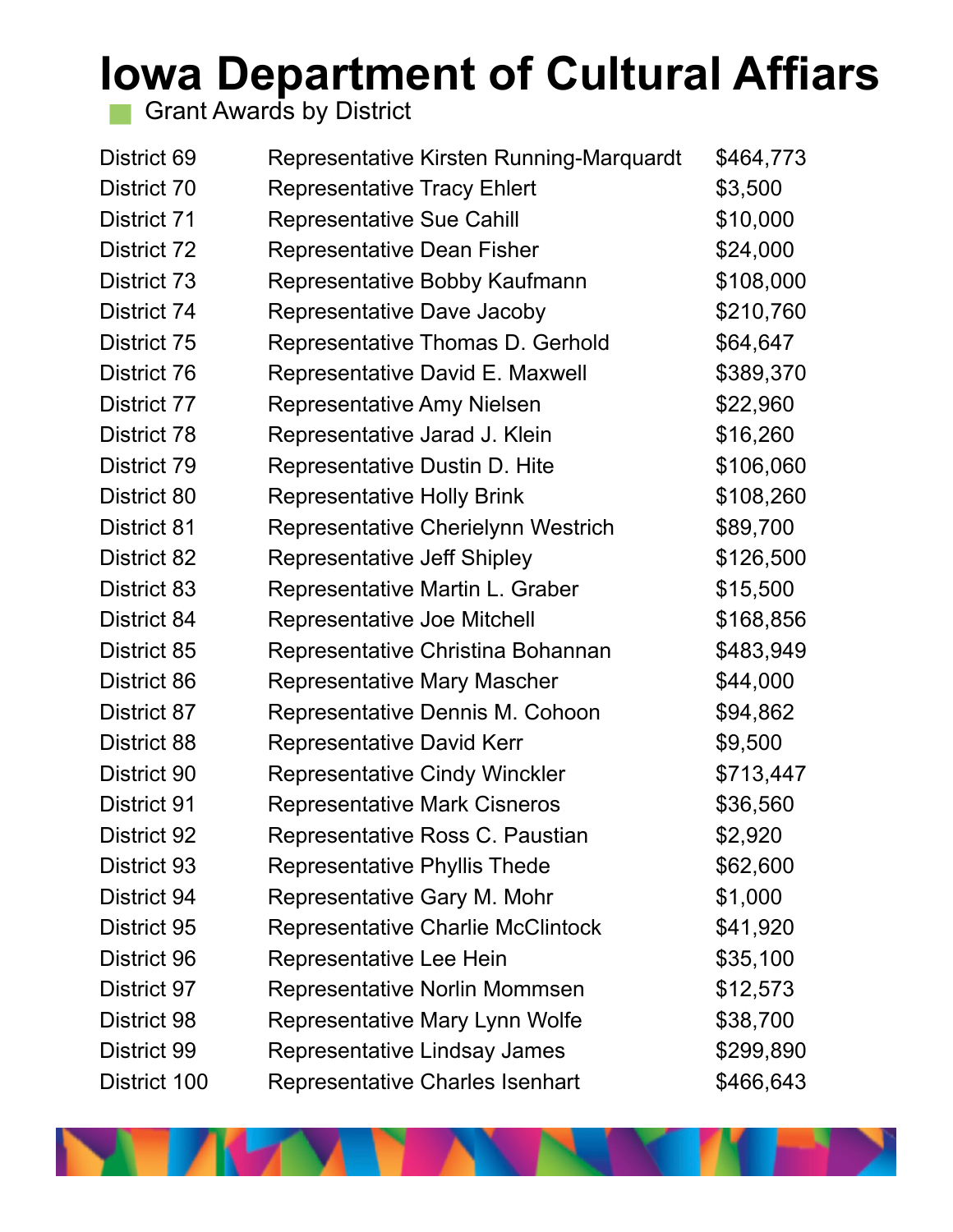# Iowa Department of Cultural Affiars

Grant Awards by District

| | | |
|---|---|---|
| District 69 | Representative Kirsten Running-Marquardt | $464,773 |
| District 70 | Representative Tracy Ehlert | $3,500 |
| District 71 | Representative Sue Cahill | $10,000 |
| District 72 | Representative Dean Fisher | $24,000 |
| District 73 | Representative Bobby Kaufmann | $108,000 |
| District 74 | Representative Dave Jacoby | $210,760 |
| District 75 | Representative Thomas D. Gerhold | $64,647 |
| District 76 | Representative David E. Maxwell | $389,370 |
| District 77 | Representative Amy Nielsen | $22,960 |
| District 78 | Representative Jarad J. Klein | $16,260 |
| District 79 | Representative Dustin D. Hite | $106,060 |
| District 80 | Representative Holly Brink | $108,260 |
| District 81 | Representative Cherielynn Westrich | $89,700 |
| District 82 | Representative Jeff Shipley | $126,500 |
| District 83 | Representative Martin L. Graber | $15,500 |
| District 84 | Representative Joe Mitchell | $168,856 |
| District 85 | Representative Christina Bohannan | $483,949 |
| District 86 | Representative Mary Mascher | $44,000 |
| District 87 | Representative Dennis M. Cohoon | $94,862 |
| District 88 | Representative David Kerr | $9,500 |
| District 90 | Representative Cindy Winckler | $713,447 |
| District 91 | Representative Mark Cisneros | $36,560 |
| District 92 | Representative Ross C. Paustian | $2,920 |
| District 93 | Representative Phyllis Thede | $62,600 |
| District 94 | Representative Gary M. Mohr | $1,000 |
| District 95 | Representative Charlie McClintock | $41,920 |
| District 96 | Representative Lee Hein | $35,100 |
| District 97 | Representative Norlin Mommsen | $12,573 |
| District 98 | Representative Mary Lynn Wolfe | $38,700 |
| District 99 | Representative Lindsay James | $299,890 |
| District 100 | Representative Charles Isenhart | $466,643 |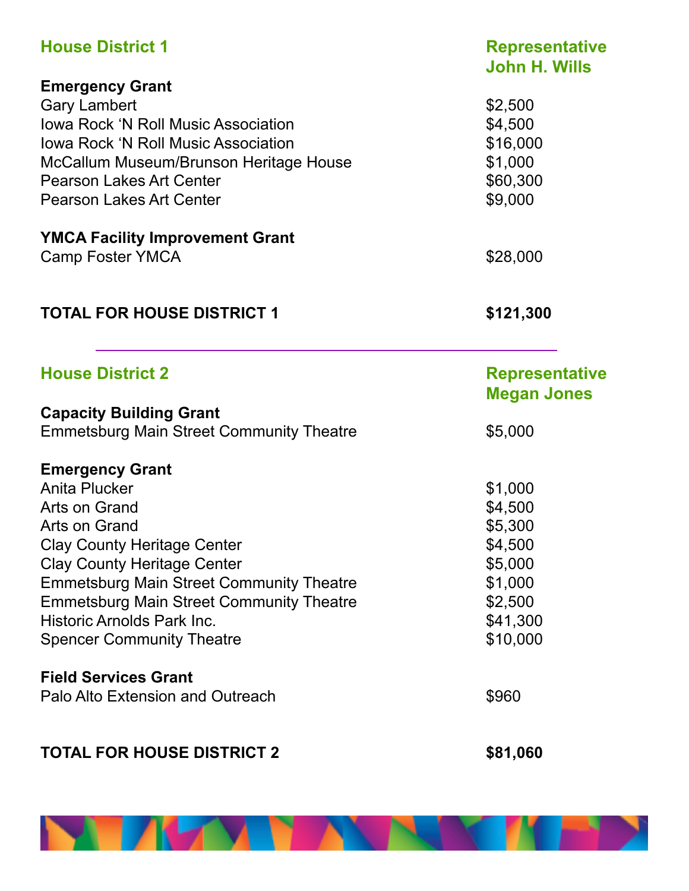## House District 1 — Representative John H. Wills

**Emergency Grant**

| | |
|---|---|
| Gary Lambert | $2,500 |
| Iowa Rock 'N Roll Music Association | $4,500 |
| Iowa Rock 'N Roll Music Association | $16,000 |
| McCallum Museum/Brunson Heritage House | $1,000 |
| Pearson Lakes Art Center | $60,300 |
| Pearson Lakes Art Center | $9,000 |

**YMCA Facility Improvement Grant**

| | |
|---|---|
| Camp Foster YMCA | $28,000 |

**TOTAL FOR HOUSE DISTRICT 1 — $121,300**

---

## House District 2 — Representative Megan Jones

**Capacity Building Grant**

| | |
|---|---|
| Emmetsburg Main Street Community Theatre | $5,000 |

**Emergency Grant**

| | |
|---|---|
| Anita Plucker | $1,000 |
| Arts on Grand | $4,500 |
| Arts on Grand | $5,300 |
| Clay County Heritage Center | $4,500 |
| Clay County Heritage Center | $5,000 |
| Emmetsburg Main Street Community Theatre | $1,000 |
| Emmetsburg Main Street Community Theatre | $2,500 |
| Historic Arnolds Park Inc. | $41,300 |
| Spencer Community Theatre | $10,000 |

**Field Services Grant**

| | |
|---|---|
| Palo Alto Extension and Outreach | $960 |

**TOTAL FOR HOUSE DISTRICT 2 — $81,060**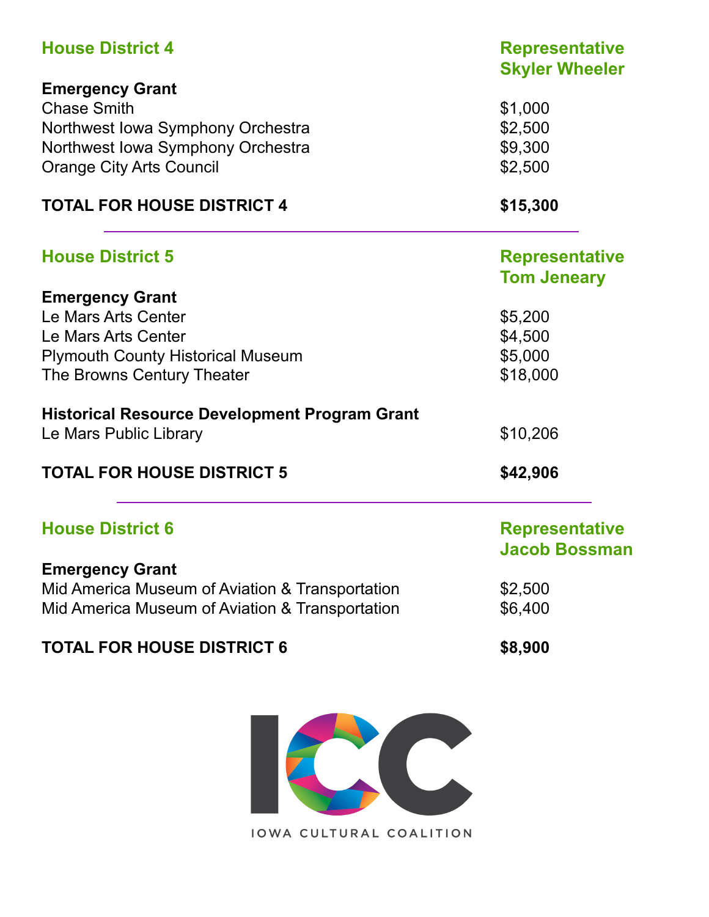## House District 4

**Representative Skyler Wheeler**

**Emergency Grant**

| | |
|---|---|
| Chase Smith | $1,000 |
| Northwest Iowa Symphony Orchestra | $2,500 |
| Northwest Iowa Symphony Orchestra | $9,300 |
| Orange City Arts Council | $2,500 |
| **TOTAL FOR HOUSE DISTRICT 4** | **$15,300** |

## House District 5

**Representative Tom Jeneary**

**Emergency Grant**

| | |
|---|---|
| Le Mars Arts Center | $5,200 |
| Le Mars Arts Center | $4,500 |
| Plymouth County Historical Museum | $5,000 |
| The Browns Century Theater | $18,000 |

**Historical Resource Development Program Grant**

| | |
|---|---|
| Le Mars Public Library | $10,206 |
| **TOTAL FOR HOUSE DISTRICT 5** | **$42,906** |

## House District 6

**Representative Jacob Bossman**

**Emergency Grant**

| | |
|---|---|
| Mid America Museum of Aviation & Transportation | $2,500 |
| Mid America Museum of Aviation & Transportation | $6,400 |
| **TOTAL FOR HOUSE DISTRICT 6** | **$8,900** |

ICC

IOWA CULTURAL COALITION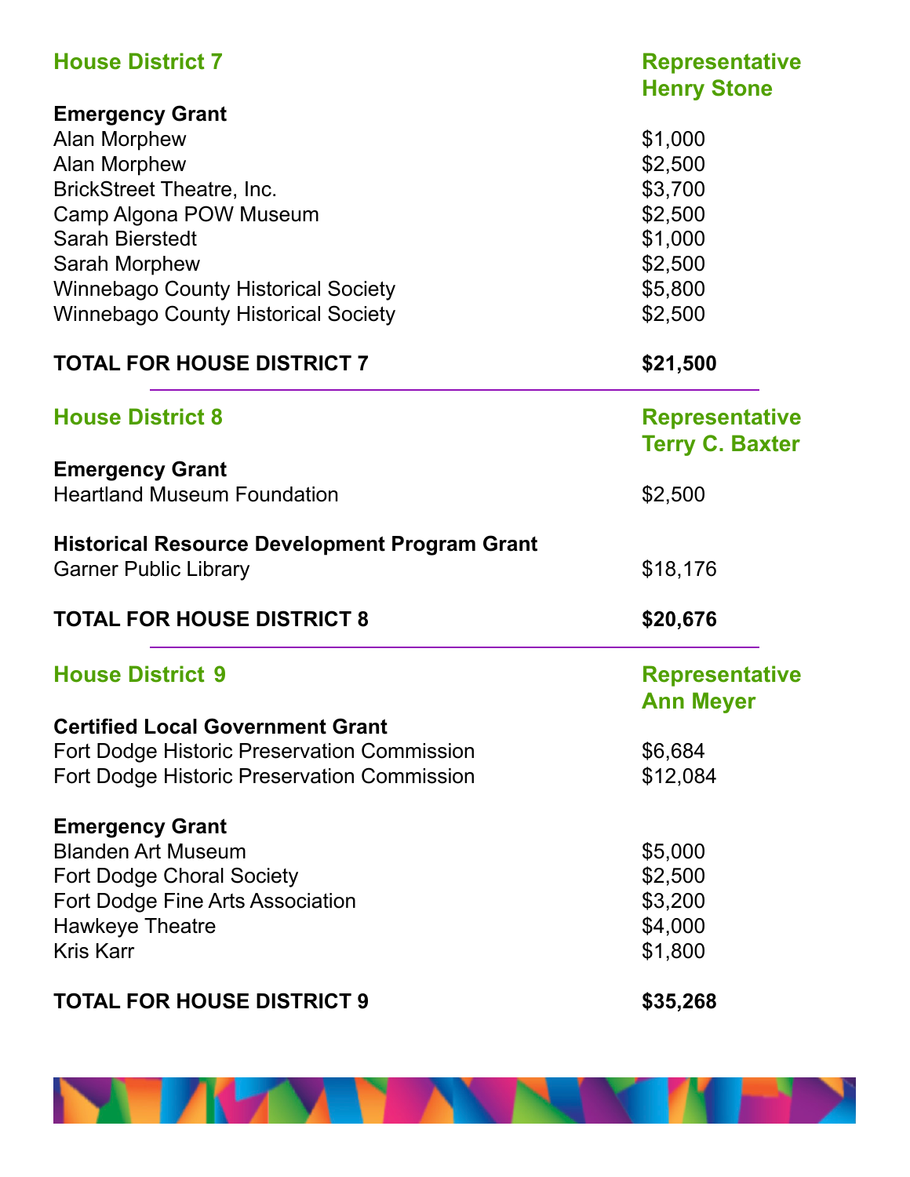## House District 7 — Representative Henry Stone

**Emergency Grant**

| | |
|---|---|
| Alan Morphew | $1,000 |
| Alan Morphew | $2,500 |
| BrickStreet Theatre, Inc. | $3,700 |
| Camp Algona POW Museum | $2,500 |
| Sarah Bierstedt | $1,000 |
| Sarah Morphew | $2,500 |
| Winnebago County Historical Society | $5,800 |
| Winnebago County Historical Society | $2,500 |

**TOTAL FOR HOUSE DISTRICT 7** **$21,500**

---

## House District 8 — Representative Terry C. Baxter

**Emergency Grant**

| | |
|---|---|
| Heartland Museum Foundation | $2,500 |

**Historical Resource Development Program Grant**

| | |
|---|---|
| Garner Public Library | $18,176 |

**TOTAL FOR HOUSE DISTRICT 8** **$20,676**

---

## House District 9 — Representative Ann Meyer

**Certified Local Government Grant**

| | |
|---|---|
| Fort Dodge Historic Preservation Commission | $6,684 |
| Fort Dodge Historic Preservation Commission | $12,084 |

**Emergency Grant**

| | |
|---|---|
| Blanden Art Museum | $5,000 |
| Fort Dodge Choral Society | $2,500 |
| Fort Dodge Fine Arts Association | $3,200 |
| Hawkeye Theatre | $4,000 |
| Kris Karr | $1,800 |

**TOTAL FOR HOUSE DISTRICT 9** **$35,268**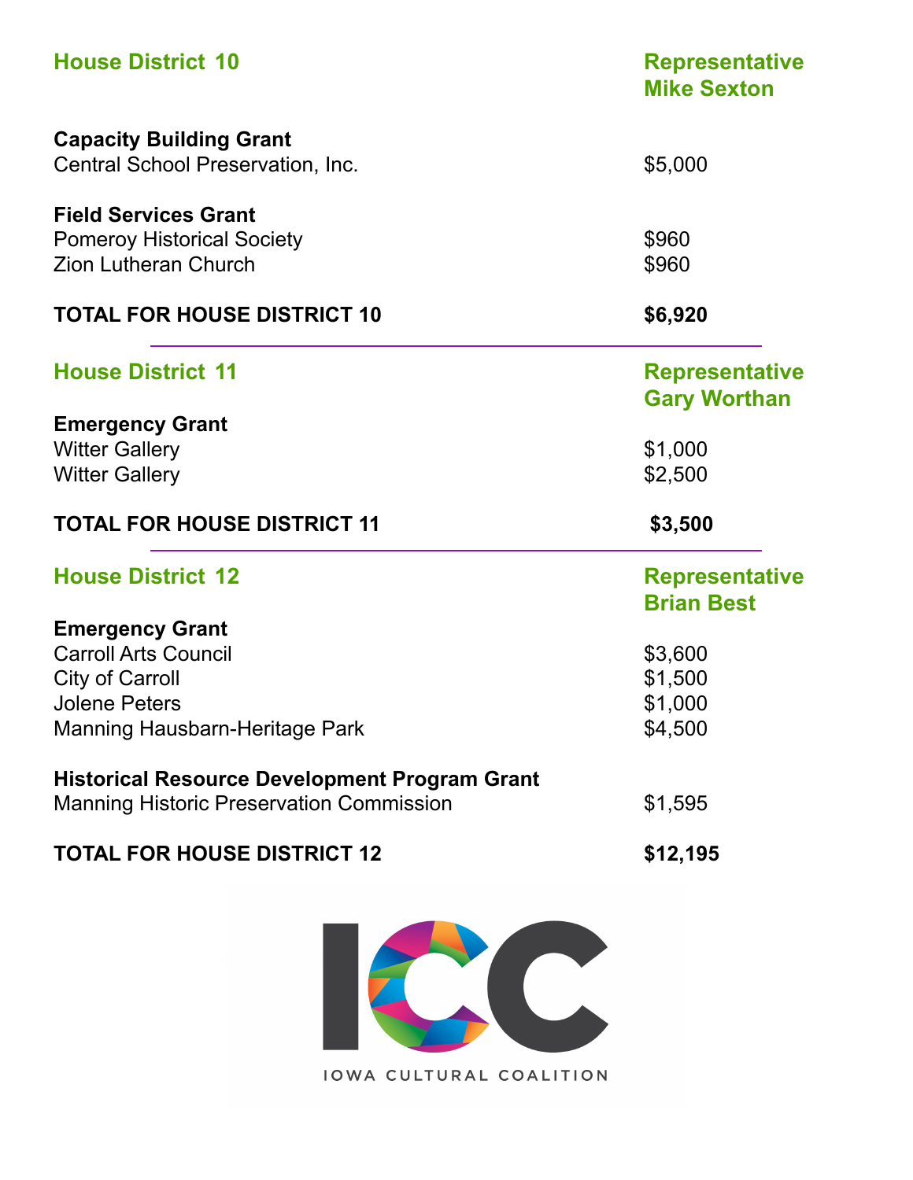## House District 10

**Representative Mike Sexton**

**Capacity Building Grant**

| | |
|---|---|
| Central School Preservation, Inc. | $5,000 |

**Field Services Grant**

| | |
|---|---|
| Pomeroy Historical Society | $960 |
| Zion Lutheran Church | $960 |

| | |
|---|---|
| **TOTAL FOR HOUSE DISTRICT 10** | **$6,920** |

---

## House District 11

**Representative Gary Worthan**

**Emergency Grant**

| | |
|---|---|
| Witter Gallery | $1,000 |
| Witter Gallery | $2,500 |

| | |
|---|---|
| **TOTAL FOR HOUSE DISTRICT 11** | **$3,500** |

---

## House District 12

**Representative Brian Best**

**Emergency Grant**

| | |
|---|---|
| Carroll Arts Council | $3,600 |
| City of Carroll | $1,500 |
| Jolene Peters | $1,000 |
| Manning Hausbarn-Heritage Park | $4,500 |

**Historical Resource Development Program Grant**

| | |
|---|---|
| Manning Historic Preservation Commission | $1,595 |

| | |
|---|---|
| **TOTAL FOR HOUSE DISTRICT 12** | **$12,195** |

ICC

IOWA CULTURAL COALITION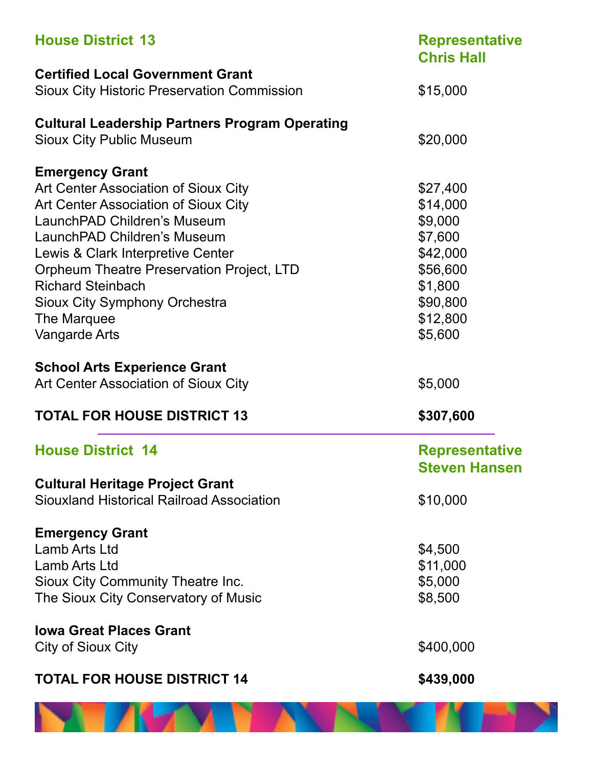## House District 13

**Representative Chris Hall**

**Certified Local Government Grant**

| | |
|---|---|
| Sioux City Historic Preservation Commission | $15,000 |

**Cultural Leadership Partners Program Operating**

| | |
|---|---|
| Sioux City Public Museum | $20,000 |

**Emergency Grant**

| | |
|---|---|
| Art Center Association of Sioux City | $27,400 |
| Art Center Association of Sioux City | $14,000 |
| LaunchPAD Children's Museum | $9,000 |
| LaunchPAD Children's Museum | $7,600 |
| Lewis & Clark Interpretive Center | $42,000 |
| Orpheum Theatre Preservation Project, LTD | $56,600 |
| Richard Steinbach | $1,800 |
| Sioux City Symphony Orchestra | $90,800 |
| The Marquee | $12,800 |
| Vangarde Arts | $5,600 |

**School Arts Experience Grant**

| | |
|---|---|
| Art Center Association of Sioux City | $5,000 |

**TOTAL FOR HOUSE DISTRICT 13** **$307,600**

## House District 14

**Representative Steven Hansen**

**Cultural Heritage Project Grant**

| | |
|---|---|
| Siouxland Historical Railroad Association | $10,000 |

**Emergency Grant**

| | |
|---|---|
| Lamb Arts Ltd | $4,500 |
| Lamb Arts Ltd | $11,000 |
| Sioux City Community Theatre Inc. | $5,000 |
| The Sioux City Conservatory of Music | $8,500 |

**Iowa Great Places Grant**

| | |
|---|---|
| City of Sioux City | $400,000 |

**TOTAL FOR HOUSE DISTRICT 14** **$439,000**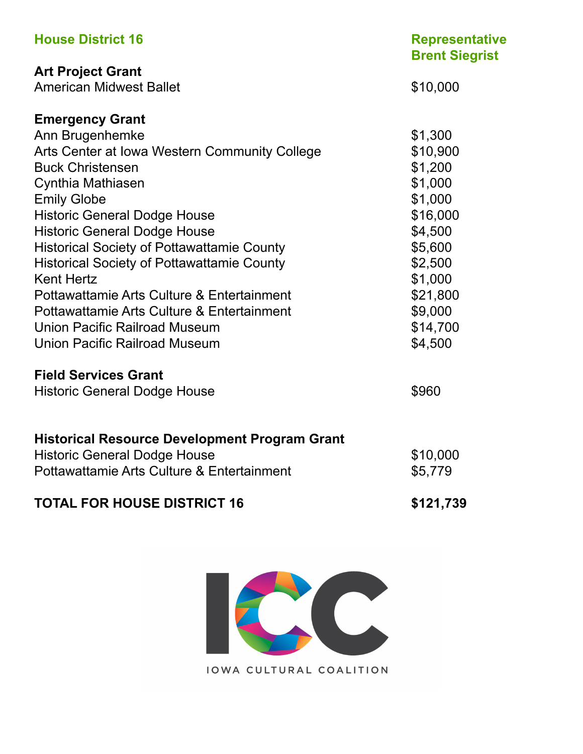## House District 16

**Representative Brent Siegrist**

| | |
|---|---|
| **Art Project Grant** | |
| American Midwest Ballet | $10,000 |
| | |
| **Emergency Grant** | |
| Ann Brugenhemke | $1,300 |
| Arts Center at Iowa Western Community College | $10,900 |
| Buck Christensen | $1,200 |
| Cynthia Mathiasen | $1,000 |
| Emily Globe | $1,000 |
| Historic General Dodge House | $16,000 |
| Historic General Dodge House | $4,500 |
| Historical Society of Pottawattamie County | $5,600 |
| Historical Society of Pottawattamie County | $2,500 |
| Kent Hertz | $1,000 |
| Pottawattamie Arts Culture & Entertainment | $21,800 |
| Pottawattamie Arts Culture & Entertainment | $9,000 |
| Union Pacific Railroad Museum | $14,700 |
| Union Pacific Railroad Museum | $4,500 |
| | |
| **Field Services Grant** | |
| Historic General Dodge House | $960 |
| | |
| **Historical Resource Development Program Grant** | |
| Historic General Dodge House | $10,000 |
| Pottawattamie Arts Culture & Entertainment | $5,779 |
| | |
| **TOTAL FOR HOUSE DISTRICT 16** | **$121,739** |

ICC

IOWA CULTURAL COALITION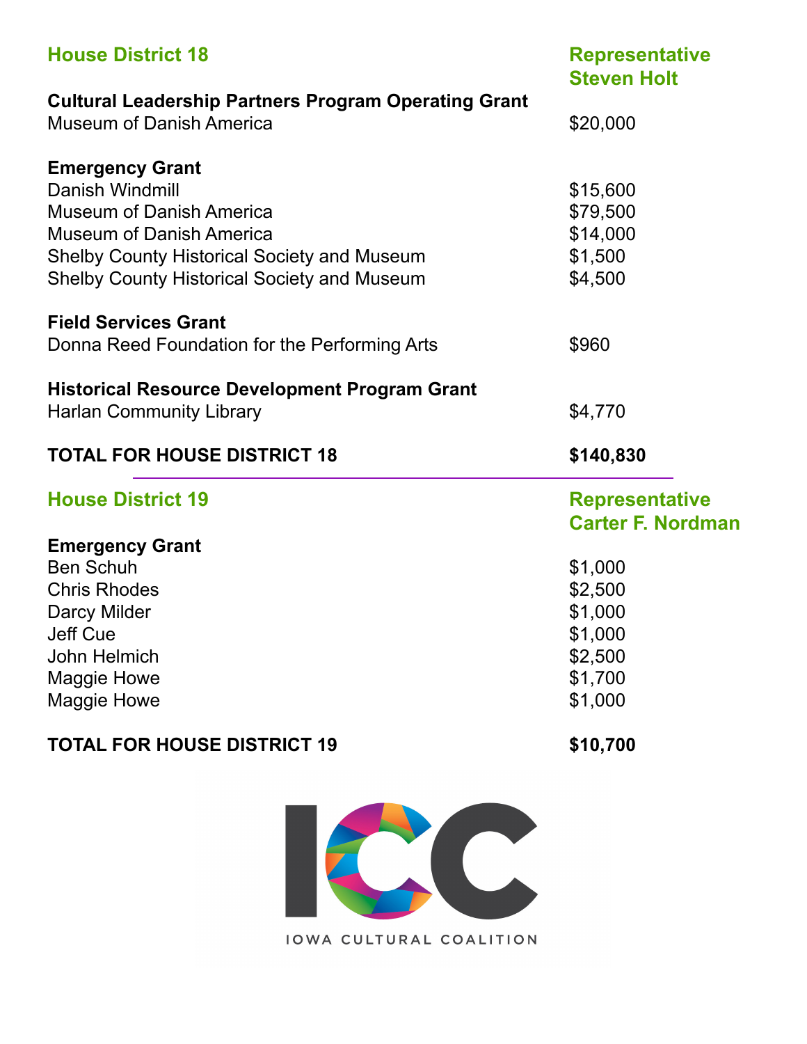## House District 18

**Representative Steven Holt**

**Cultural Leadership Partners Program Operating Grant**

| | |
|---|---|
| Museum of Danish America | $20,000 |

**Emergency Grant**

| | |
|---|---|
| Danish Windmill | $15,600 |
| Museum of Danish America | $79,500 |
| Museum of Danish America | $14,000 |
| Shelby County Historical Society and Museum | $1,500 |
| Shelby County Historical Society and Museum | $4,500 |

**Field Services Grant**

| | |
|---|---|
| Donna Reed Foundation for the Performing Arts | $960 |

**Historical Resource Development Program Grant**

| | |
|---|---|
| Harlan Community Library | $4,770 |

**TOTAL FOR HOUSE DISTRICT 18** **$140,830**

---

## House District 19

**Representative Carter F. Nordman**

**Emergency Grant**

| | |
|---|---|
| Ben Schuh | $1,000 |
| Chris Rhodes | $2,500 |
| Darcy Milder | $1,000 |
| Jeff Cue | $1,000 |
| John Helmich | $2,500 |
| Maggie Howe | $1,700 |
| Maggie Howe | $1,000 |

**TOTAL FOR HOUSE DISTRICT 19** **$10,700**

IOWA CULTURAL COALITION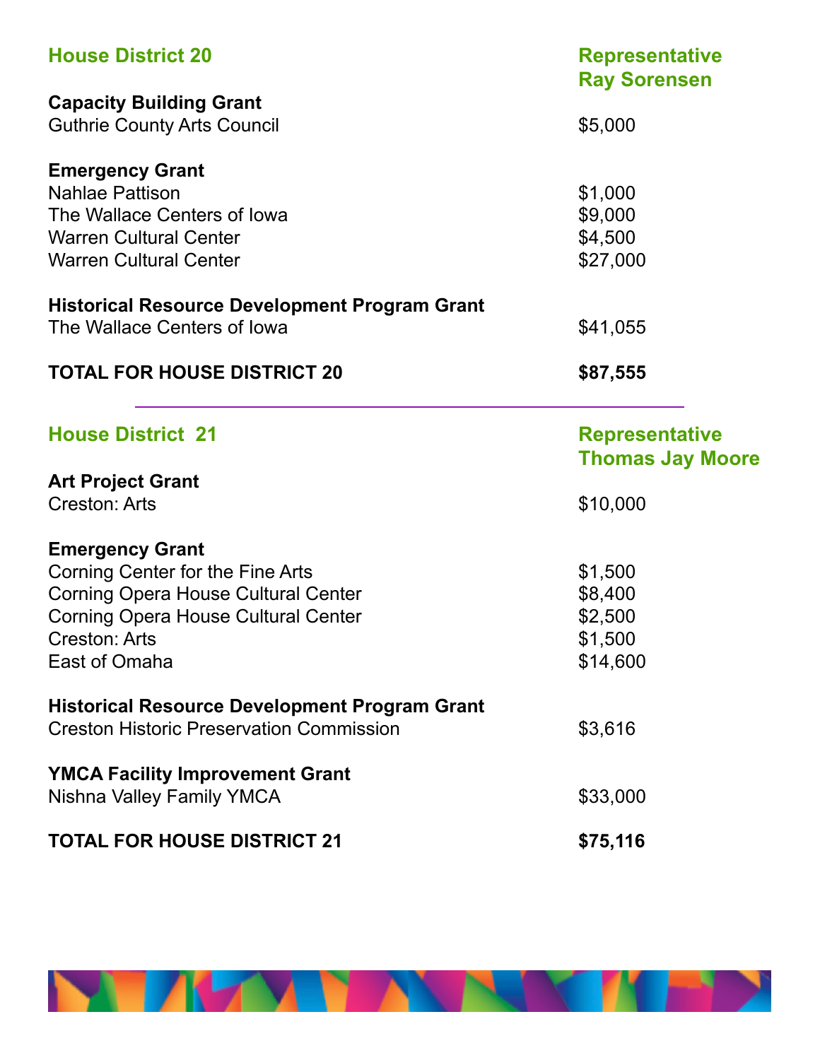## House District 20

**Representative Ray Sorensen**

**Capacity Building Grant**

| | |
|---|---|
| Guthrie County Arts Council | $5,000 |

**Emergency Grant**

| | |
|---|---|
| Nahlae Pattison | $1,000 |
| The Wallace Centers of Iowa | $9,000 |
| Warren Cultural Center | $4,500 |
| Warren Cultural Center | $27,000 |

**Historical Resource Development Program Grant**

| | |
|---|---|
| The Wallace Centers of Iowa | $41,055 |

**TOTAL FOR HOUSE DISTRICT 20** **$87,555**

---

## House District 21

**Representative Thomas Jay Moore**

**Art Project Grant**

| | |
|---|---|
| Creston: Arts | $10,000 |

**Emergency Grant**

| | |
|---|---|
| Corning Center for the Fine Arts | $1,500 |
| Corning Opera House Cultural Center | $8,400 |
| Corning Opera House Cultural Center | $2,500 |
| Creston: Arts | $1,500 |
| East of Omaha | $14,600 |

**Historical Resource Development Program Grant**

| | |
|---|---|
| Creston Historic Preservation Commission | $3,616 |

**YMCA Facility Improvement Grant**

| | |
|---|---|
| Nishna Valley Family YMCA | $33,000 |

**TOTAL FOR HOUSE DISTRICT 21** **$75,116**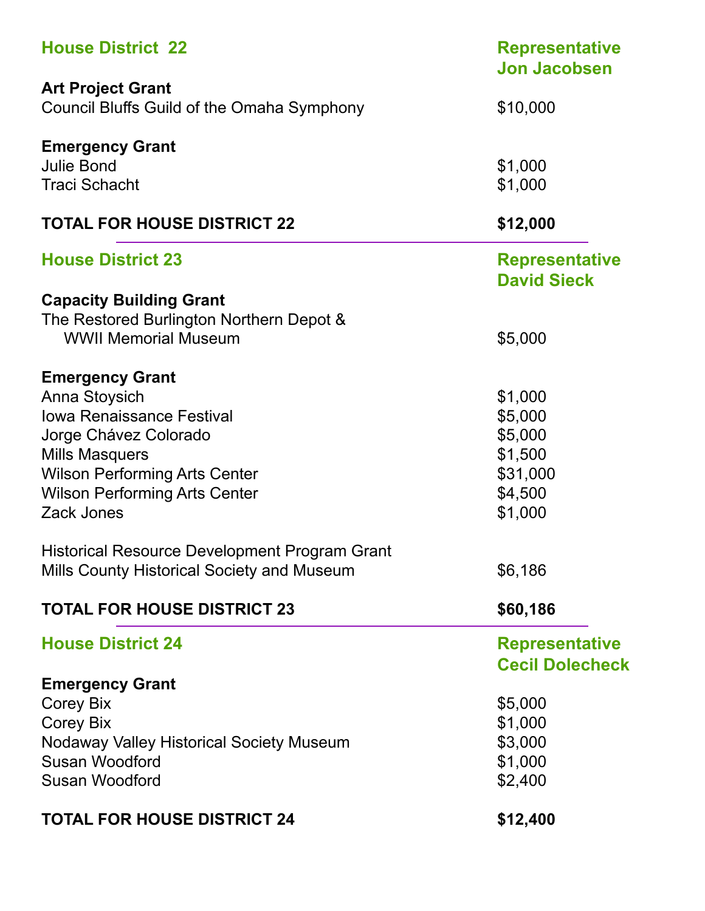## House District 22 — Representative Jon Jacobsen

**Art Project Grant**

| | |
|---|---|
| Council Bluffs Guild of the Omaha Symphony | $10,000 |

**Emergency Grant**

| | |
|---|---|
| Julie Bond | $1,000 |
| Traci Schacht | $1,000 |

**TOTAL FOR HOUSE DISTRICT 22** — **$12,000**

---

## House District 23 — Representative David Sieck

**Capacity Building Grant**

| | |
|---|---|
| The Restored Burlington Northern Depot & WWII Memorial Museum | $5,000 |

**Emergency Grant**

| | |
|---|---|
| Anna Stoysich | $1,000 |
| Iowa Renaissance Festival | $5,000 |
| Jorge Chávez Colorado | $5,000 |
| Mills Masquers | $1,500 |
| Wilson Performing Arts Center | $31,000 |
| Wilson Performing Arts Center | $4,500 |
| Zack Jones | $1,000 |

Historical Resource Development Program Grant

| | |
|---|---|
| Mills County Historical Society and Museum | $6,186 |

**TOTAL FOR HOUSE DISTRICT 23** — **$60,186**

---

## House District 24 — Representative Cecil Dolecheck

**Emergency Grant**

| | |
|---|---|
| Corey Bix | $5,000 |
| Corey Bix | $1,000 |
| Nodaway Valley Historical Society Museum | $3,000 |
| Susan Woodford | $1,000 |
| Susan Woodford | $2,400 |

**TOTAL FOR HOUSE DISTRICT 24** — **$12,400**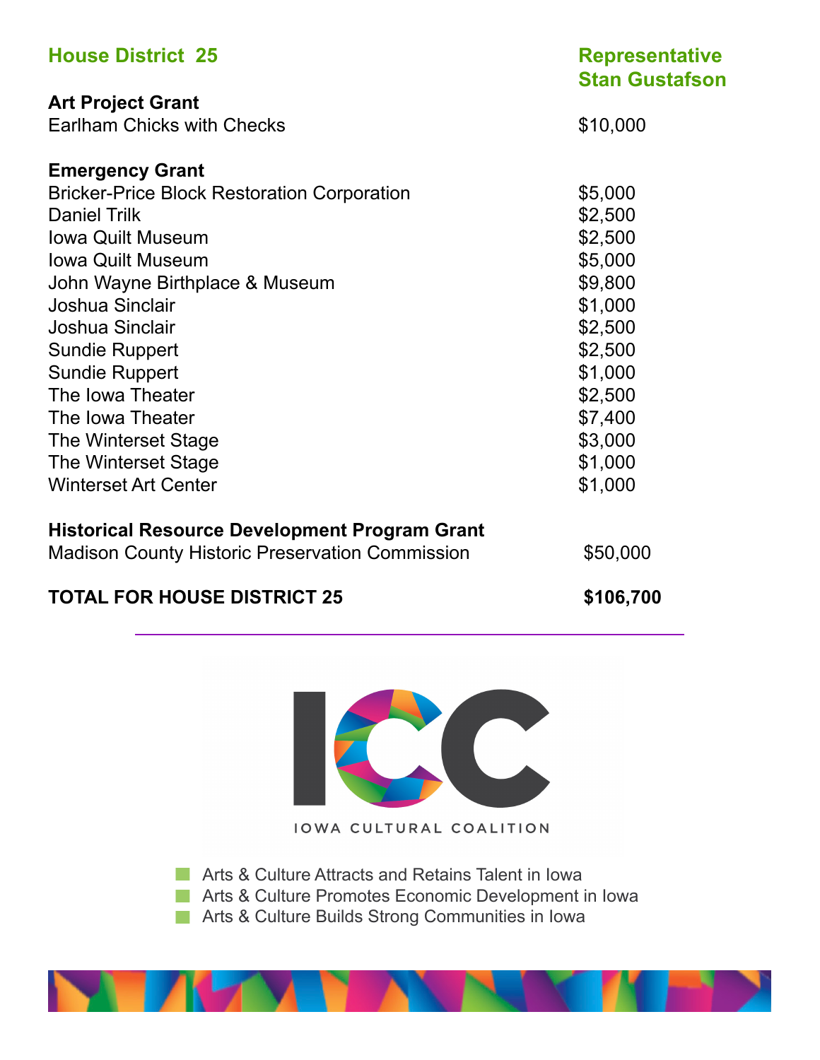## House District 25 — Representative Stan Gustafson

**Art Project Grant**

| | |
|---|---|
| Earlham Chicks with Checks | $10,000 |

**Emergency Grant**

| | |
|---|---|
| Bricker-Price Block Restoration Corporation | $5,000 |
| Daniel Trilk | $2,500 |
| Iowa Quilt Museum | $2,500 |
| Iowa Quilt Museum | $5,000 |
| John Wayne Birthplace & Museum | $9,800 |
| Joshua Sinclair | $1,000 |
| Joshua Sinclair | $2,500 |
| Sundie Ruppert | $2,500 |
| Sundie Ruppert | $1,000 |
| The Iowa Theater | $2,500 |
| The Iowa Theater | $7,400 |
| The Winterset Stage | $3,000 |
| The Winterset Stage | $1,000 |
| Winterset Art Center | $1,000 |

**Historical Resource Development Program Grant**

| | |
|---|---|
| Madison County Historic Preservation Commission | $50,000 |

**TOTAL FOR HOUSE DISTRICT 25** **$106,700**

---

ICC
IOWA CULTURAL COALITION

- Arts & Culture Attracts and Retains Talent in Iowa
- Arts & Culture Promotes Economic Development in Iowa
- Arts & Culture Builds Strong Communities in Iowa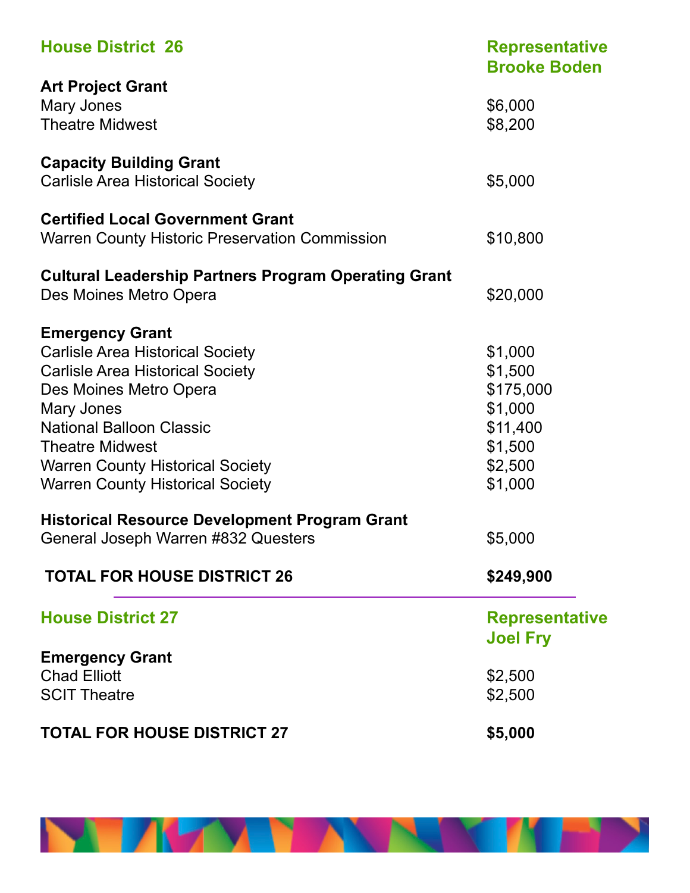## House District 26 — Representative Brooke Boden

**Art Project Grant**

| | |
|---|---|
| Mary Jones | $6,000 |
| Theatre Midwest | $8,200 |

**Capacity Building Grant**

| | |
|---|---|
| Carlisle Area Historical Society | $5,000 |

**Certified Local Government Grant**

| | |
|---|---|
| Warren County Historic Preservation Commission | $10,800 |

**Cultural Leadership Partners Program Operating Grant**

| | |
|---|---|
| Des Moines Metro Opera | $20,000 |

**Emergency Grant**

| | |
|---|---|
| Carlisle Area Historical Society | $1,000 |
| Carlisle Area Historical Society | $1,500 |
| Des Moines Metro Opera | $175,000 |
| Mary Jones | $1,000 |
| National Balloon Classic | $11,400 |
| Theatre Midwest | $1,500 |
| Warren County Historical Society | $2,500 |
| Warren County Historical Society | $1,000 |

**Historical Resource Development Program Grant**

| | |
|---|---|
| General Joseph Warren #832 Questers | $5,000 |

**TOTAL FOR HOUSE DISTRICT 26 — $249,900**

## House District 27 — Representative Joel Fry

**Emergency Grant**

| | |
|---|---|
| Chad Elliott | $2,500 |
| SCIT Theatre | $2,500 |

**TOTAL FOR HOUSE DISTRICT 27 — $5,000**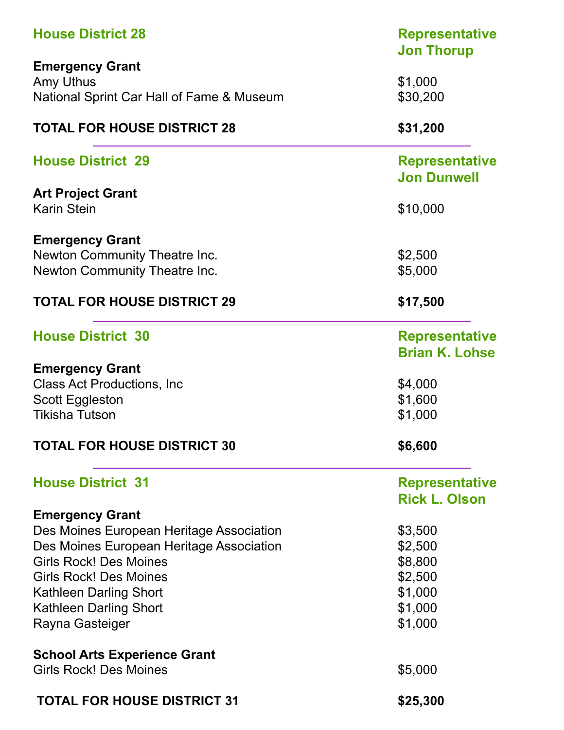## House District 28

**Representative Jon Thorup**

**Emergency Grant**

| | |
|---|---|
| Amy Uthus | $1,000 |
| National Sprint Car Hall of Fame & Museum | $30,200 |

**TOTAL FOR HOUSE DISTRICT 28** **$31,200**

---

## House District 29

**Representative Jon Dunwell**

**Art Project Grant**

| | |
|---|---|
| Karin Stein | $10,000 |

**Emergency Grant**

| | |
|---|---|
| Newton Community Theatre Inc. | $2,500 |
| Newton Community Theatre Inc. | $5,000 |

**TOTAL FOR HOUSE DISTRICT 29** **$17,500**

---

## House District 30

**Representative Brian K. Lohse**

**Emergency Grant**

| | |
|---|---|
| Class Act Productions, Inc | $4,000 |
| Scott Eggleston | $1,600 |
| Tikisha Tutson | $1,000 |

**TOTAL FOR HOUSE DISTRICT 30** **$6,600**

---

## House District 31

**Representative Rick L. Olson**

**Emergency Grant**

| | |
|---|---|
| Des Moines European Heritage Association | $3,500 |
| Des Moines European Heritage Association | $2,500 |
| Girls Rock! Des Moines | $8,800 |
| Girls Rock! Des Moines | $2,500 |
| Kathleen Darling Short | $1,000 |
| Kathleen Darling Short | $1,000 |
| Rayna Gasteiger | $1,000 |

**School Arts Experience Grant**

| | |
|---|---|
| Girls Rock! Des Moines | $5,000 |

**TOTAL FOR HOUSE DISTRICT 31** **$25,300**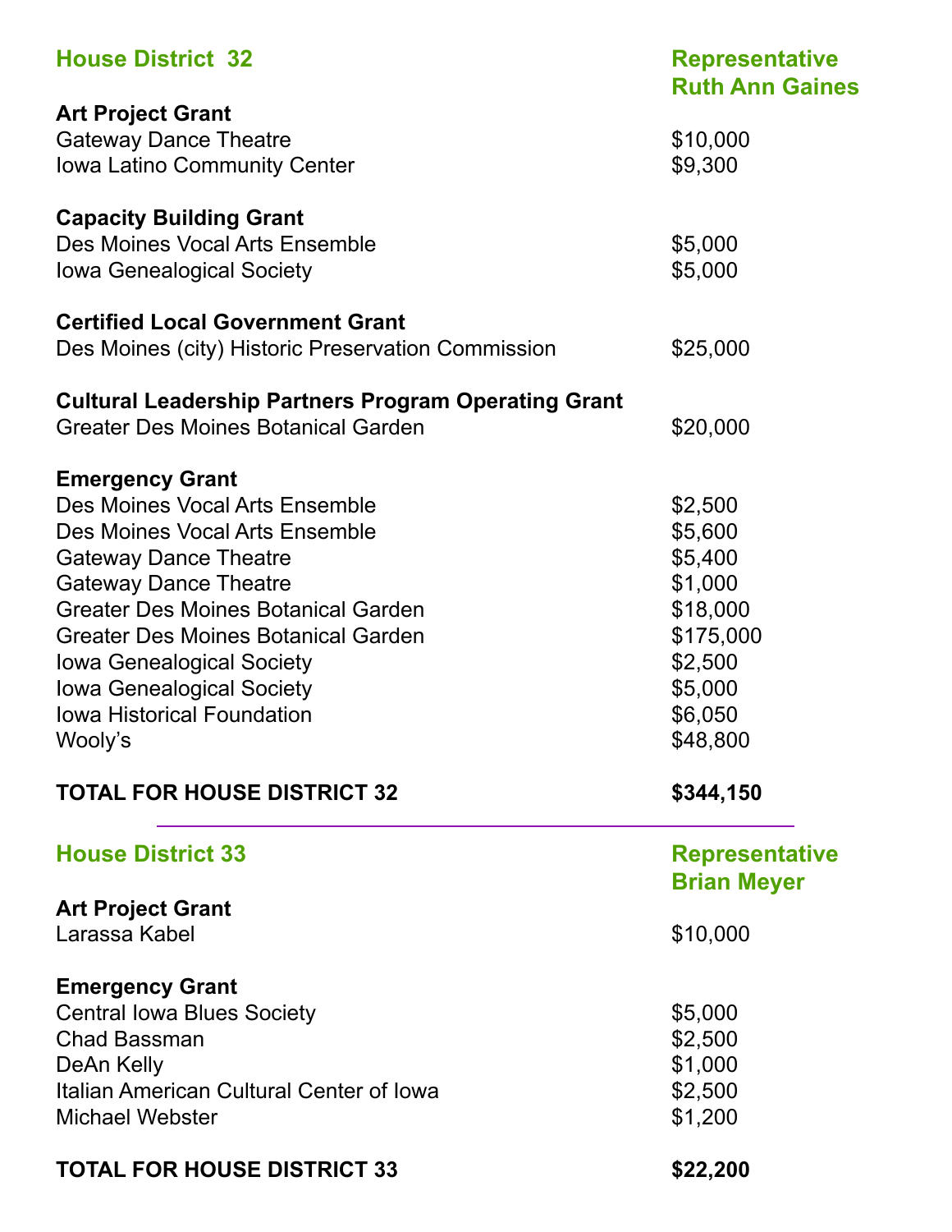## House District 32 — Representative Ruth Ann Gaines

**Art Project Grant**

| | |
|---|---|
| Gateway Dance Theatre | $10,000 |
| Iowa Latino Community Center | $9,300 |

**Capacity Building Grant**

| | |
|---|---|
| Des Moines Vocal Arts Ensemble | $5,000 |
| Iowa Genealogical Society | $5,000 |

**Certified Local Government Grant**

| | |
|---|---|
| Des Moines (city) Historic Preservation Commission | $25,000 |

**Cultural Leadership Partners Program Operating Grant**

| | |
|---|---|
| Greater Des Moines Botanical Garden | $20,000 |

**Emergency Grant**

| | |
|---|---|
| Des Moines Vocal Arts Ensemble | $2,500 |
| Des Moines Vocal Arts Ensemble | $5,600 |
| Gateway Dance Theatre | $5,400 |
| Gateway Dance Theatre | $1,000 |
| Greater Des Moines Botanical Garden | $18,000 |
| Greater Des Moines Botanical Garden | $175,000 |
| Iowa Genealogical Society | $2,500 |
| Iowa Genealogical Society | $5,000 |
| Iowa Historical Foundation | $6,050 |
| Wooly's | $48,800 |

**TOTAL FOR HOUSE DISTRICT 32 — $344,150**

---

## House District 33 — Representative Brian Meyer

**Art Project Grant**

| | |
|---|---|
| Larassa Kabel | $10,000 |

**Emergency Grant**

| | |
|---|---|
| Central Iowa Blues Society | $5,000 |
| Chad Bassman | $2,500 |
| DeAn Kelly | $1,000 |
| Italian American Cultural Center of Iowa | $2,500 |
| Michael Webster | $1,200 |

**TOTAL FOR HOUSE DISTRICT 33 — $22,200**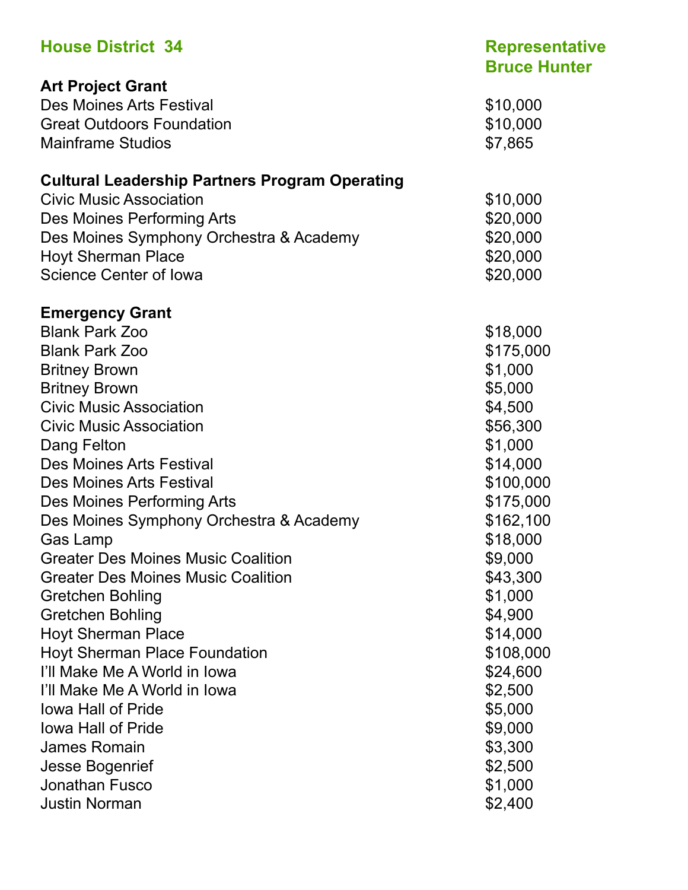## House District 34 — Representative Bruce Hunter

### Art Project Grant

| | |
|---|---|
| Des Moines Arts Festival | $10,000 |
| Great Outdoors Foundation | $10,000 |
| Mainframe Studios | $7,865 |

### Cultural Leadership Partners Program Operating

| | |
|---|---|
| Civic Music Association | $10,000 |
| Des Moines Performing Arts | $20,000 |
| Des Moines Symphony Orchestra & Academy | $20,000 |
| Hoyt Sherman Place | $20,000 |
| Science Center of Iowa | $20,000 |

### Emergency Grant

| | |
|---|---|
| Blank Park Zoo | $18,000 |
| Blank Park Zoo | $175,000 |
| Britney Brown | $1,000 |
| Britney Brown | $5,000 |
| Civic Music Association | $4,500 |
| Civic Music Association | $56,300 |
| Dang Felton | $1,000 |
| Des Moines Arts Festival | $14,000 |
| Des Moines Arts Festival | $100,000 |
| Des Moines Performing Arts | $175,000 |
| Des Moines Symphony Orchestra & Academy | $162,100 |
| Gas Lamp | $18,000 |
| Greater Des Moines Music Coalition | $9,000 |
| Greater Des Moines Music Coalition | $43,300 |
| Gretchen Bohling | $1,000 |
| Gretchen Bohling | $4,900 |
| Hoyt Sherman Place | $14,000 |
| Hoyt Sherman Place Foundation | $108,000 |
| I'll Make Me A World in Iowa | $24,600 |
| I'll Make Me A World in Iowa | $2,500 |
| Iowa Hall of Pride | $5,000 |
| Iowa Hall of Pride | $9,000 |
| James Romain | $3,300 |
| Jesse Bogenrief | $2,500 |
| Jonathan Fusco | $1,000 |
| Justin Norman | $2,400 |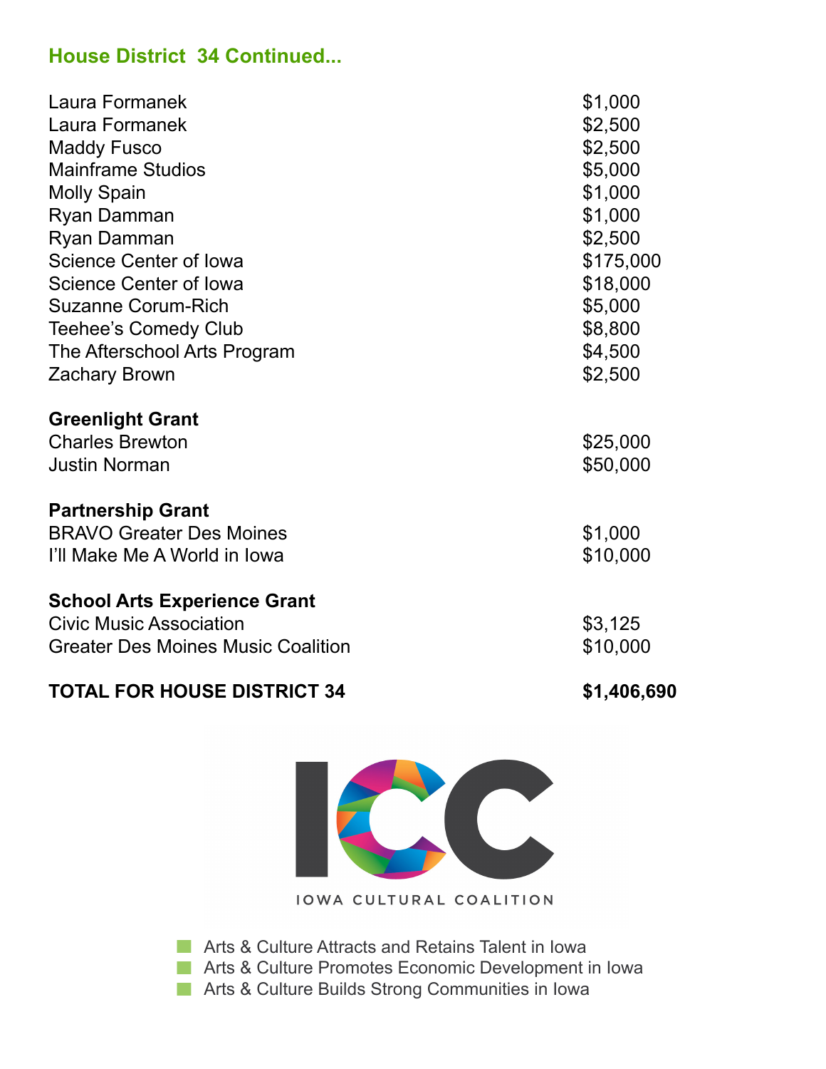## House District 34 Continued...

| | |
|---|---|
| Laura Formanek | $1,000 |
| Laura Formanek | $2,500 |
| Maddy Fusco | $2,500 |
| Mainframe Studios | $5,000 |
| Molly Spain | $1,000 |
| Ryan Damman | $1,000 |
| Ryan Damman | $2,500 |
| Science Center of Iowa | $175,000 |
| Science Center of Iowa | $18,000 |
| Suzanne Corum-Rich | $5,000 |
| Teehee's Comedy Club | $8,800 |
| The Afterschool Arts Program | $4,500 |
| Zachary Brown | $2,500 |

**Greenlight Grant**

| | |
|---|---|
| Charles Brewton | $25,000 |
| Justin Norman | $50,000 |

**Partnership Grant**

| | |
|---|---|
| BRAVO Greater Des Moines | $1,000 |
| I'll Make Me A World in Iowa | $10,000 |

**School Arts Experience Grant**

| | |
|---|---|
| Civic Music Association | $3,125 |
| Greater Des Moines Music Coalition | $10,000 |

**TOTAL FOR HOUSE DISTRICT 34** **$1,406,690**

ICC

IOWA CULTURAL COALITION

- Arts & Culture Attracts and Retains Talent in Iowa
- Arts & Culture Promotes Economic Development in Iowa
- Arts & Culture Builds Strong Communities in Iowa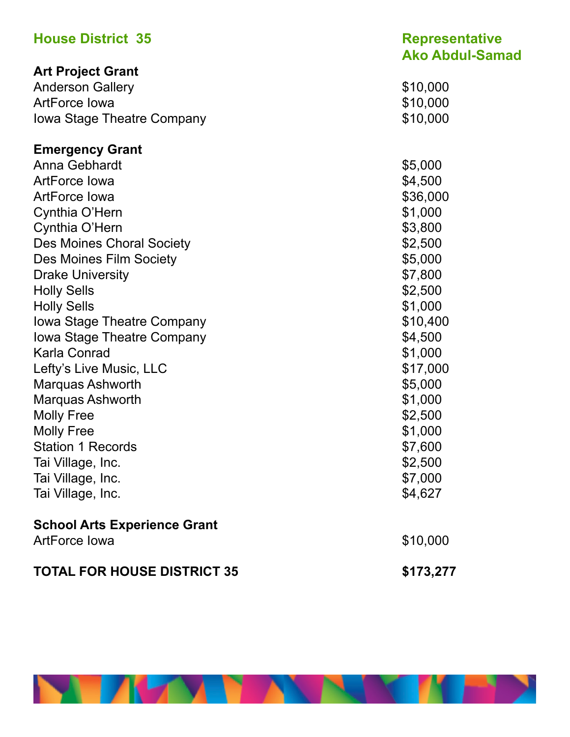## House District 35 — Representative Ako Abdul-Samad

| | |
|---|---|
| **Art Project Grant** | |
| Anderson Gallery | $10,000 |
| ArtForce Iowa | $10,000 |
| Iowa Stage Theatre Company | $10,000 |
| | |
| **Emergency Grant** | |
| Anna Gebhardt | $5,000 |
| ArtForce Iowa | $4,500 |
| ArtForce Iowa | $36,000 |
| Cynthia O'Hern | $1,000 |
| Cynthia O'Hern | $3,800 |
| Des Moines Choral Society | $2,500 |
| Des Moines Film Society | $5,000 |
| Drake University | $7,800 |
| Holly Sells | $2,500 |
| Holly Sells | $1,000 |
| Iowa Stage Theatre Company | $10,400 |
| Iowa Stage Theatre Company | $4,500 |
| Karla Conrad | $1,000 |
| Lefty's Live Music, LLC | $17,000 |
| Marquas Ashworth | $5,000 |
| Marquas Ashworth | $1,000 |
| Molly Free | $2,500 |
| Molly Free | $1,000 |
| Station 1 Records | $7,600 |
| Tai Village, Inc. | $2,500 |
| Tai Village, Inc. | $7,000 |
| Tai Village, Inc. | $4,627 |
| | |
| **School Arts Experience Grant** | |
| ArtForce Iowa | $10,000 |
| | |
| **TOTAL FOR HOUSE DISTRICT 35** | **$173,277** |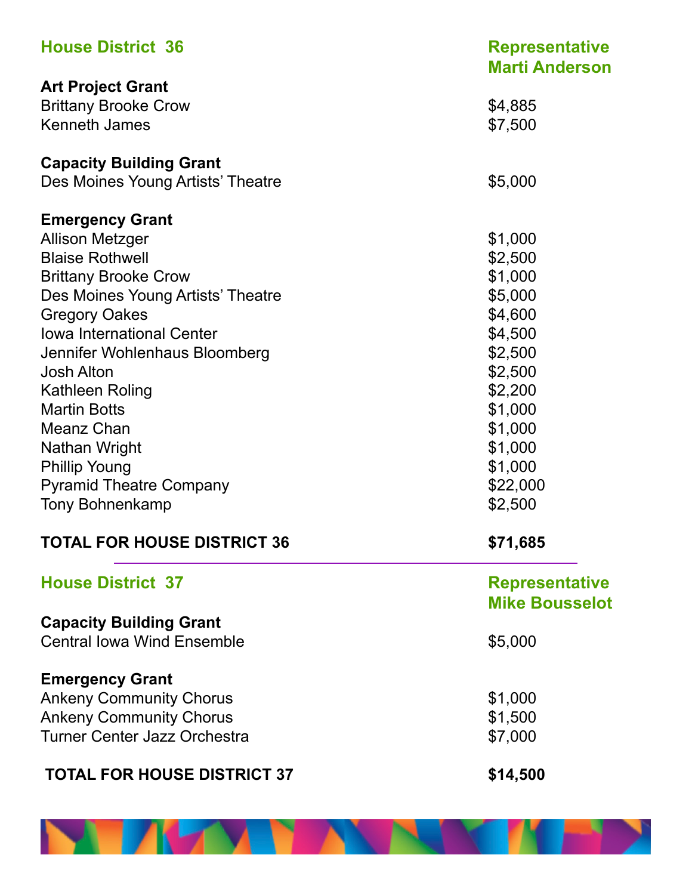## House District 36 — Representative Marti Anderson

**Art Project Grant**

| | |
|---|---|
| Brittany Brooke Crow | $4,885 |
| Kenneth James | $7,500 |

**Capacity Building Grant**

| | |
|---|---|
| Des Moines Young Artists' Theatre | $5,000 |

**Emergency Grant**

| | |
|---|---|
| Allison Metzger | $1,000 |
| Blaise Rothwell | $2,500 |
| Brittany Brooke Crow | $1,000 |
| Des Moines Young Artists' Theatre | $5,000 |
| Gregory Oakes | $4,600 |
| Iowa International Center | $4,500 |
| Jennifer Wohlenhaus Bloomberg | $2,500 |
| Josh Alton | $2,500 |
| Kathleen Roling | $2,200 |
| Martin Botts | $1,000 |
| Meanz Chan | $1,000 |
| Nathan Wright | $1,000 |
| Phillip Young | $1,000 |
| Pyramid Theatre Company | $22,000 |
| Tony Bohnenkamp | $2,500 |

**TOTAL FOR HOUSE DISTRICT 36** **$71,685**

---

## House District 37 — Representative Mike Bousselot

**Capacity Building Grant**

| | |
|---|---|
| Central Iowa Wind Ensemble | $5,000 |

**Emergency Grant**

| | |
|---|---|
| Ankeny Community Chorus | $1,000 |
| Ankeny Community Chorus | $1,500 |
| Turner Center Jazz Orchestra | $7,000 |

**TOTAL FOR HOUSE DISTRICT 37** **$14,500**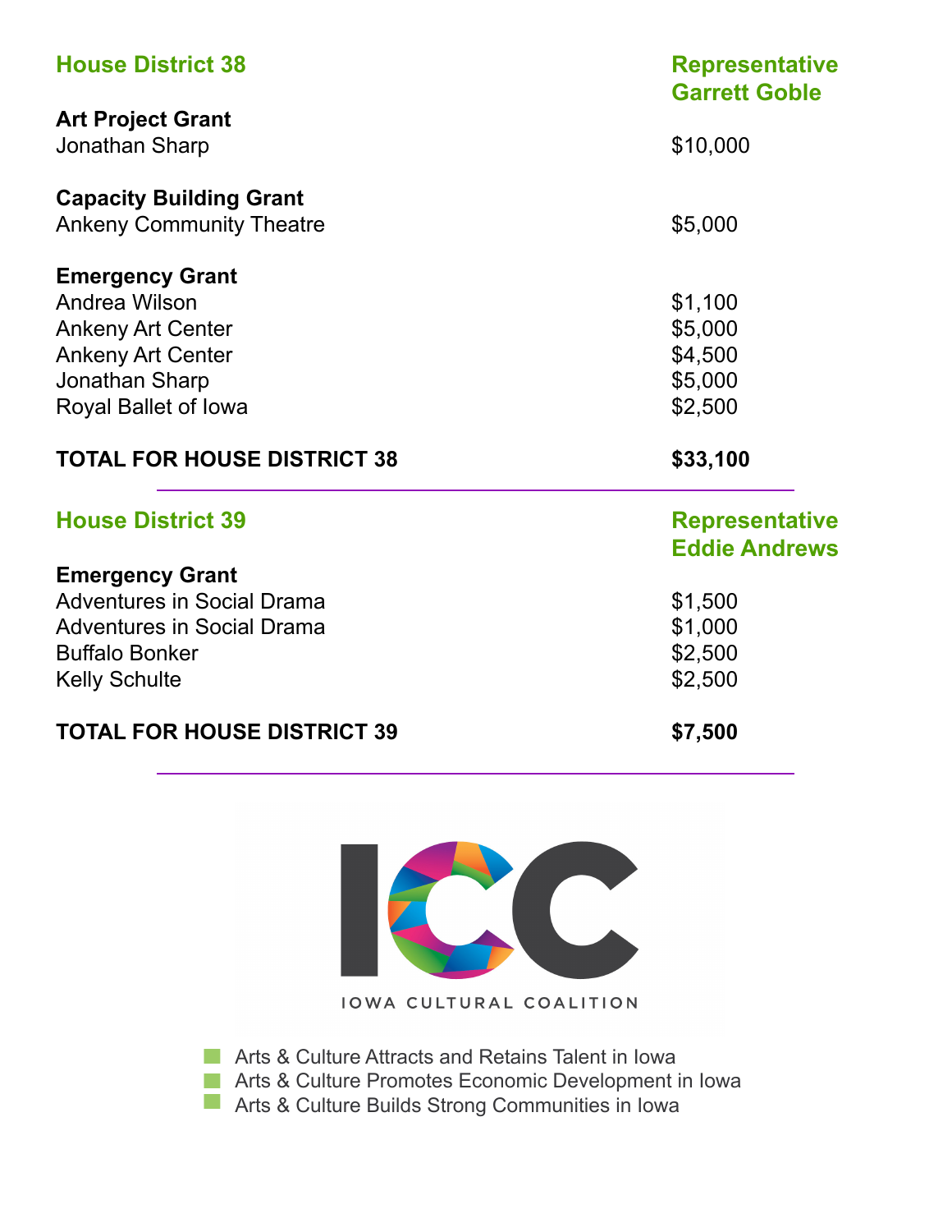## House District 38

**Representative Garrett Goble**

**Art Project Grant**

| | |
|---|---|
| Jonathan Sharp | $10,000 |

**Capacity Building Grant**

| | |
|---|---|
| Ankeny Community Theatre | $5,000 |

**Emergency Grant**

| | |
|---|---|
| Andrea Wilson | $1,100 |
| Ankeny Art Center | $5,000 |
| Ankeny Art Center | $4,500 |
| Jonathan Sharp | $5,000 |
| Royal Ballet of Iowa | $2,500 |

**TOTAL FOR HOUSE DISTRICT 38** **$33,100**

---

## House District 39

**Representative Eddie Andrews**

**Emergency Grant**

| | |
|---|---|
| Adventures in Social Drama | $1,500 |
| Adventures in Social Drama | $1,000 |
| Buffalo Bonker | $2,500 |
| Kelly Schulte | $2,500 |

**TOTAL FOR HOUSE DISTRICT 39** **$7,500**

---

ICC

IOWA CULTURAL COALITION

- Arts & Culture Attracts and Retains Talent in Iowa
- Arts & Culture Promotes Economic Development in Iowa
- Arts & Culture Builds Strong Communities in Iowa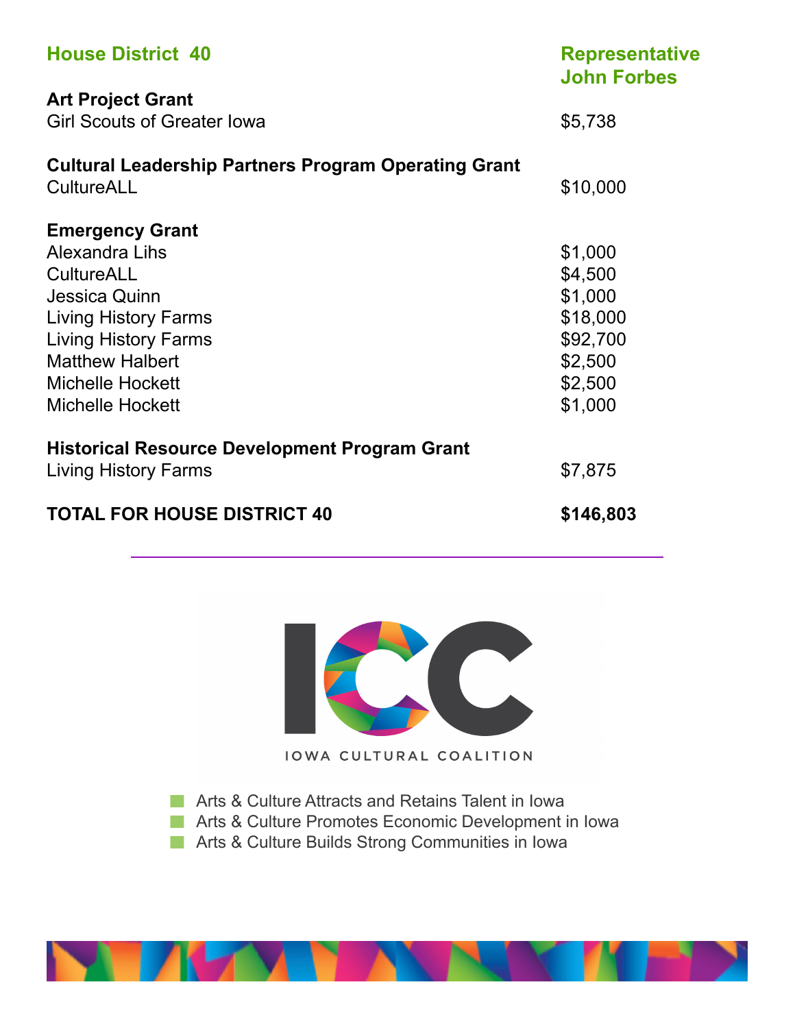## House District 40

**Representative John Forbes**

| | |
|---|---|
| **Art Project Grant** | |
| Girl Scouts of Greater Iowa | $5,738 |
| **Cultural Leadership Partners Program Operating Grant** | |
| CultureALL | $10,000 |
| **Emergency Grant** | |
| Alexandra Lihs | $1,000 |
| CultureALL | $4,500 |
| Jessica Quinn | $1,000 |
| Living History Farms | $18,000 |
| Living History Farms | $92,700 |
| Matthew Halbert | $2,500 |
| Michelle Hockett | $2,500 |
| Michelle Hockett | $1,000 |
| **Historical Resource Development Program Grant** | |
| Living History Farms | $7,875 |
| **TOTAL FOR HOUSE DISTRICT 40** | **$146,803** |

---

ICC

IOWA CULTURAL COALITION

- Arts & Culture Attracts and Retains Talent in Iowa
- Arts & Culture Promotes Economic Development in Iowa
- Arts & Culture Builds Strong Communities in Iowa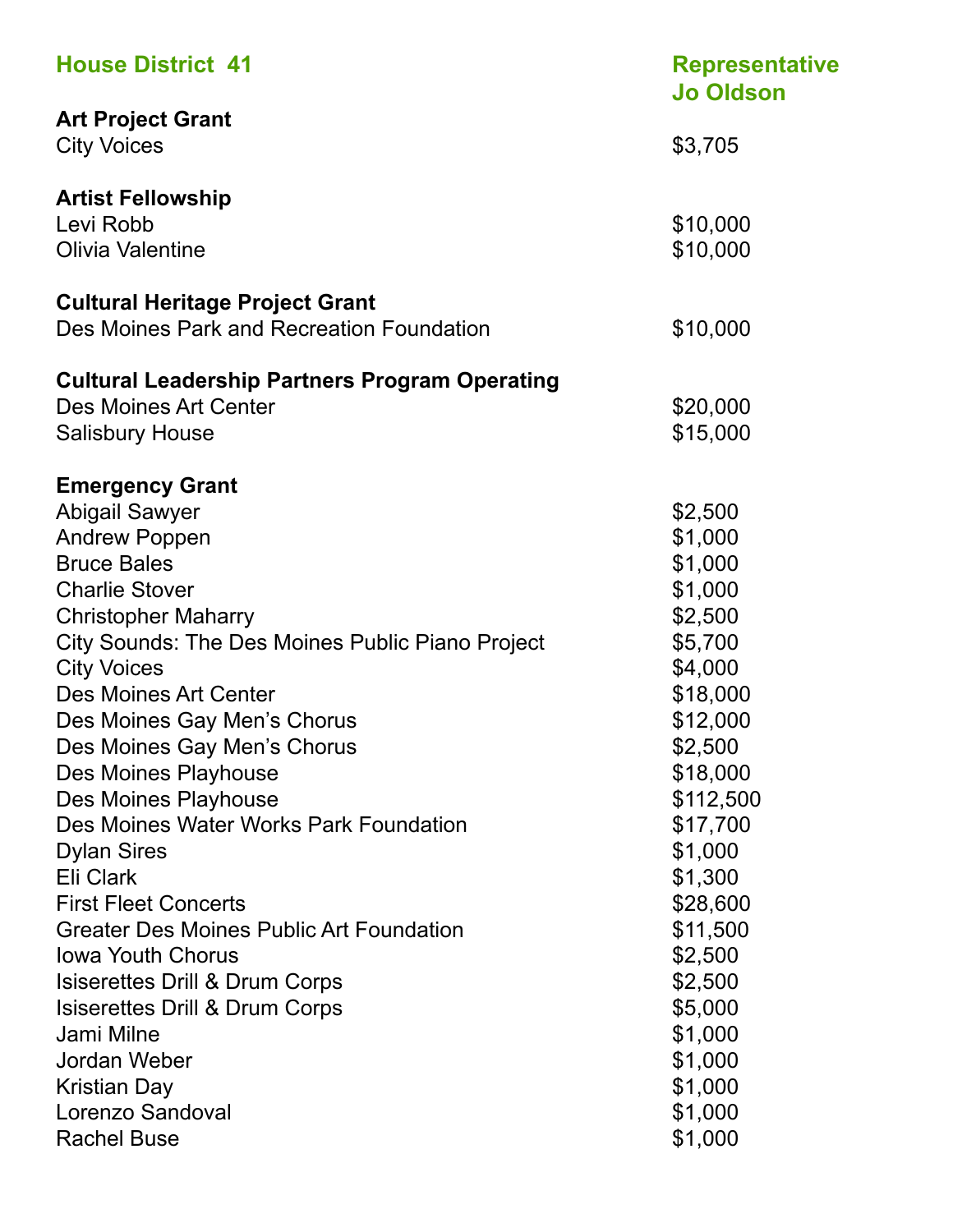## House District 41

**Representative Jo Oldson**

### Art Project Grant

| | |
|---|---|
| City Voices | $3,705 |

### Artist Fellowship

| | |
|---|---|
| Levi Robb | $10,000 |
| Olivia Valentine | $10,000 |

### Cultural Heritage Project Grant

| | |
|---|---|
| Des Moines Park and Recreation Foundation | $10,000 |

### Cultural Leadership Partners Program Operating

| | |
|---|---|
| Des Moines Art Center | $20,000 |
| Salisbury House | $15,000 |

### Emergency Grant

| | |
|---|---|
| Abigail Sawyer | $2,500 |
| Andrew Poppen | $1,000 |
| Bruce Bales | $1,000 |
| Charlie Stover | $1,000 |
| Christopher Maharry | $2,500 |
| City Sounds: The Des Moines Public Piano Project | $5,700 |
| City Voices | $4,000 |
| Des Moines Art Center | $18,000 |
| Des Moines Gay Men's Chorus | $12,000 |
| Des Moines Gay Men's Chorus | $2,500 |
| Des Moines Playhouse | $18,000 |
| Des Moines Playhouse | $112,500 |
| Des Moines Water Works Park Foundation | $17,700 |
| Dylan Sires | $1,000 |
| Eli Clark | $1,300 |
| First Fleet Concerts | $28,600 |
| Greater Des Moines Public Art Foundation | $11,500 |
| Iowa Youth Chorus | $2,500 |
| Isiserettes Drill & Drum Corps | $2,500 |
| Isiserettes Drill & Drum Corps | $5,000 |
| Jami Milne | $1,000 |
| Jordan Weber | $1,000 |
| Kristian Day | $1,000 |
| Lorenzo Sandoval | $1,000 |
| Rachel Buse | $1,000 |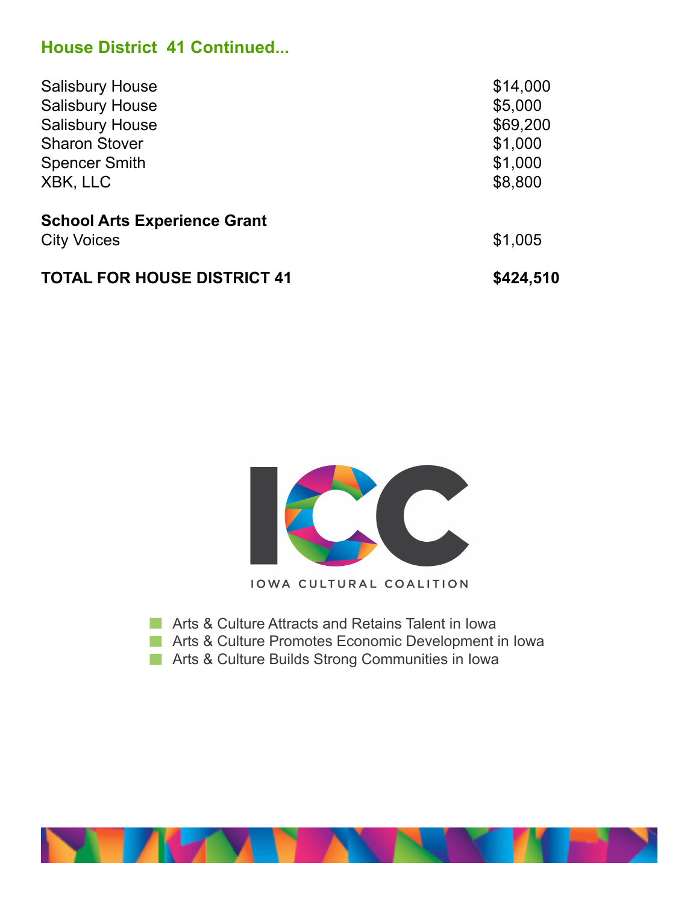## House District 41 Continued...

| | |
|---|---|
| Salisbury House | $14,000 |
| Salisbury House | $5,000 |
| Salisbury House | $69,200 |
| Sharon Stover | $1,000 |
| Spencer Smith | $1,000 |
| XBK, LLC | $8,800 |

**School Arts Experience Grant**

| | |
|---|---|
| City Voices | $1,005 |

| | |
|---|---|
| **TOTAL FOR HOUSE DISTRICT 41** | **$424,510** |

IOWA CULTURAL COALITION

- Arts & Culture Attracts and Retains Talent in Iowa
- Arts & Culture Promotes Economic Development in Iowa
- Arts & Culture Builds Strong Communities in Iowa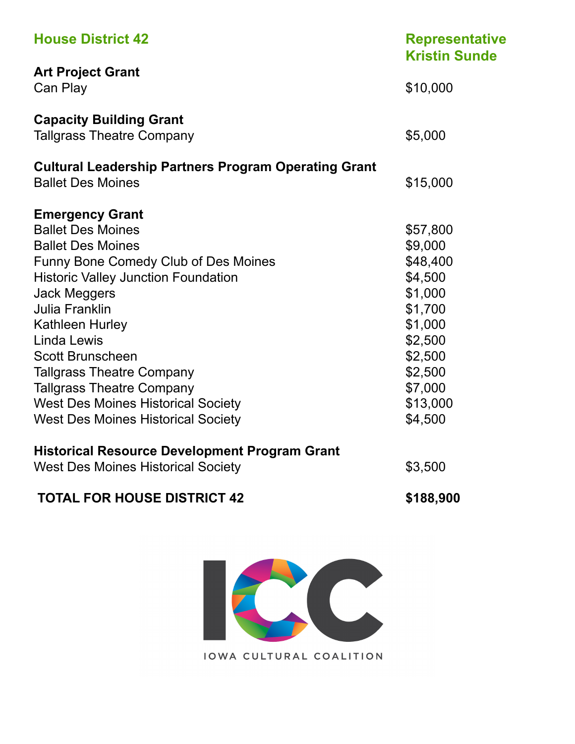## House District 42 — Representative Kristin Sunde

**Art Project Grant**

| | |
|---|---|
| Can Play | $10,000 |

**Capacity Building Grant**

| | |
|---|---|
| Tallgrass Theatre Company | $5,000 |

**Cultural Leadership Partners Program Operating Grant**

| | |
|---|---|
| Ballet Des Moines | $15,000 |

**Emergency Grant**

| | |
|---|---|
| Ballet Des Moines | $57,800 |
| Ballet Des Moines | $9,000 |
| Funny Bone Comedy Club of Des Moines | $48,400 |
| Historic Valley Junction Foundation | $4,500 |
| Jack Meggers | $1,000 |
| Julia Franklin | $1,700 |
| Kathleen Hurley | $1,000 |
| Linda Lewis | $2,500 |
| Scott Brunscheen | $2,500 |
| Tallgrass Theatre Company | $2,500 |
| Tallgrass Theatre Company | $7,000 |
| West Des Moines Historical Society | $13,000 |
| West Des Moines Historical Society | $4,500 |

**Historical Resource Development Program Grant**

| | |
|---|---|
| West Des Moines Historical Society | $3,500 |

**TOTAL FOR HOUSE DISTRICT 42** **$188,900**

IOWA CULTURAL COALITION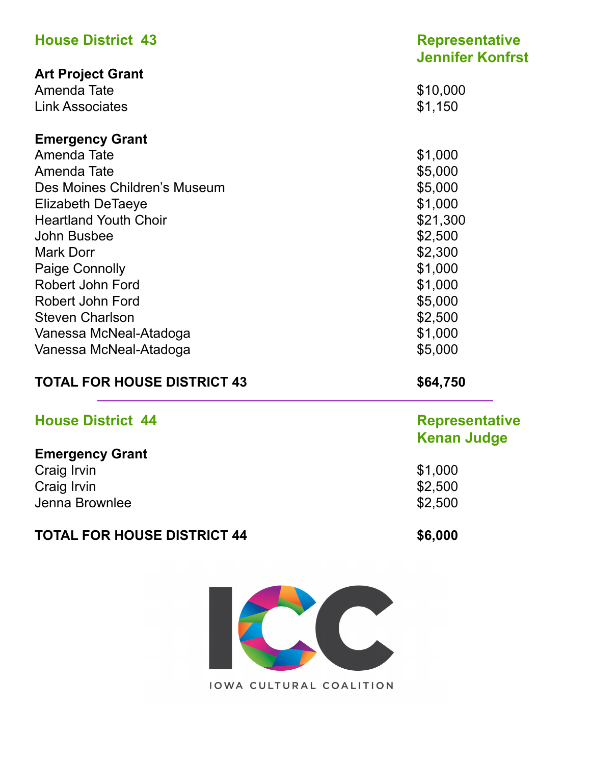## House District 43

**Representative Jennifer Konfrst**

| | |
|---|---|
| **Art Project Grant** | |
| Amenda Tate | $10,000 |
| Link Associates | $1,150 |
| **Emergency Grant** | |
| Amenda Tate | $1,000 |
| Amenda Tate | $5,000 |
| Des Moines Children's Museum | $5,000 |
| Elizabeth DeTaeye | $1,000 |
| Heartland Youth Choir | $21,300 |
| John Busbee | $2,500 |
| Mark Dorr | $2,300 |
| Paige Connolly | $1,000 |
| Robert John Ford | $1,000 |
| Robert John Ford | $5,000 |
| Steven Charlson | $2,500 |
| Vanessa McNeal-Atadoga | $1,000 |
| Vanessa McNeal-Atadoga | $5,000 |
| **TOTAL FOR HOUSE DISTRICT 43** | **$64,750** |

---

## House District 44

**Representative Kenan Judge**

| | |
|---|---|
| **Emergency Grant** | |
| Craig Irvin | $1,000 |
| Craig Irvin | $2,500 |
| Jenna Brownlee | $2,500 |
| **TOTAL FOR HOUSE DISTRICT 44** | **$6,000** |

ICC

IOWA CULTURAL COALITION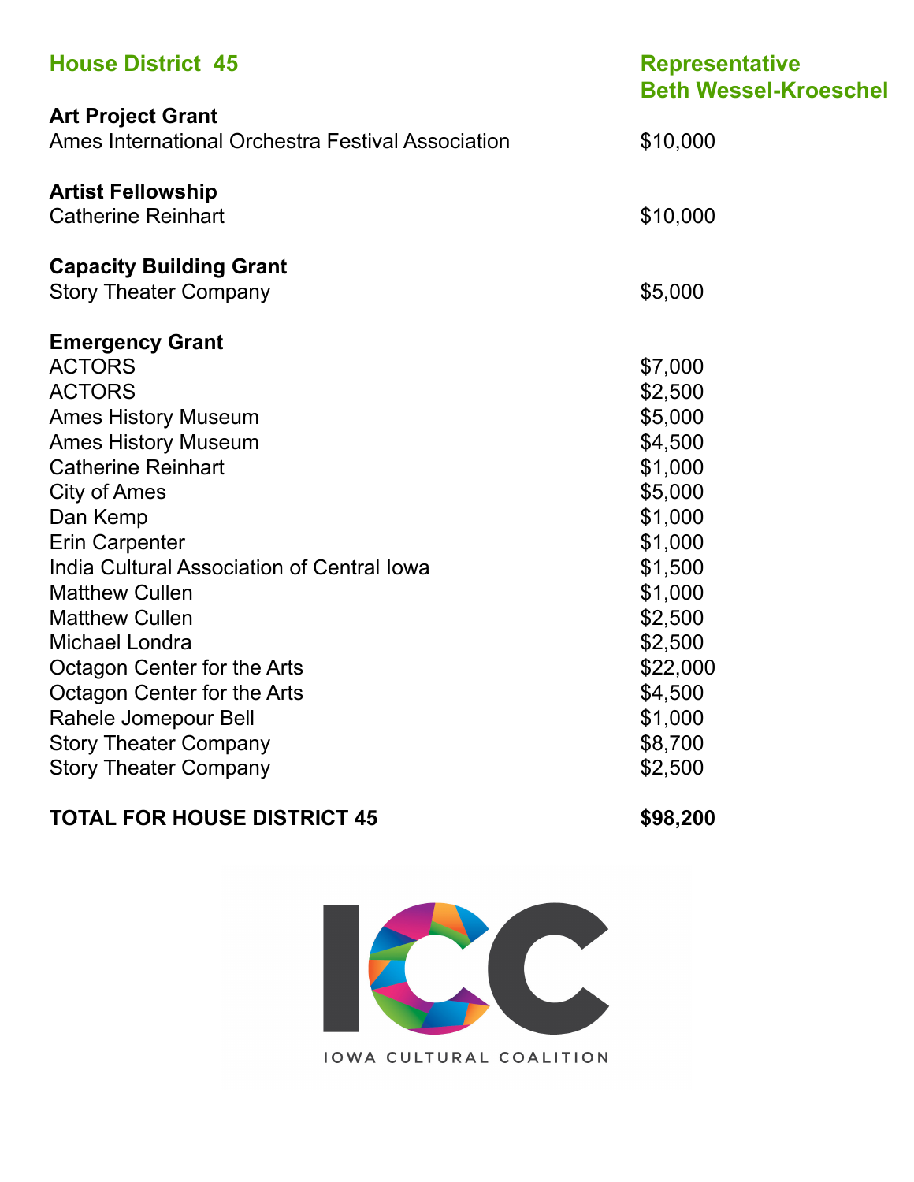## House District 45

**Representative Beth Wessel-Kroeschel**

| | |
|---|---|
| **Art Project Grant** | |
| Ames International Orchestra Festival Association | $10,000 |
| **Artist Fellowship** | |
| Catherine Reinhart | $10,000 |
| **Capacity Building Grant** | |
| Story Theater Company | $5,000 |
| **Emergency Grant** | |
| ACTORS | $7,000 |
| ACTORS | $2,500 |
| Ames History Museum | $5,000 |
| Ames History Museum | $4,500 |
| Catherine Reinhart | $1,000 |
| City of Ames | $5,000 |
| Dan Kemp | $1,000 |
| Erin Carpenter | $1,000 |
| India Cultural Association of Central Iowa | $1,500 |
| Matthew Cullen | $1,000 |
| Matthew Cullen | $2,500 |
| Michael Londra | $2,500 |
| Octagon Center for the Arts | $22,000 |
| Octagon Center for the Arts | $4,500 |
| Rahele Jomepour Bell | $1,000 |
| Story Theater Company | $8,700 |
| Story Theater Company | $2,500 |
| **TOTAL FOR HOUSE DISTRICT 45** | **$98,200** |

ICC
IOWA CULTURAL COALITION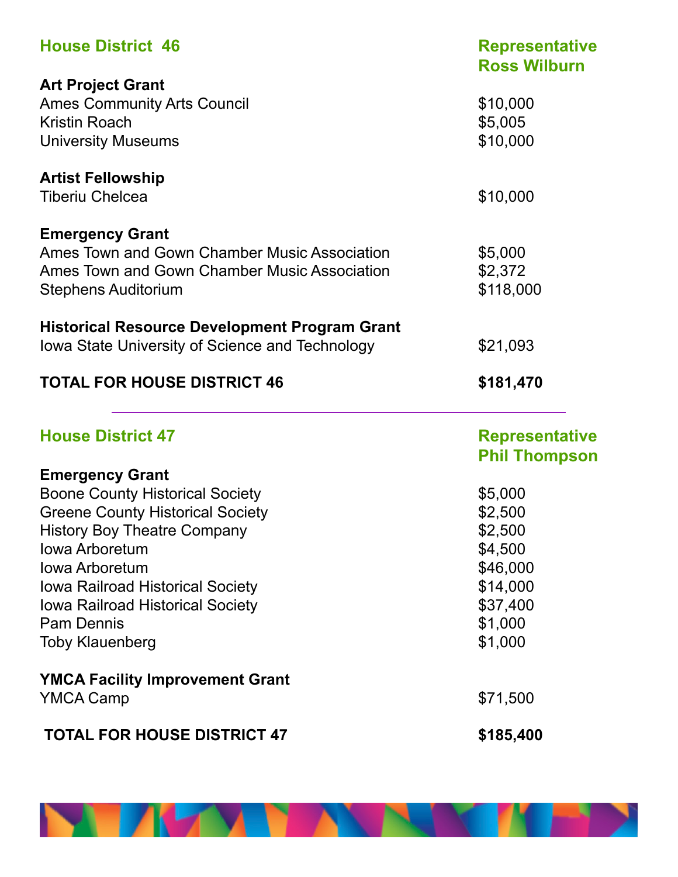## House District 46

**Representative Ross Wilburn**

| | |
|---|---|
| **Art Project Grant** | |
| Ames Community Arts Council | $10,000 |
| Kristin Roach | $5,005 |
| University Museums | $10,000 |
| **Artist Fellowship** | |
| Tiberiu Chelcea | $10,000 |
| **Emergency Grant** | |
| Ames Town and Gown Chamber Music Association | $5,000 |
| Ames Town and Gown Chamber Music Association | $2,372 |
| Stephens Auditorium | $118,000 |
| **Historical Resource Development Program Grant** | |
| Iowa State University of Science and Technology | $21,093 |
| **TOTAL FOR HOUSE DISTRICT 46** | **$181,470** |

---

## House District 47

**Representative Phil Thompson**

| | |
|---|---|
| **Emergency Grant** | |
| Boone County Historical Society | $5,000 |
| Greene County Historical Society | $2,500 |
| History Boy Theatre Company | $2,500 |
| Iowa Arboretum | $4,500 |
| Iowa Arboretum | $46,000 |
| Iowa Railroad Historical Society | $14,000 |
| Iowa Railroad Historical Society | $37,400 |
| Pam Dennis | $1,000 |
| Toby Klauenberg | $1,000 |
| **YMCA Facility Improvement Grant** | |
| YMCA Camp | $71,500 |
| **TOTAL FOR HOUSE DISTRICT 47** | **$185,400** |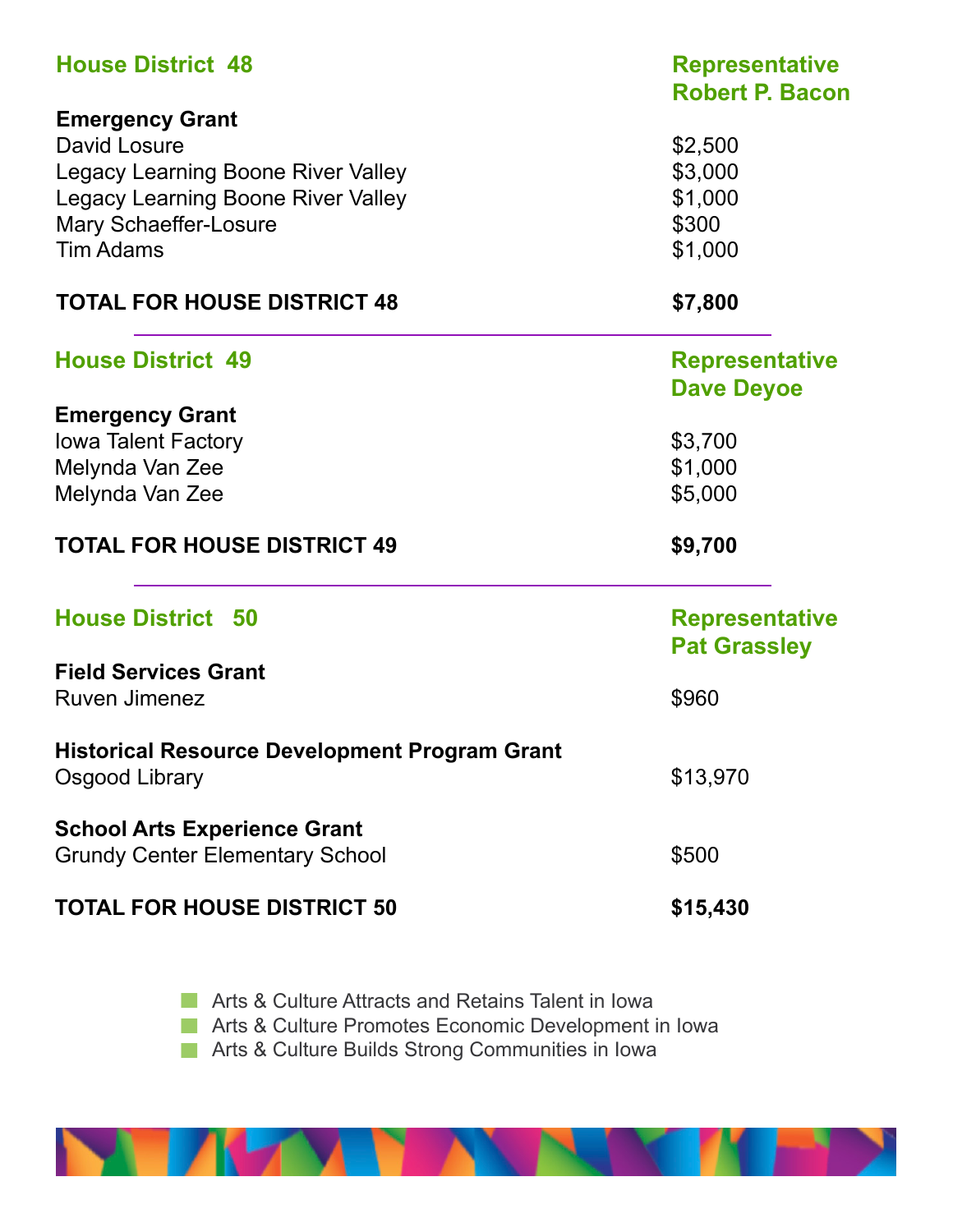## House District 48

**Representative Robert P. Bacon**

**Emergency Grant**

| | |
|---|---|
| David Losure | $2,500 |
| Legacy Learning Boone River Valley | $3,000 |
| Legacy Learning Boone River Valley | $1,000 |
| Mary Schaeffer-Losure | $300 |
| Tim Adams | $1,000 |

**TOTAL FOR HOUSE DISTRICT 48 — $7,800**

---

## House District 49

**Representative Dave Deyoe**

**Emergency Grant**

| | |
|---|---|
| Iowa Talent Factory | $3,700 |
| Melynda Van Zee | $1,000 |
| Melynda Van Zee | $5,000 |

**TOTAL FOR HOUSE DISTRICT 49 — $9,700**

---

## House District 50

**Representative Pat Grassley**

**Field Services Grant**

| | |
|---|---|
| Ruven Jimenez | $960 |

**Historical Resource Development Program Grant**

| | |
|---|---|
| Osgood Library | $13,970 |

**School Arts Experience Grant**

| | |
|---|---|
| Grundy Center Elementary School | $500 |

**TOTAL FOR HOUSE DISTRICT 50 — $15,430**

- Arts & Culture Attracts and Retains Talent in Iowa
- Arts & Culture Promotes Economic Development in Iowa
- Arts & Culture Builds Strong Communities in Iowa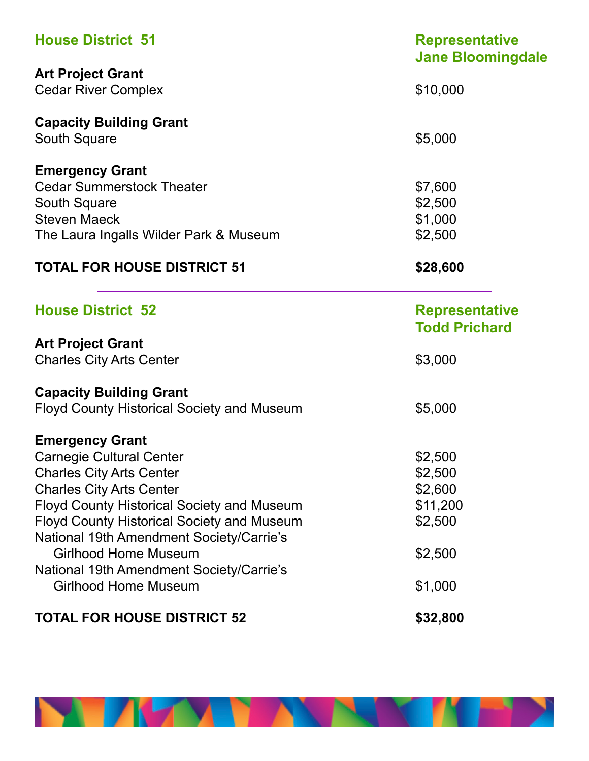## House District 51

**Representative Jane Bloomingdale**

**Art Project Grant**

| | |
|---|---|
| Cedar River Complex | $10,000 |

**Capacity Building Grant**

| | |
|---|---|
| South Square | $5,000 |

**Emergency Grant**

| | |
|---|---|
| Cedar Summerstock Theater | $7,600 |
| South Square | $2,500 |
| Steven Maeck | $1,000 |
| The Laura Ingalls Wilder Park & Museum | $2,500 |

**TOTAL FOR HOUSE DISTRICT 51 — $28,600**

---

## House District 52

**Representative Todd Prichard**

**Art Project Grant**

| | |
|---|---|
| Charles City Arts Center | $3,000 |

**Capacity Building Grant**

| | |
|---|---|
| Floyd County Historical Society and Museum | $5,000 |

**Emergency Grant**

| | |
|---|---|
| Carnegie Cultural Center | $2,500 |
| Charles City Arts Center | $2,500 |
| Charles City Arts Center | $2,600 |
| Floyd County Historical Society and Museum | $11,200 |
| Floyd County Historical Society and Museum | $2,500 |
| National 19th Amendment Society/Carrie's Girlhood Home Museum | $2,500 |
| National 19th Amendment Society/Carrie's Girlhood Home Museum | $1,000 |

**TOTAL FOR HOUSE DISTRICT 52 — $32,800**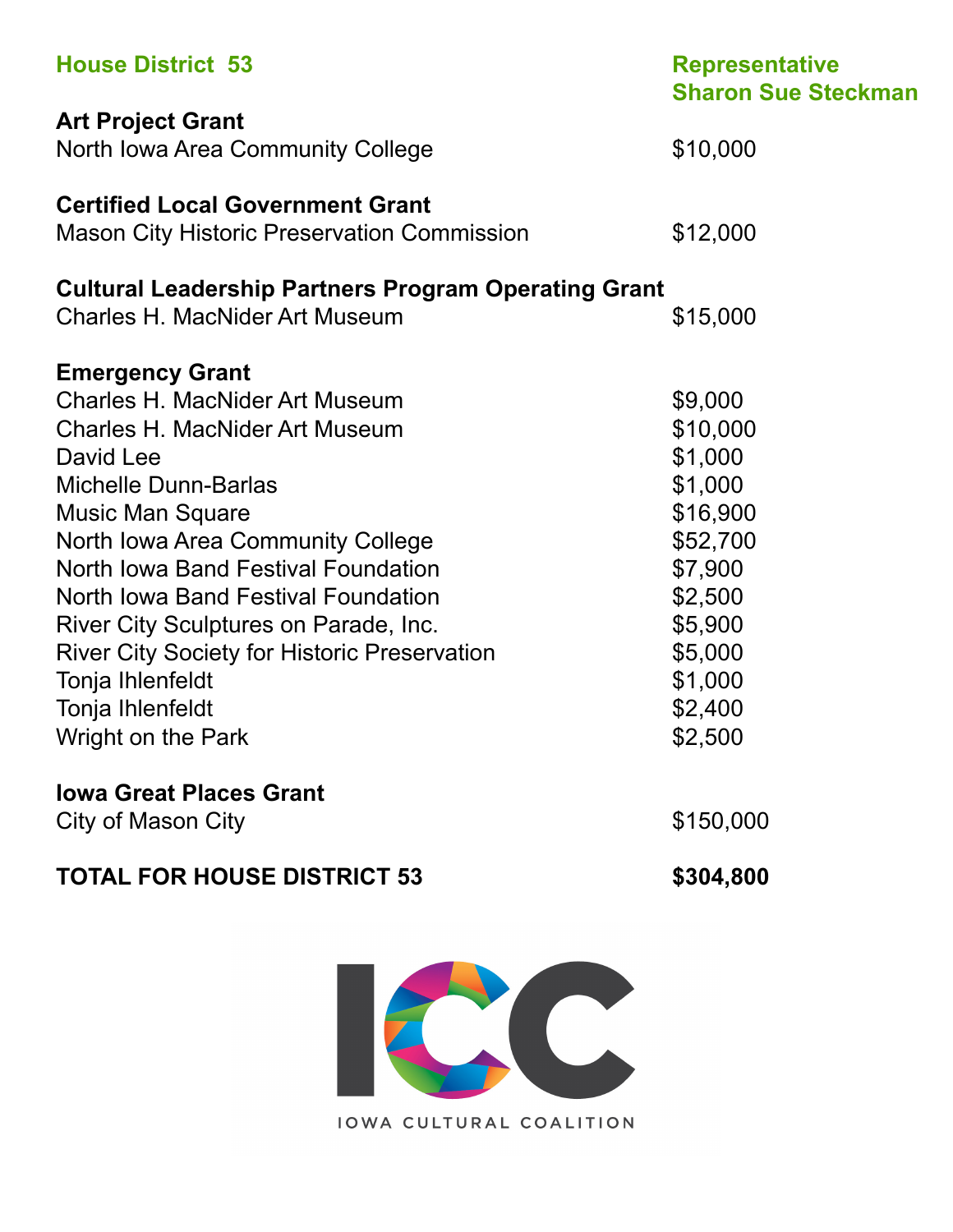**House District 53** — **Representative Sharon Sue Steckman**

**Art Project Grant**

| | |
|---|---|
| North Iowa Area Community College | $10,000 |

**Certified Local Government Grant**

| | |
|---|---|
| Mason City Historic Preservation Commission | $12,000 |

**Cultural Leadership Partners Program Operating Grant**

| | |
|---|---|
| Charles H. MacNider Art Museum | $15,000 |

**Emergency Grant**

| | |
|---|---|
| Charles H. MacNider Art Museum | $9,000 |
| Charles H. MacNider Art Museum | $10,000 |
| David Lee | $1,000 |
| Michelle Dunn-Barlas | $1,000 |
| Music Man Square | $16,900 |
| North Iowa Area Community College | $52,700 |
| North Iowa Band Festival Foundation | $7,900 |
| North Iowa Band Festival Foundation | $2,500 |
| River City Sculptures on Parade, Inc. | $5,900 |
| River City Society for Historic Preservation | $5,000 |
| Tonja Ihlenfeldt | $1,000 |
| Tonja Ihlenfeldt | $2,400 |
| Wright on the Park | $2,500 |

**Iowa Great Places Grant**

| | |
|---|---|
| City of Mason City | $150,000 |

**TOTAL FOR HOUSE DISTRICT 53** — **$304,800**

IOWA CULTURAL COALITION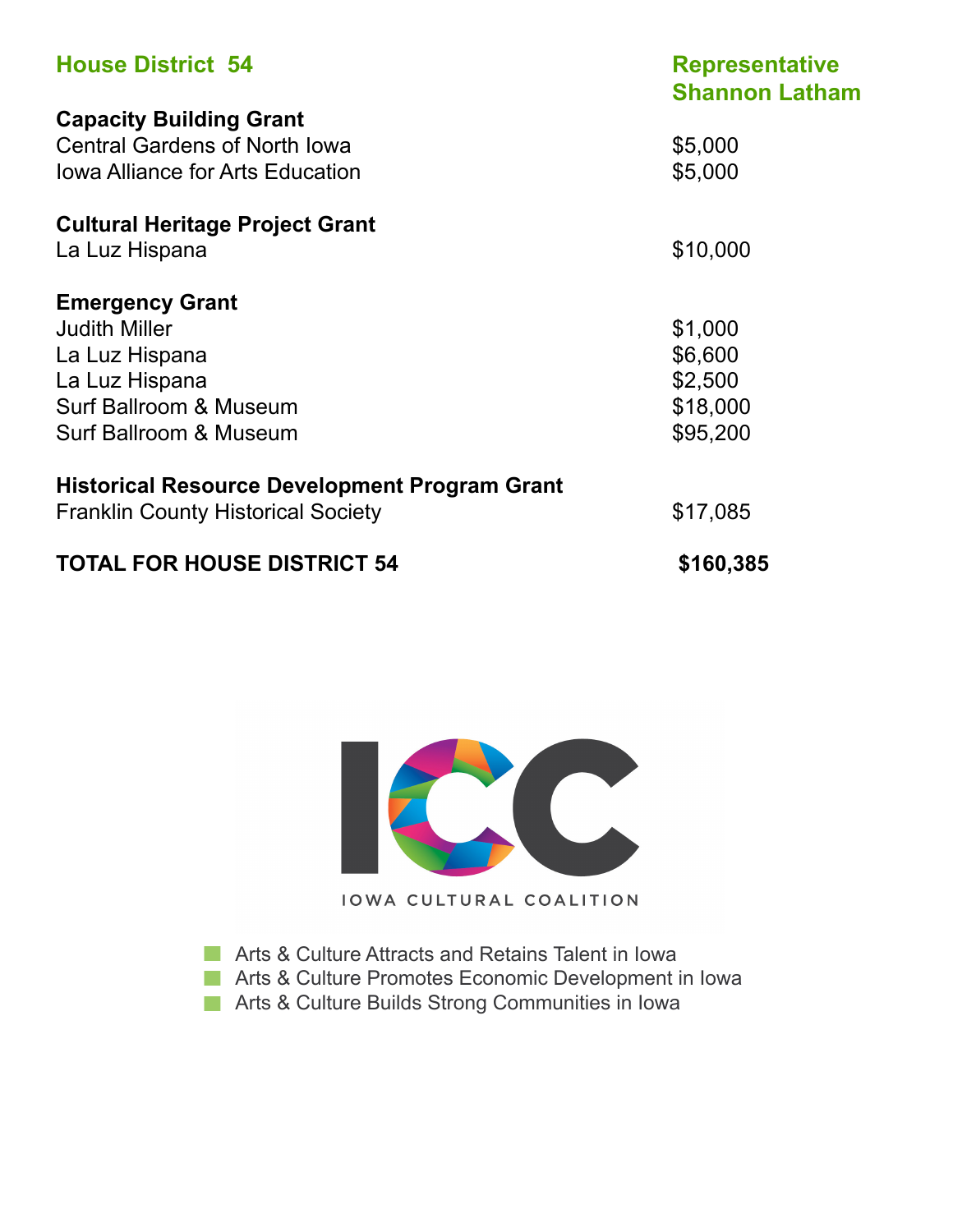## House District 54 — Representative Shannon Latham

**Capacity Building Grant**

| | |
|---|---|
| Central Gardens of North Iowa | $5,000 |
| Iowa Alliance for Arts Education | $5,000 |

**Cultural Heritage Project Grant**

| | |
|---|---|
| La Luz Hispana | $10,000 |

**Emergency Grant**

| | |
|---|---|
| Judith Miller | $1,000 |
| La Luz Hispana | $6,600 |
| La Luz Hispana | $2,500 |
| Surf Ballroom & Museum | $18,000 |
| Surf Ballroom & Museum | $95,200 |

**Historical Resource Development Program Grant**

| | |
|---|---|
| Franklin County Historical Society | $17,085 |

**TOTAL FOR HOUSE DISTRICT 54** **$160,385**

ICC

IOWA CULTURAL COALITION

- Arts & Culture Attracts and Retains Talent in Iowa
- Arts & Culture Promotes Economic Development in Iowa
- Arts & Culture Builds Strong Communities in Iowa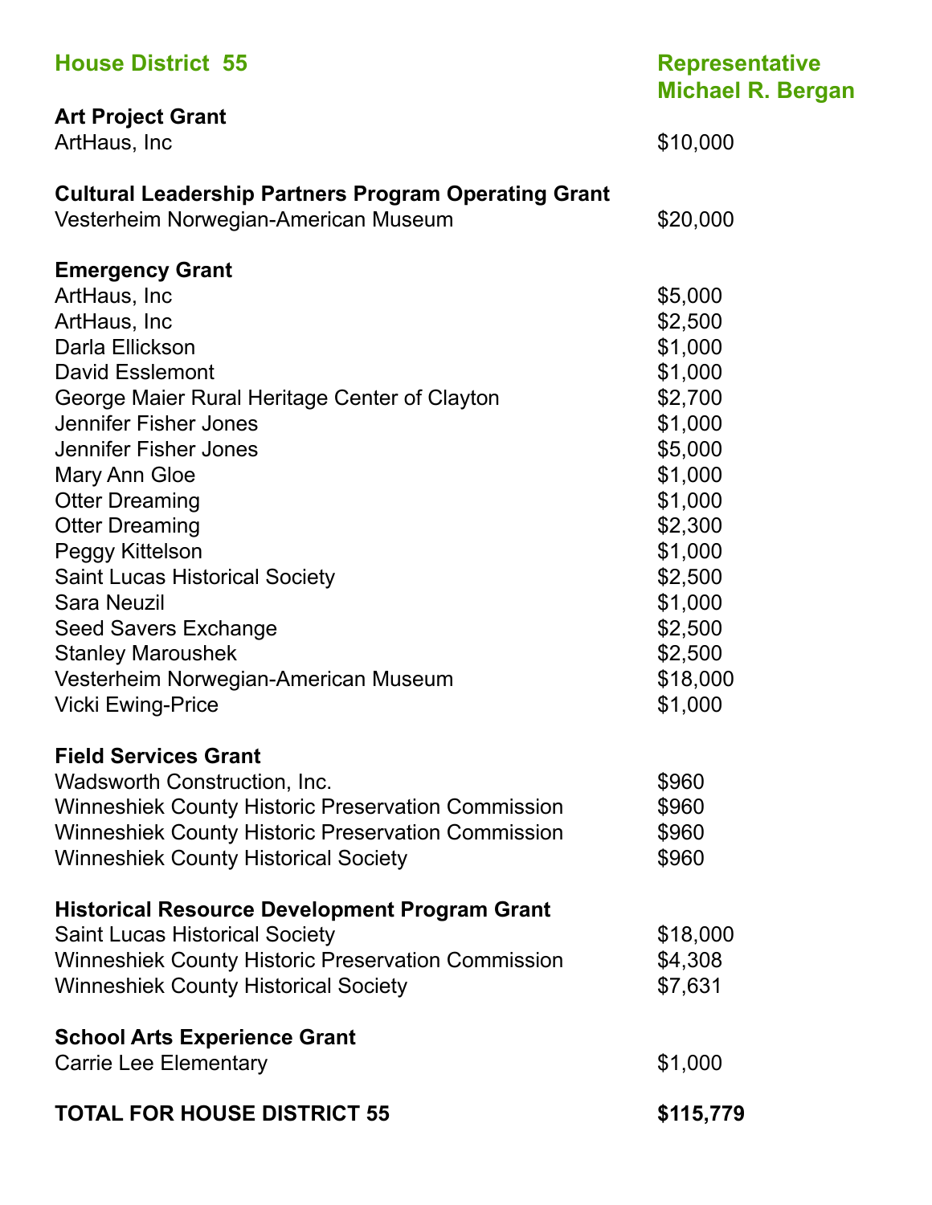**House District 55** — **Representative Michael R. Bergan**

**Art Project Grant**

| | |
|---|---|
| ArtHaus, Inc | $10,000 |

**Cultural Leadership Partners Program Operating Grant**

| | |
|---|---|
| Vesterheim Norwegian-American Museum | $20,000 |

**Emergency Grant**

| | |
|---|---|
| ArtHaus, Inc | $5,000 |
| ArtHaus, Inc | $2,500 |
| Darla Ellickson | $1,000 |
| David Esslemont | $1,000 |
| George Maier Rural Heritage Center of Clayton | $2,700 |
| Jennifer Fisher Jones | $1,000 |
| Jennifer Fisher Jones | $5,000 |
| Mary Ann Gloe | $1,000 |
| Otter Dreaming | $1,000 |
| Otter Dreaming | $2,300 |
| Peggy Kittelson | $1,000 |
| Saint Lucas Historical Society | $2,500 |
| Sara Neuzil | $1,000 |
| Seed Savers Exchange | $2,500 |
| Stanley Maroushek | $2,500 |
| Vesterheim Norwegian-American Museum | $18,000 |
| Vicki Ewing-Price | $1,000 |

**Field Services Grant**

| | |
|---|---|
| Wadsworth Construction, Inc. | $960 |
| Winneshiek County Historic Preservation Commission | $960 |
| Winneshiek County Historic Preservation Commission | $960 |
| Winneshiek County Historical Society | $960 |

**Historical Resource Development Program Grant**

| | |
|---|---|
| Saint Lucas Historical Society | $18,000 |
| Winneshiek County Historic Preservation Commission | $4,308 |
| Winneshiek County Historical Society | $7,631 |

**School Arts Experience Grant**

| | |
|---|---|
| Carrie Lee Elementary | $1,000 |

**TOTAL FOR HOUSE DISTRICT 55** — **$115,779**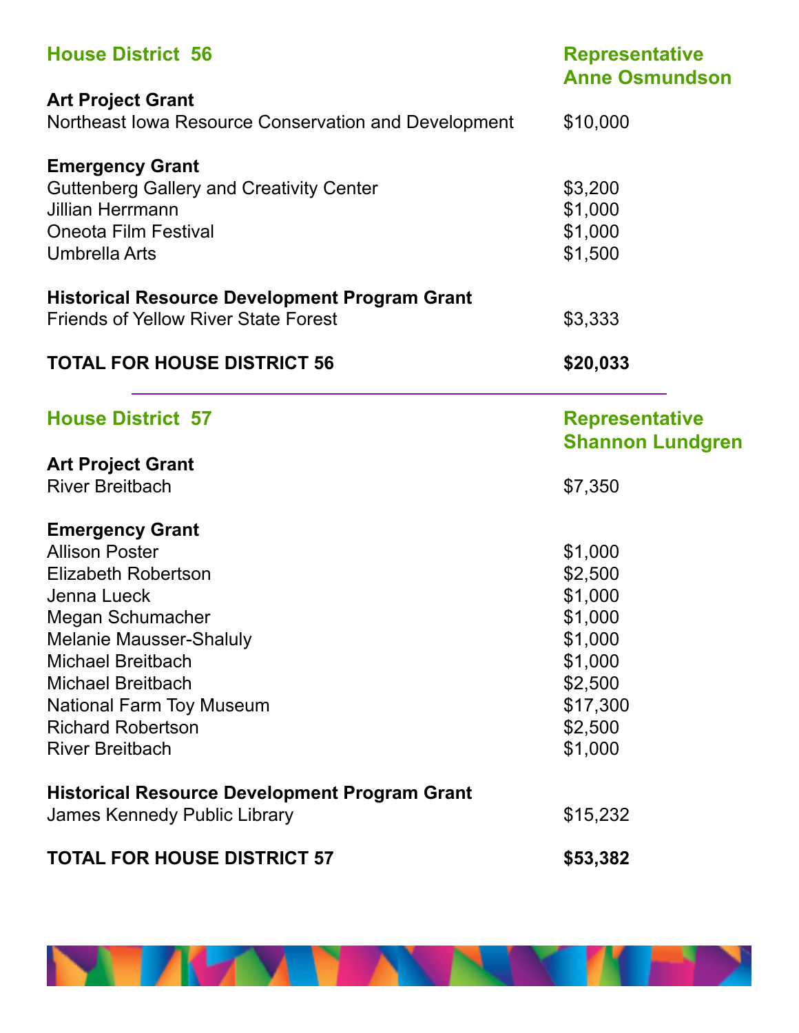## House District 56

**Representative Anne Osmundson**

**Art Project Grant**

| | |
|---|---|
| Northeast Iowa Resource Conservation and Development | $10,000 |

**Emergency Grant**

| | |
|---|---|
| Guttenberg Gallery and Creativity Center | $3,200 |
| Jillian Herrmann | $1,000 |
| Oneota Film Festival | $1,000 |
| Umbrella Arts | $1,500 |

**Historical Resource Development Program Grant**

| | |
|---|---|
| Friends of Yellow River State Forest | $3,333 |

**TOTAL FOR HOUSE DISTRICT 56** **$20,033**

---

## House District 57

**Representative Shannon Lundgren**

**Art Project Grant**

| | |
|---|---|
| River Breitbach | $7,350 |

**Emergency Grant**

| | |
|---|---|
| Allison Poster | $1,000 |
| Elizabeth Robertson | $2,500 |
| Jenna Lueck | $1,000 |
| Megan Schumacher | $1,000 |
| Melanie Mausser-Shaluly | $1,000 |
| Michael Breitbach | $1,000 |
| Michael Breitbach | $2,500 |
| National Farm Toy Museum | $17,300 |
| Richard Robertson | $2,500 |
| River Breitbach | $1,000 |

**Historical Resource Development Program Grant**

| | |
|---|---|
| James Kennedy Public Library | $15,232 |

**TOTAL FOR HOUSE DISTRICT 57** **$53,382**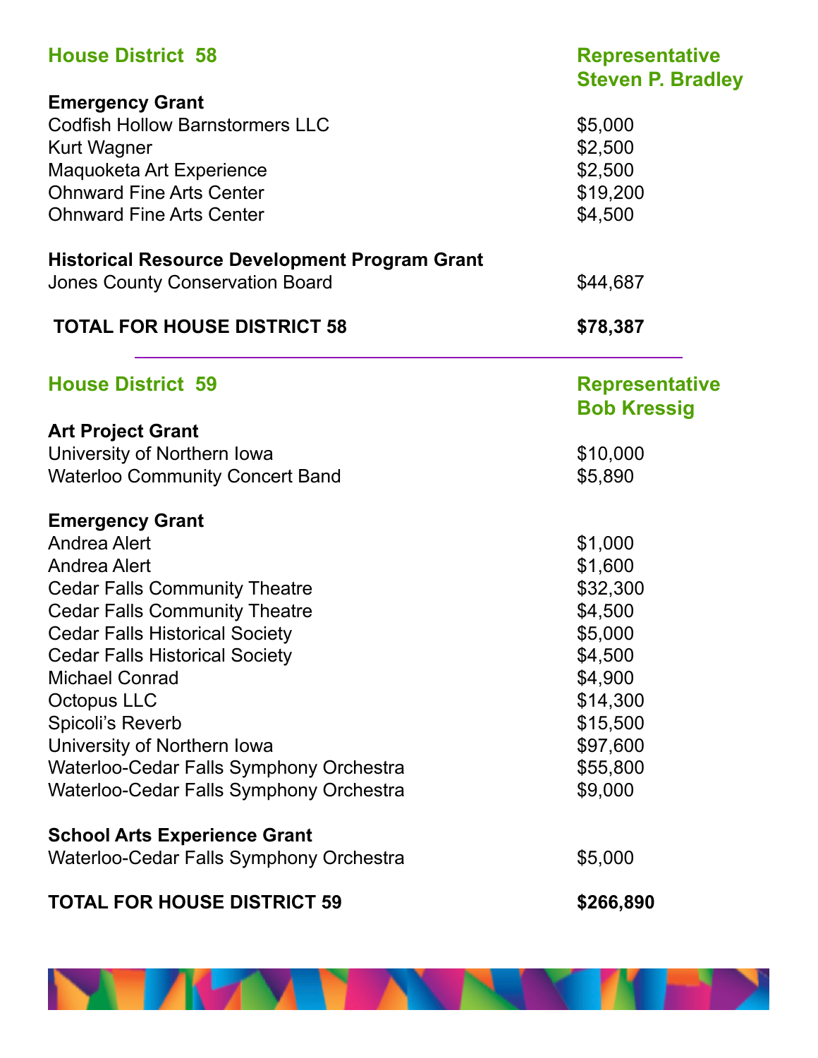## House District 58 — Representative Steven P. Bradley

**Emergency Grant**

| | |
|---|---|
| Codfish Hollow Barnstormers LLC | $5,000 |
| Kurt Wagner | $2,500 |
| Maquoketa Art Experience | $2,500 |
| Ohnward Fine Arts Center | $19,200 |
| Ohnward Fine Arts Center | $4,500 |

**Historical Resource Development Program Grant**

| | |
|---|---|
| Jones County Conservation Board | $44,687 |

**TOTAL FOR HOUSE DISTRICT 58** **$78,387**

---

## House District 59 — Representative Bob Kressig

**Art Project Grant**

| | |
|---|---|
| University of Northern Iowa | $10,000 |
| Waterloo Community Concert Band | $5,890 |

**Emergency Grant**

| | |
|---|---|
| Andrea Alert | $1,000 |
| Andrea Alert | $1,600 |
| Cedar Falls Community Theatre | $32,300 |
| Cedar Falls Community Theatre | $4,500 |
| Cedar Falls Historical Society | $5,000 |
| Cedar Falls Historical Society | $4,500 |
| Michael Conrad | $4,900 |
| Octopus LLC | $14,300 |
| Spicoli's Reverb | $15,500 |
| University of Northern Iowa | $97,600 |
| Waterloo-Cedar Falls Symphony Orchestra | $55,800 |
| Waterloo-Cedar Falls Symphony Orchestra | $9,000 |

**School Arts Experience Grant**

| | |
|---|---|
| Waterloo-Cedar Falls Symphony Orchestra | $5,000 |

**TOTAL FOR HOUSE DISTRICT 59** **$266,890**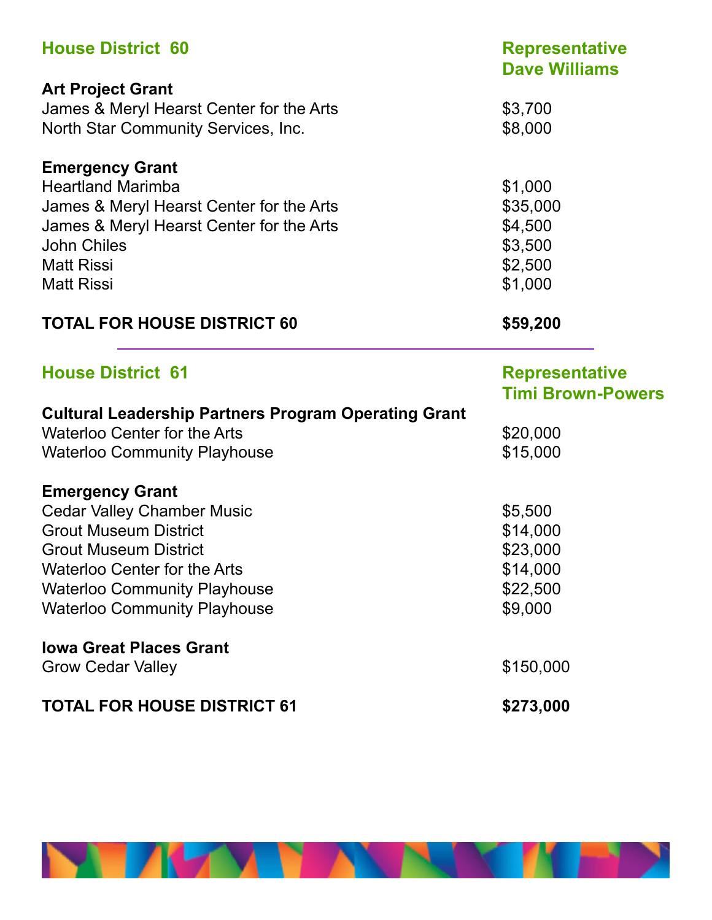## House District 60 — Representative Dave Williams

**Art Project Grant**

| | |
|---|---|
| James & Meryl Hearst Center for the Arts | $3,700 |
| North Star Community Services, Inc. | $8,000 |

**Emergency Grant**

| | |
|---|---|
| Heartland Marimba | $1,000 |
| James & Meryl Hearst Center for the Arts | $35,000 |
| James & Meryl Hearst Center for the Arts | $4,500 |
| John Chiles | $3,500 |
| Matt Rissi | $2,500 |
| Matt Rissi | $1,000 |

**TOTAL FOR HOUSE DISTRICT 60 — $59,200**

---

## House District 61 — Representative Timi Brown-Powers

**Cultural Leadership Partners Program Operating Grant**

| | |
|---|---|
| Waterloo Center for the Arts | $20,000 |
| Waterloo Community Playhouse | $15,000 |

**Emergency Grant**

| | |
|---|---|
| Cedar Valley Chamber Music | $5,500 |
| Grout Museum District | $14,000 |
| Grout Museum District | $23,000 |
| Waterloo Center for the Arts | $14,000 |
| Waterloo Community Playhouse | $22,500 |
| Waterloo Community Playhouse | $9,000 |

**Iowa Great Places Grant**

| | |
|---|---|
| Grow Cedar Valley | $150,000 |

**TOTAL FOR HOUSE DISTRICT 61 — $273,000**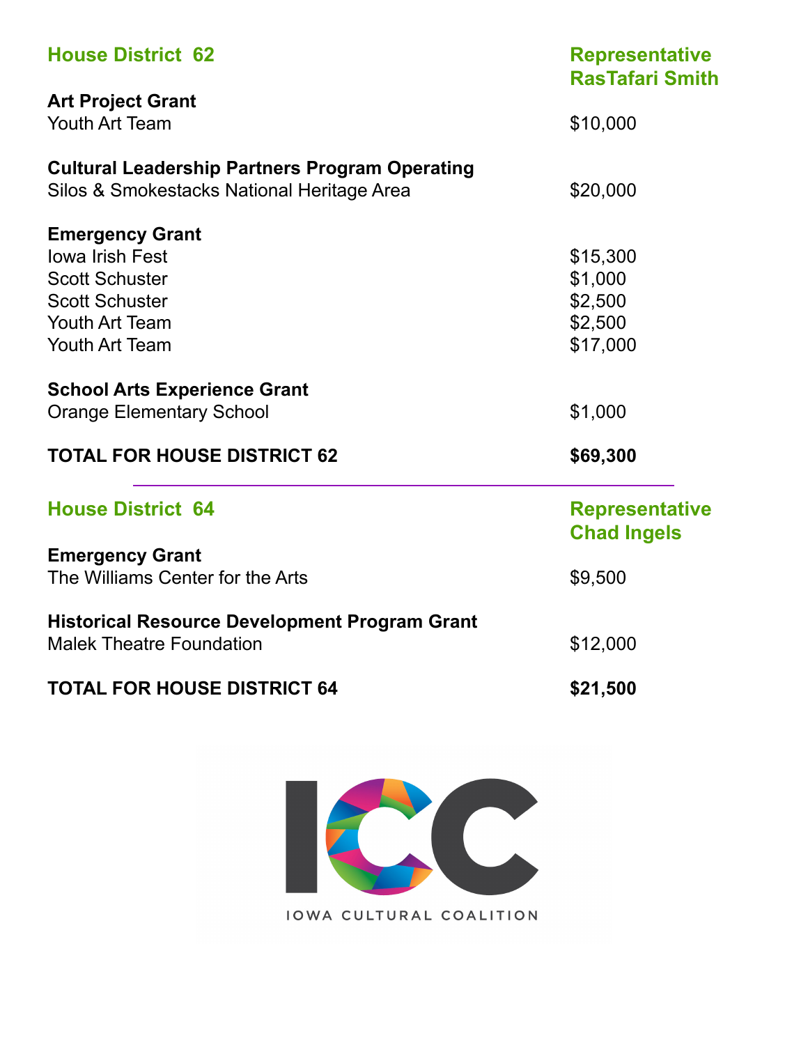## House District 62 — Representative RasTafari Smith

**Art Project Grant**

| | |
|---|---|
| Youth Art Team | $10,000 |

**Cultural Leadership Partners Program Operating**

| | |
|---|---|
| Silos & Smokestacks National Heritage Area | $20,000 |

**Emergency Grant**

| | |
|---|---|
| Iowa Irish Fest | $15,300 |
| Scott Schuster | $1,000 |
| Scott Schuster | $2,500 |
| Youth Art Team | $2,500 |
| Youth Art Team | $17,000 |

**School Arts Experience Grant**

| | |
|---|---|
| Orange Elementary School | $1,000 |

**TOTAL FOR HOUSE DISTRICT 62 — $69,300**

---

## House District 64 — Representative Chad Ingels

**Emergency Grant**

| | |
|---|---|
| The Williams Center for the Arts | $9,500 |

**Historical Resource Development Program Grant**

| | |
|---|---|
| Malek Theatre Foundation | $12,000 |

**TOTAL FOR HOUSE DISTRICT 64 — $21,500**

ICC
IOWA CULTURAL COALITION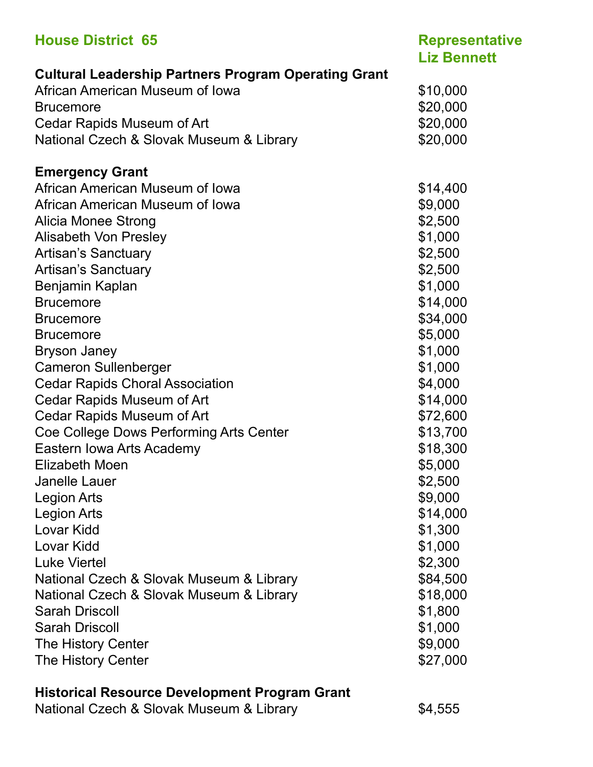## House District 65 — Representative Liz Bennett

### Cultural Leadership Partners Program Operating Grant

| | |
|---|---|
| African American Museum of Iowa | $10,000 |
| Brucemore | $20,000 |
| Cedar Rapids Museum of Art | $20,000 |
| National Czech & Slovak Museum & Library | $20,000 |

### Emergency Grant

| | |
|---|---|
| African American Museum of Iowa | $14,400 |
| African American Museum of Iowa | $9,000 |
| Alicia Monee Strong | $2,500 |
| Alisabeth Von Presley | $1,000 |
| Artisan's Sanctuary | $2,500 |
| Artisan's Sanctuary | $2,500 |
| Benjamin Kaplan | $1,000 |
| Brucemore | $14,000 |
| Brucemore | $34,000 |
| Brucemore | $5,000 |
| Bryson Janey | $1,000 |
| Cameron Sullenberger | $1,000 |
| Cedar Rapids Choral Association | $4,000 |
| Cedar Rapids Museum of Art | $14,000 |
| Cedar Rapids Museum of Art | $72,600 |
| Coe College Dows Performing Arts Center | $13,700 |
| Eastern Iowa Arts Academy | $18,300 |
| Elizabeth Moen | $5,000 |
| Janelle Lauer | $2,500 |
| Legion Arts | $9,000 |
| Legion Arts | $14,000 |
| Lovar Kidd | $1,300 |
| Lovar Kidd | $1,000 |
| Luke Viertel | $2,300 |
| National Czech & Slovak Museum & Library | $84,500 |
| National Czech & Slovak Museum & Library | $18,000 |
| Sarah Driscoll | $1,800 |
| Sarah Driscoll | $1,000 |
| The History Center | $9,000 |
| The History Center | $27,000 |

### Historical Resource Development Program Grant

| | |
|---|---|
| National Czech & Slovak Museum & Library | $4,555 |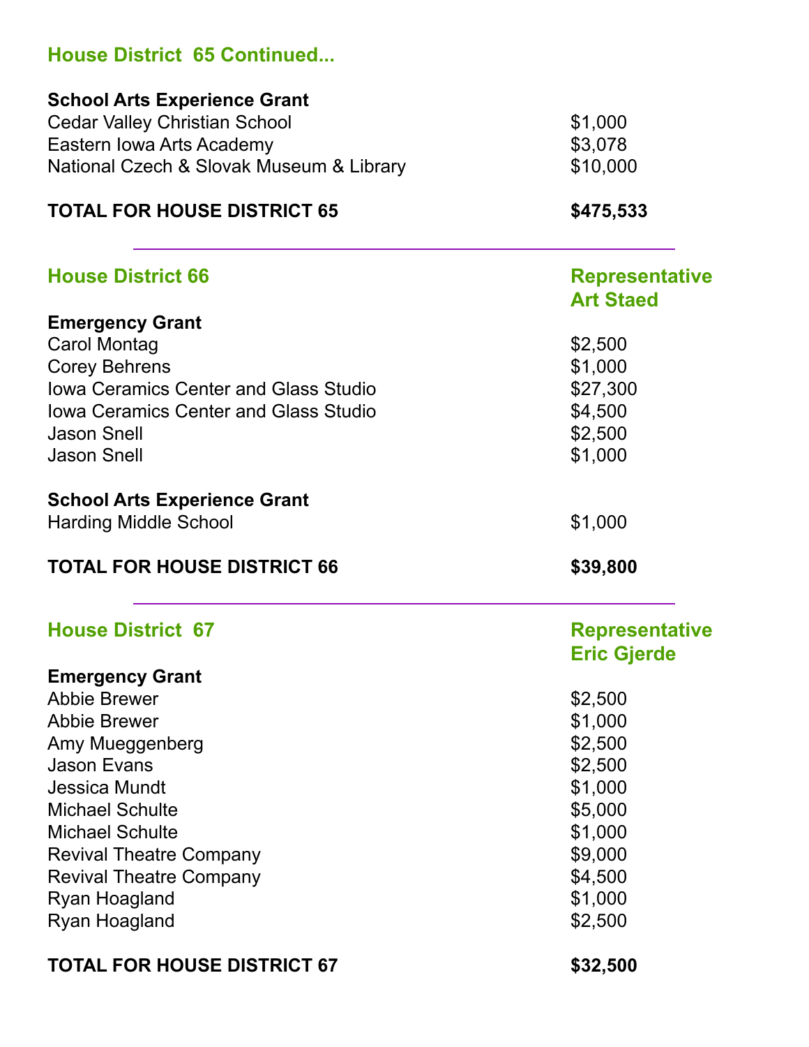## House District 65 Continued...

**School Arts Experience Grant**

| | |
|---|---|
| Cedar Valley Christian School | $1,000 |
| Eastern Iowa Arts Academy | $3,078 |
| National Czech & Slovak Museum & Library | $10,000 |

**TOTAL FOR HOUSE DISTRICT 65** **$475,533**

---

## House District 66 — Representative Art Staed

**Emergency Grant**

| | |
|---|---|
| Carol Montag | $2,500 |
| Corey Behrens | $1,000 |
| Iowa Ceramics Center and Glass Studio | $27,300 |
| Iowa Ceramics Center and Glass Studio | $4,500 |
| Jason Snell | $2,500 |
| Jason Snell | $1,000 |

**School Arts Experience Grant**

| | |
|---|---|
| Harding Middle School | $1,000 |

**TOTAL FOR HOUSE DISTRICT 66** **$39,800**

---

## House District 67 — Representative Eric Gjerde

**Emergency Grant**

| | |
|---|---|
| Abbie Brewer | $2,500 |
| Abbie Brewer | $1,000 |
| Amy Mueggenberg | $2,500 |
| Jason Evans | $2,500 |
| Jessica Mundt | $1,000 |
| Michael Schulte | $5,000 |
| Michael Schulte | $1,000 |
| Revival Theatre Company | $9,000 |
| Revival Theatre Company | $4,500 |
| Ryan Hoagland | $1,000 |
| Ryan Hoagland | $2,500 |

**TOTAL FOR HOUSE DISTRICT 67** **$32,500**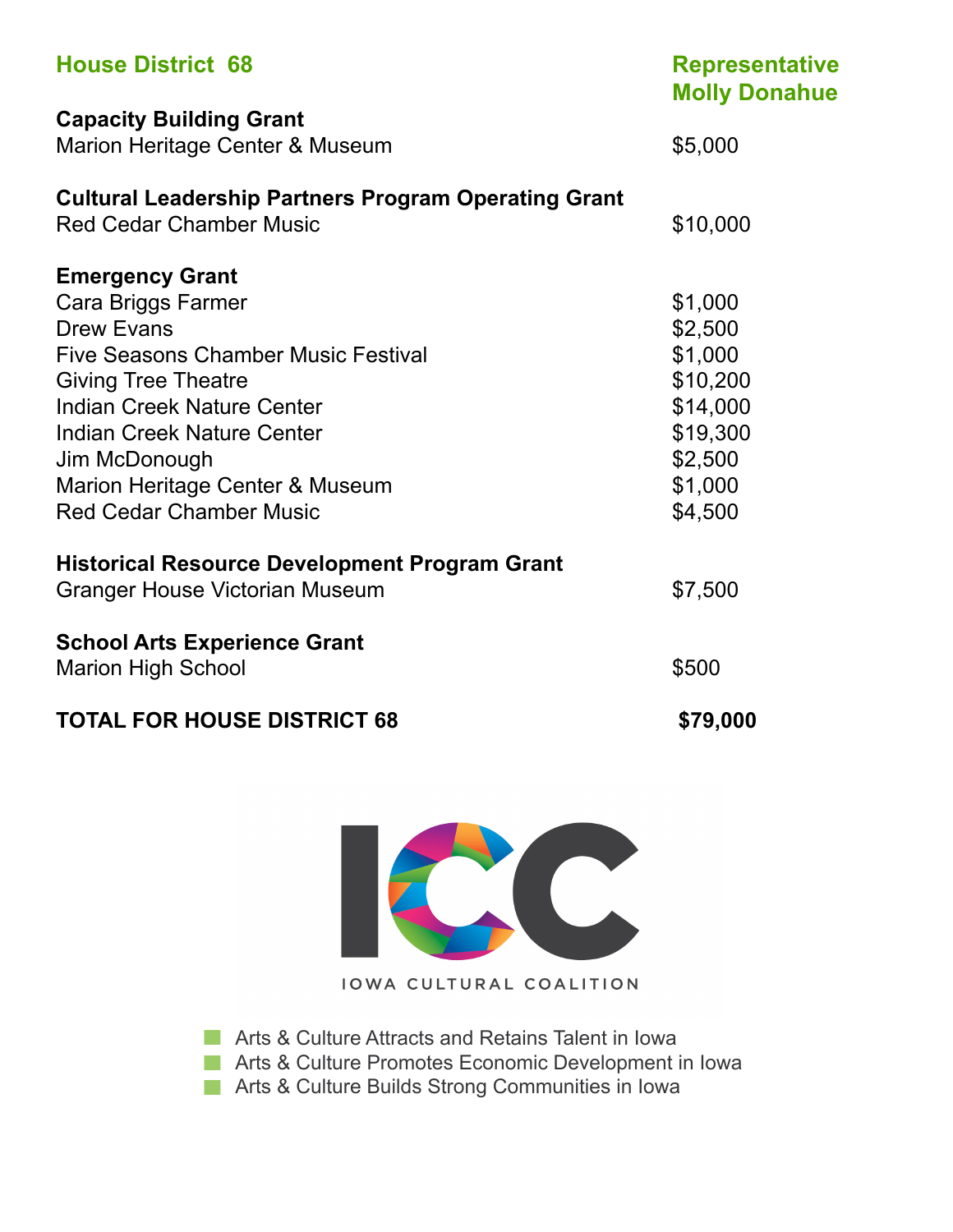## House District 68

**Representative Molly Donahue**

**Capacity Building Grant**

| | |
|---|---|
| Marion Heritage Center & Museum | $5,000 |

**Cultural Leadership Partners Program Operating Grant**

| | |
|---|---|
| Red Cedar Chamber Music | $10,000 |

**Emergency Grant**

| | |
|---|---|
| Cara Briggs Farmer | $1,000 |
| Drew Evans | $2,500 |
| Five Seasons Chamber Music Festival | $1,000 |
| Giving Tree Theatre | $10,200 |
| Indian Creek Nature Center | $14,000 |
| Indian Creek Nature Center | $19,300 |
| Jim McDonough | $2,500 |
| Marion Heritage Center & Museum | $1,000 |
| Red Cedar Chamber Music | $4,500 |

**Historical Resource Development Program Grant**

| | |
|---|---|
| Granger House Victorian Museum | $7,500 |

**School Arts Experience Grant**

| | |
|---|---|
| Marion High School | $500 |

**TOTAL FOR HOUSE DISTRICT 68** **$79,000**

ICC

IOWA CULTURAL COALITION

- Arts & Culture Attracts and Retains Talent in Iowa
- Arts & Culture Promotes Economic Development in Iowa
- Arts & Culture Builds Strong Communities in Iowa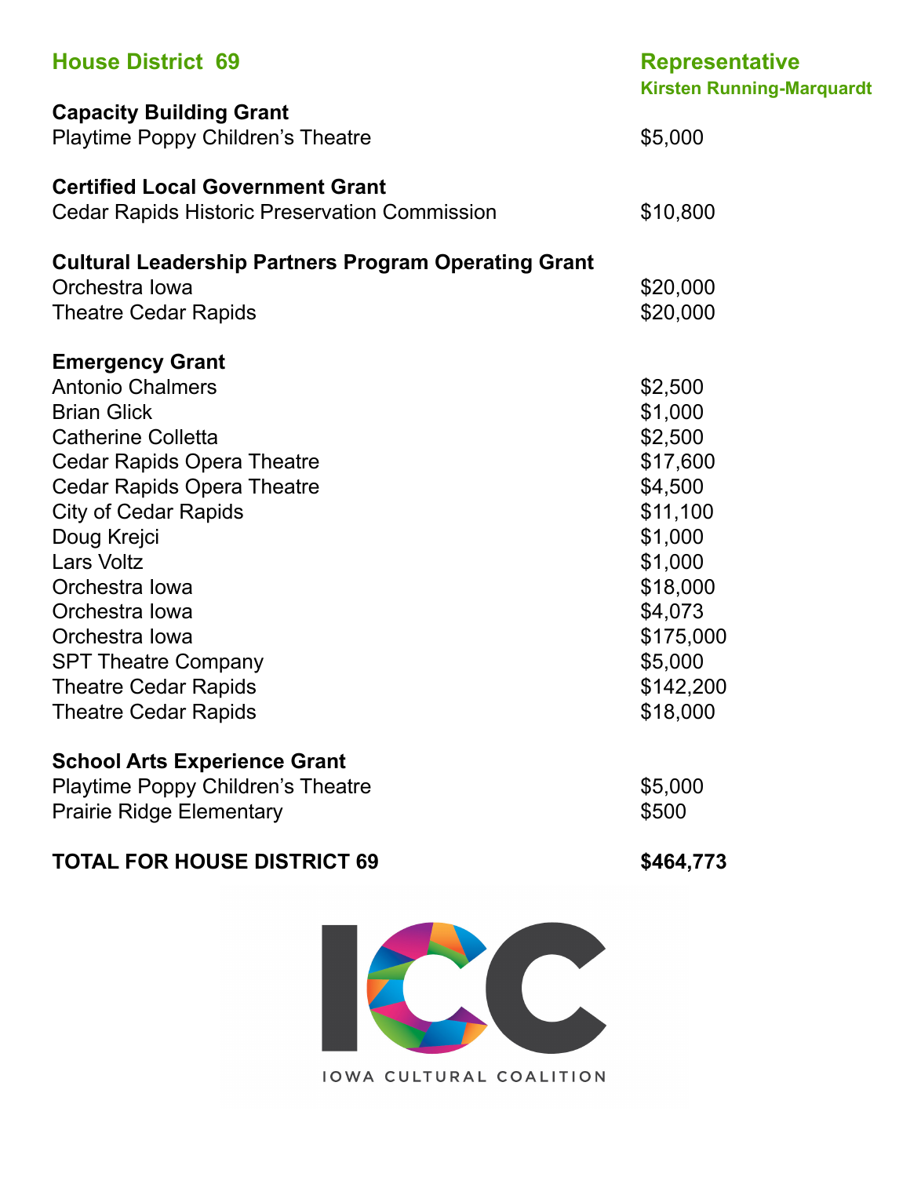## House District 69

**Representative**
**Kirsten Running-Marquardt**

**Capacity Building Grant**

| | |
|---|---|
| Playtime Poppy Children's Theatre | $5,000 |

**Certified Local Government Grant**

| | |
|---|---|
| Cedar Rapids Historic Preservation Commission | $10,800 |

**Cultural Leadership Partners Program Operating Grant**

| | |
|---|---|
| Orchestra Iowa | $20,000 |
| Theatre Cedar Rapids | $20,000 |

**Emergency Grant**

| | |
|---|---|
| Antonio Chalmers | $2,500 |
| Brian Glick | $1,000 |
| Catherine Colletta | $2,500 |
| Cedar Rapids Opera Theatre | $17,600 |
| Cedar Rapids Opera Theatre | $4,500 |
| City of Cedar Rapids | $11,100 |
| Doug Krejci | $1,000 |
| Lars Voltz | $1,000 |
| Orchestra Iowa | $18,000 |
| Orchestra Iowa | $4,073 |
| Orchestra Iowa | $175,000 |
| SPT Theatre Company | $5,000 |
| Theatre Cedar Rapids | $142,200 |
| Theatre Cedar Rapids | $18,000 |

**School Arts Experience Grant**

| | |
|---|---|
| Playtime Poppy Children's Theatre | $5,000 |
| Prairie Ridge Elementary | $500 |

**TOTAL FOR HOUSE DISTRICT 69** **$464,773**

IOWA CULTURAL COALITION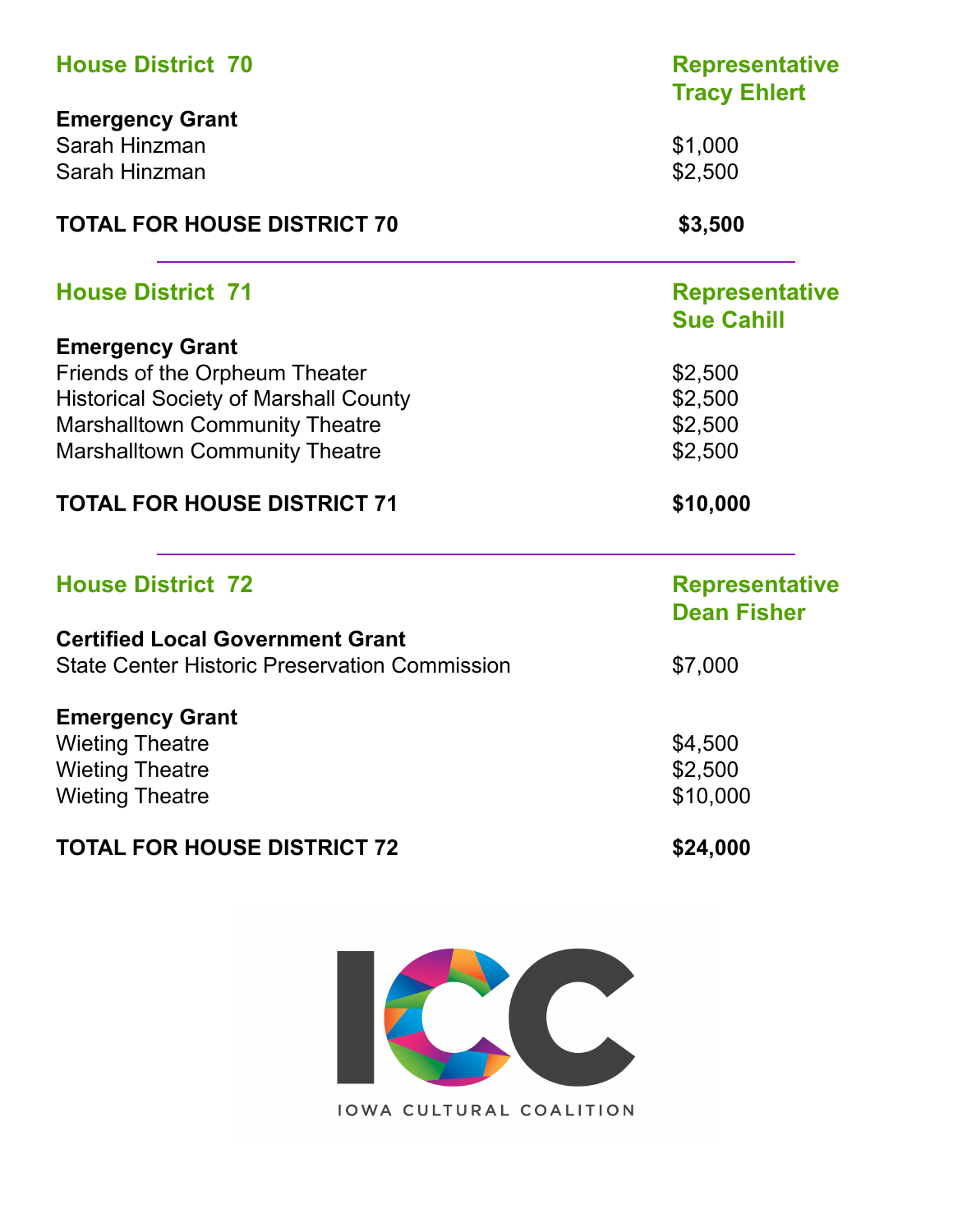## House District 70

**Representative Tracy Ehlert**

**Emergency Grant**

| | |
|---|---|
| Sarah Hinzman | $1,000 |
| Sarah Hinzman | $2,500 |

**TOTAL FOR HOUSE DISTRICT 70** **$3,500**

---

## House District 71

**Representative Sue Cahill**

**Emergency Grant**

| | |
|---|---|
| Friends of the Orpheum Theater | $2,500 |
| Historical Society of Marshall County | $2,500 |
| Marshalltown Community Theatre | $2,500 |
| Marshalltown Community Theatre | $2,500 |

**TOTAL FOR HOUSE DISTRICT 71** **$10,000**

---

## House District 72

**Representative Dean Fisher**

**Certified Local Government Grant**

| | |
|---|---|
| State Center Historic Preservation Commission | $7,000 |

**Emergency Grant**

| | |
|---|---|
| Wieting Theatre | $4,500 |
| Wieting Theatre | $2,500 |
| Wieting Theatre | $10,000 |

**TOTAL FOR HOUSE DISTRICT 72** **$24,000**

ICC

IOWA CULTURAL COALITION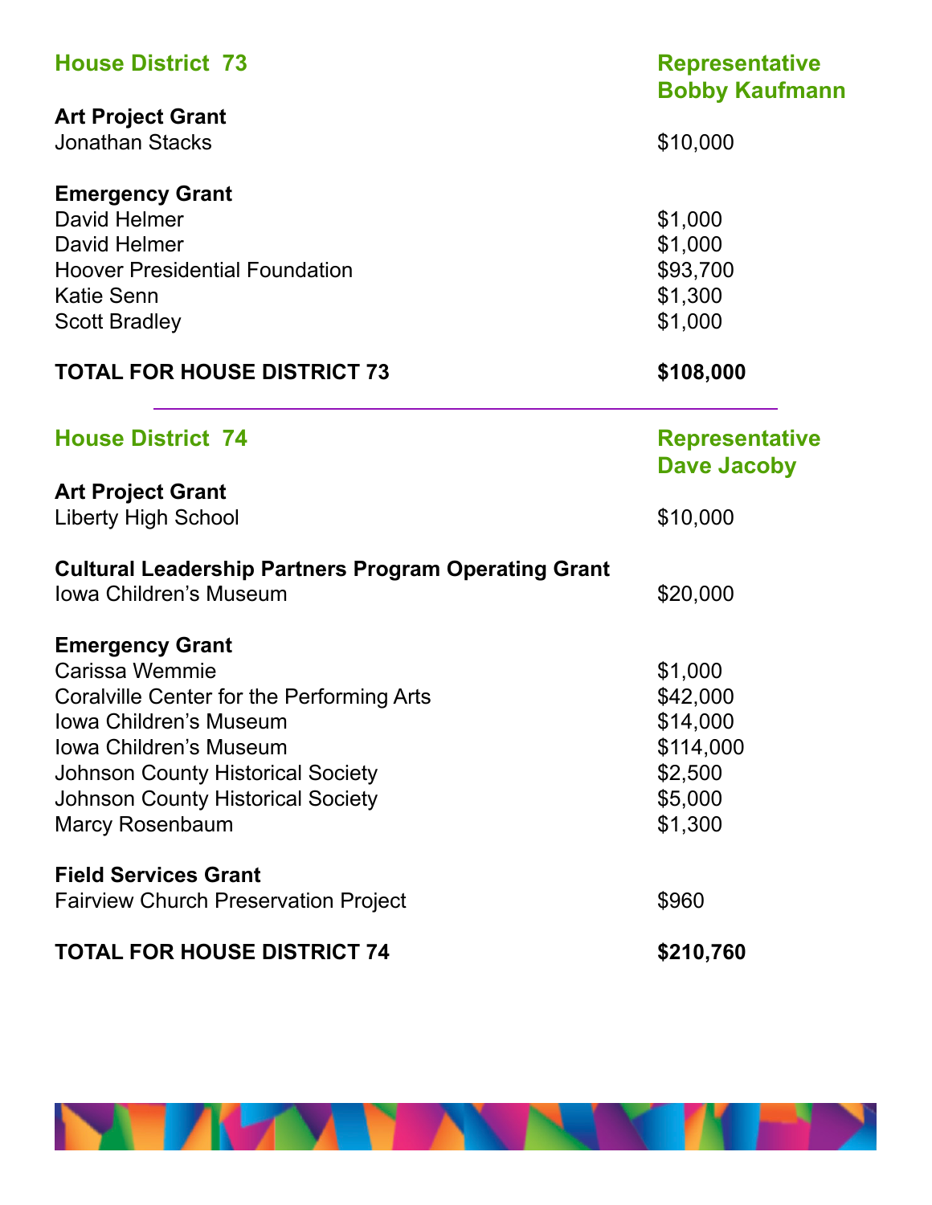## House District 73 — Representative Bobby Kaufmann

**Art Project Grant**

| | |
|---|---|
| Jonathan Stacks | $10,000 |

**Emergency Grant**

| | |
|---|---|
| David Helmer | $1,000 |
| David Helmer | $1,000 |
| Hoover Presidential Foundation | $93,700 |
| Katie Senn | $1,300 |
| Scott Bradley | $1,000 |

**TOTAL FOR HOUSE DISTRICT 73** **$108,000**

---

## House District 74 — Representative Dave Jacoby

**Art Project Grant**

| | |
|---|---|
| Liberty High School | $10,000 |

**Cultural Leadership Partners Program Operating Grant**

| | |
|---|---|
| Iowa Children's Museum | $20,000 |

**Emergency Grant**

| | |
|---|---|
| Carissa Wemmie | $1,000 |
| Coralville Center for the Performing Arts | $42,000 |
| Iowa Children's Museum | $14,000 |
| Iowa Children's Museum | $114,000 |
| Johnson County Historical Society | $2,500 |
| Johnson County Historical Society | $5,000 |
| Marcy Rosenbaum | $1,300 |

**Field Services Grant**

| | |
|---|---|
| Fairview Church Preservation Project | $960 |

**TOTAL FOR HOUSE DISTRICT 74** **$210,760**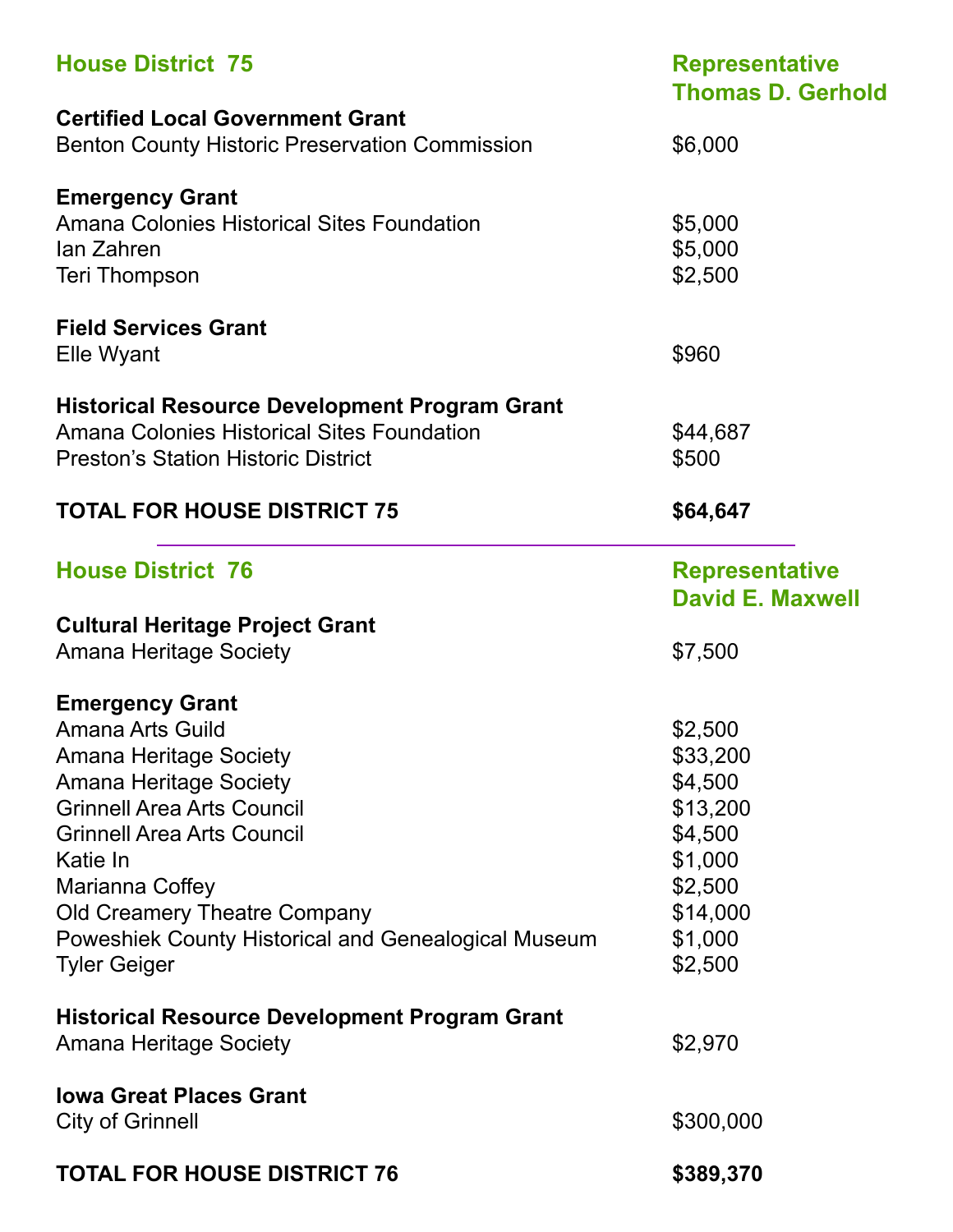## House District 75

**Representative Thomas D. Gerhold**

**Certified Local Government Grant**

| | |
|---|---|
| Benton County Historic Preservation Commission | $6,000 |

**Emergency Grant**

| | |
|---|---|
| Amana Colonies Historical Sites Foundation | $5,000 |
| Ian Zahren | $5,000 |
| Teri Thompson | $2,500 |

**Field Services Grant**

| | |
|---|---|
| Elle Wyant | $960 |

**Historical Resource Development Program Grant**

| | |
|---|---|
| Amana Colonies Historical Sites Foundation | $44,687 |
| Preston's Station Historic District | $500 |

**TOTAL FOR HOUSE DISTRICT 75 — $64,647**

---

## House District 76

**Representative David E. Maxwell**

**Cultural Heritage Project Grant**

| | |
|---|---|
| Amana Heritage Society | $7,500 |

**Emergency Grant**

| | |
|---|---|
| Amana Arts Guild | $2,500 |
| Amana Heritage Society | $33,200 |
| Amana Heritage Society | $4,500 |
| Grinnell Area Arts Council | $13,200 |
| Grinnell Area Arts Council | $4,500 |
| Katie In | $1,000 |
| Marianna Coffey | $2,500 |
| Old Creamery Theatre Company | $14,000 |
| Poweshiek County Historical and Genealogical Museum | $1,000 |
| Tyler Geiger | $2,500 |

**Historical Resource Development Program Grant**

| | |
|---|---|
| Amana Heritage Society | $2,970 |

**Iowa Great Places Grant**

| | |
|---|---|
| City of Grinnell | $300,000 |

**TOTAL FOR HOUSE DISTRICT 76 — $389,370**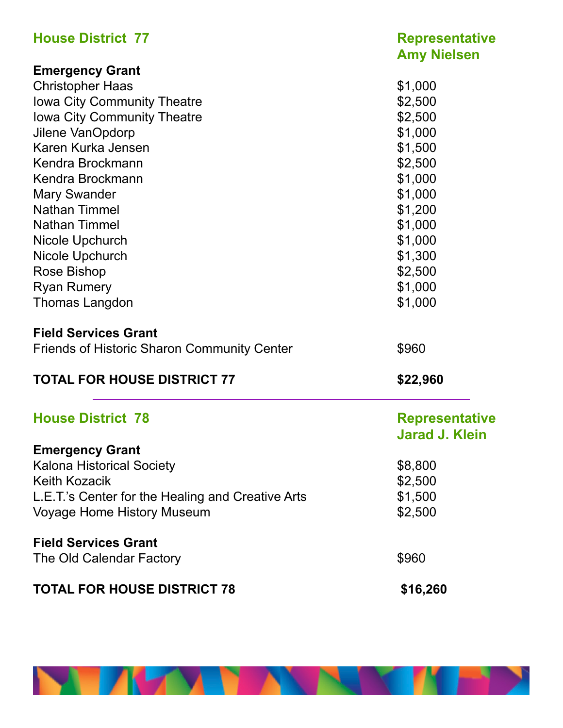## House District 77 — Representative Amy Nielsen

**Emergency Grant**

| | |
|---|---|
| Christopher Haas | $1,000 |
| Iowa City Community Theatre | $2,500 |
| Iowa City Community Theatre | $2,500 |
| Jilene VanOpdorp | $1,000 |
| Karen Kurka Jensen | $1,500 |
| Kendra Brockmann | $2,500 |
| Kendra Brockmann | $1,000 |
| Mary Swander | $1,000 |
| Nathan Timmel | $1,200 |
| Nathan Timmel | $1,000 |
| Nicole Upchurch | $1,000 |
| Nicole Upchurch | $1,300 |
| Rose Bishop | $2,500 |
| Ryan Rumery | $1,000 |
| Thomas Langdon | $1,000 |

**Field Services Grant**

| | |
|---|---|
| Friends of Historic Sharon Community Center | $960 |

**TOTAL FOR HOUSE DISTRICT 77 — $22,960**

---

## House District 78 — Representative Jarad J. Klein

**Emergency Grant**

| | |
|---|---|
| Kalona Historical Society | $8,800 |
| Keith Kozacik | $2,500 |
| L.E.T.'s Center for the Healing and Creative Arts | $1,500 |
| Voyage Home History Museum | $2,500 |

**Field Services Grant**

| | |
|---|---|
| The Old Calendar Factory | $960 |

**TOTAL FOR HOUSE DISTRICT 78 — $16,260**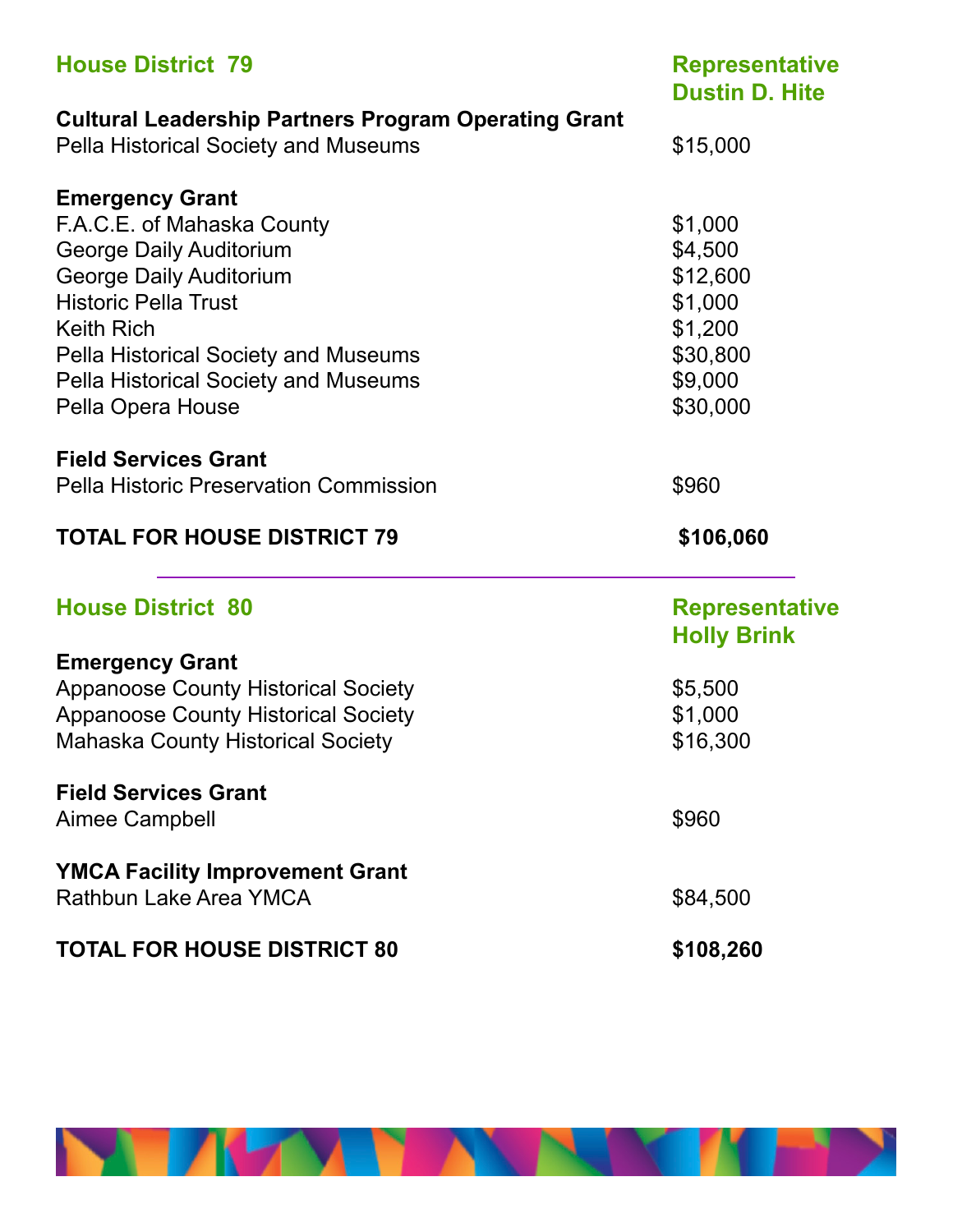## House District 79

**Representative Dustin D. Hite**

**Cultural Leadership Partners Program Operating Grant**

| | |
|---|---|
| Pella Historical Society and Museums | $15,000 |

**Emergency Grant**

| | |
|---|---|
| F.A.C.E. of Mahaska County | $1,000 |
| George Daily Auditorium | $4,500 |
| George Daily Auditorium | $12,600 |
| Historic Pella Trust | $1,000 |
| Keith Rich | $1,200 |
| Pella Historical Society and Museums | $30,800 |
| Pella Historical Society and Museums | $9,000 |
| Pella Opera House | $30,000 |

**Field Services Grant**

| | |
|---|---|
| Pella Historic Preservation Commission | $960 |

**TOTAL FOR HOUSE DISTRICT 79** **$106,060**

---

## House District 80

**Representative Holly Brink**

**Emergency Grant**

| | |
|---|---|
| Appanoose County Historical Society | $5,500 |
| Appanoose County Historical Society | $1,000 |
| Mahaska County Historical Society | $16,300 |

**Field Services Grant**

| | |
|---|---|
| Aimee Campbell | $960 |

**YMCA Facility Improvement Grant**

| | |
|---|---|
| Rathbun Lake Area YMCA | $84,500 |

**TOTAL FOR HOUSE DISTRICT 80** **$108,260**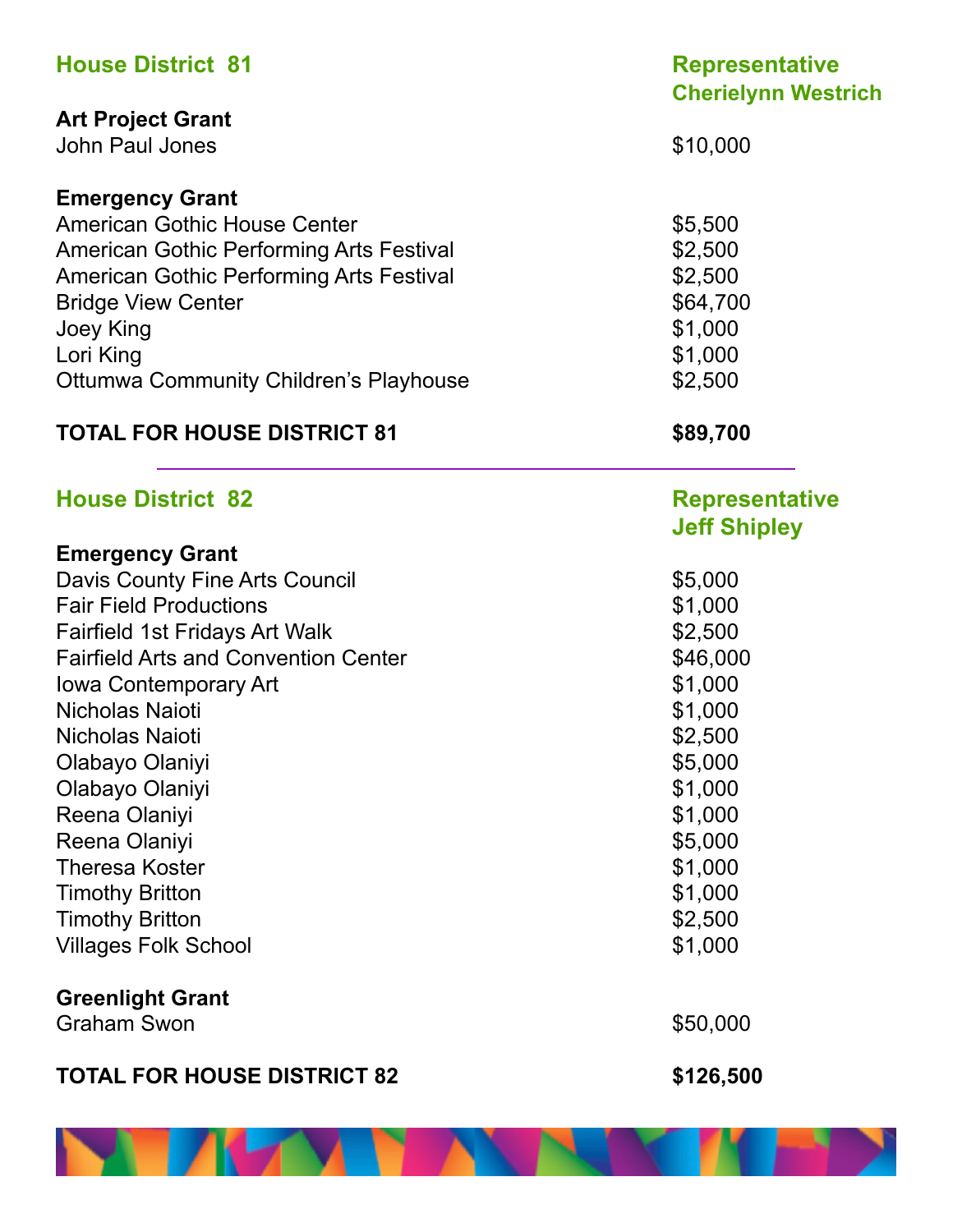## House District 81

**Representative Cherielynn Westrich**

**Art Project Grant**

| | |
|---|---|
| John Paul Jones | $10,000 |

**Emergency Grant**

| | |
|---|---|
| American Gothic House Center | $5,500 |
| American Gothic Performing Arts Festival | $2,500 |
| American Gothic Performing Arts Festival | $2,500 |
| Bridge View Center | $64,700 |
| Joey King | $1,000 |
| Lori King | $1,000 |
| Ottumwa Community Children's Playhouse | $2,500 |

**TOTAL FOR HOUSE DISTRICT 81** **$89,700**

---

## House District 82

**Representative Jeff Shipley**

**Emergency Grant**

| | |
|---|---|
| Davis County Fine Arts Council | $5,000 |
| Fair Field Productions | $1,000 |
| Fairfield 1st Fridays Art Walk | $2,500 |
| Fairfield Arts and Convention Center | $46,000 |
| Iowa Contemporary Art | $1,000 |
| Nicholas Naioti | $1,000 |
| Nicholas Naioti | $2,500 |
| Olabayo Olaniyi | $5,000 |
| Olabayo Olaniyi | $1,000 |
| Reena Olaniyi | $1,000 |
| Reena Olaniyi | $5,000 |
| Theresa Koster | $1,000 |
| Timothy Britton | $1,000 |
| Timothy Britton | $2,500 |
| Villages Folk School | $1,000 |

**Greenlight Grant**

| | |
|---|---|
| Graham Swon | $50,000 |

**TOTAL FOR HOUSE DISTRICT 82** **$126,500**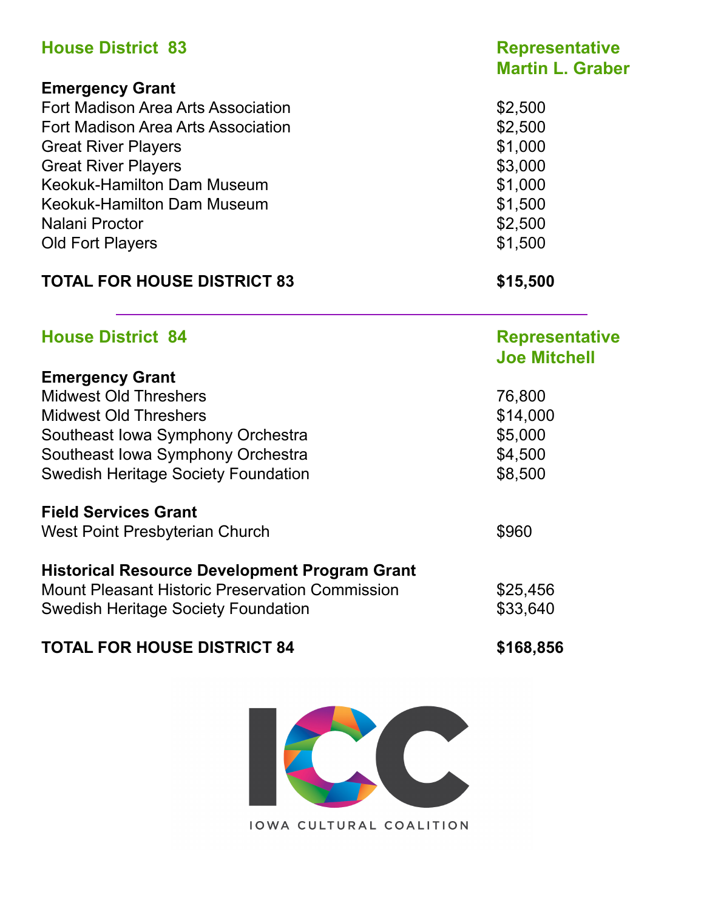## House District 83

**Representative Martin L. Graber**

**Emergency Grant**

| | |
|---|---|
| Fort Madison Area Arts Association | $2,500 |
| Fort Madison Area Arts Association | $2,500 |
| Great River Players | $1,000 |
| Great River Players | $3,000 |
| Keokuk-Hamilton Dam Museum | $1,000 |
| Keokuk-Hamilton Dam Museum | $1,500 |
| Nalani Proctor | $2,500 |
| Old Fort Players | $1,500 |

**TOTAL FOR HOUSE DISTRICT 83** **$15,500**

---

## House District 84

**Representative Joe Mitchell**

**Emergency Grant**

| | |
|---|---|
| Midwest Old Threshers | 76,800 |
| Midwest Old Threshers | $14,000 |
| Southeast Iowa Symphony Orchestra | $5,000 |
| Southeast Iowa Symphony Orchestra | $4,500 |
| Swedish Heritage Society Foundation | $8,500 |

**Field Services Grant**

| | |
|---|---|
| West Point Presbyterian Church | $960 |

**Historical Resource Development Program Grant**

| | |
|---|---|
| Mount Pleasant Historic Preservation Commission | $25,456 |
| Swedish Heritage Society Foundation | $33,640 |

**TOTAL FOR HOUSE DISTRICT 84** **$168,856**

IOWA CULTURAL COALITION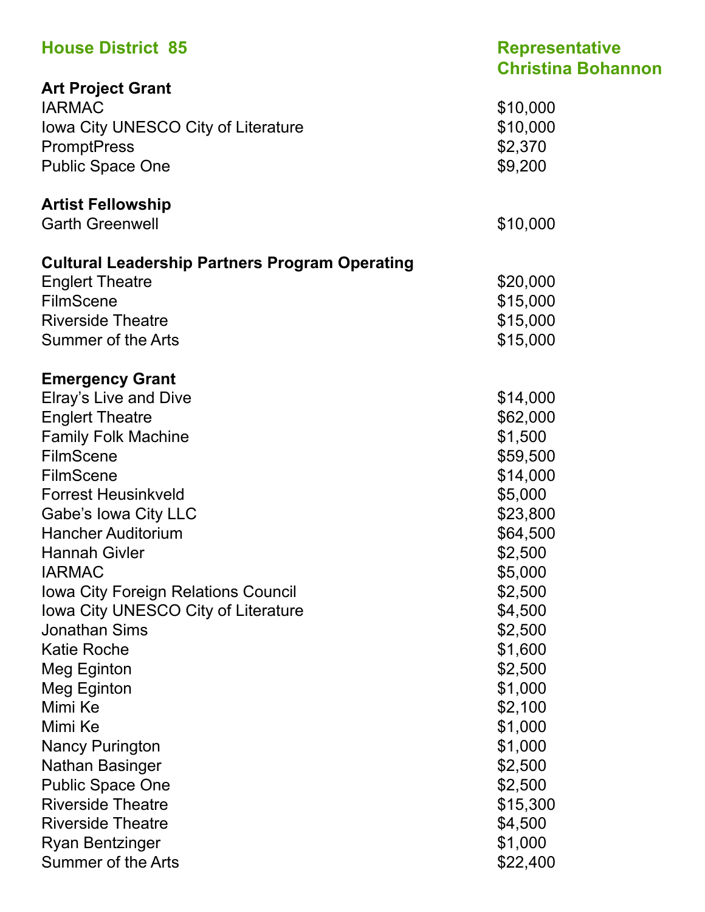## House District 85 — Representative Christina Bohannon

**Art Project Grant**

| | |
|---|---|
| IARMAC | $10,000 |
| Iowa City UNESCO City of Literature | $10,000 |
| PromptPress | $2,370 |
| Public Space One | $9,200 |

**Artist Fellowship**

| | |
|---|---|
| Garth Greenwell | $10,000 |

**Cultural Leadership Partners Program Operating**

| | |
|---|---|
| Englert Theatre | $20,000 |
| FilmScene | $15,000 |
| Riverside Theatre | $15,000 |
| Summer of the Arts | $15,000 |

**Emergency Grant**

| | |
|---|---|
| Elray's Live and Dive | $14,000 |
| Englert Theatre | $62,000 |
| Family Folk Machine | $1,500 |
| FilmScene | $59,500 |
| FilmScene | $14,000 |
| Forrest Heusinkveld | $5,000 |
| Gabe's Iowa City LLC | $23,800 |
| Hancher Auditorium | $64,500 |
| Hannah Givler | $2,500 |
| IARMAC | $5,000 |
| Iowa City Foreign Relations Council | $2,500 |
| Iowa City UNESCO City of Literature | $4,500 |
| Jonathan Sims | $2,500 |
| Katie Roche | $1,600 |
| Meg Eginton | $2,500 |
| Meg Eginton | $1,000 |
| Mimi Ke | $2,100 |
| Mimi Ke | $1,000 |
| Nancy Purington | $1,000 |
| Nathan Basinger | $2,500 |
| Public Space One | $2,500 |
| Riverside Theatre | $15,300 |
| Riverside Theatre | $4,500 |
| Ryan Bentzinger | $1,000 |
| Summer of the Arts | $22,400 |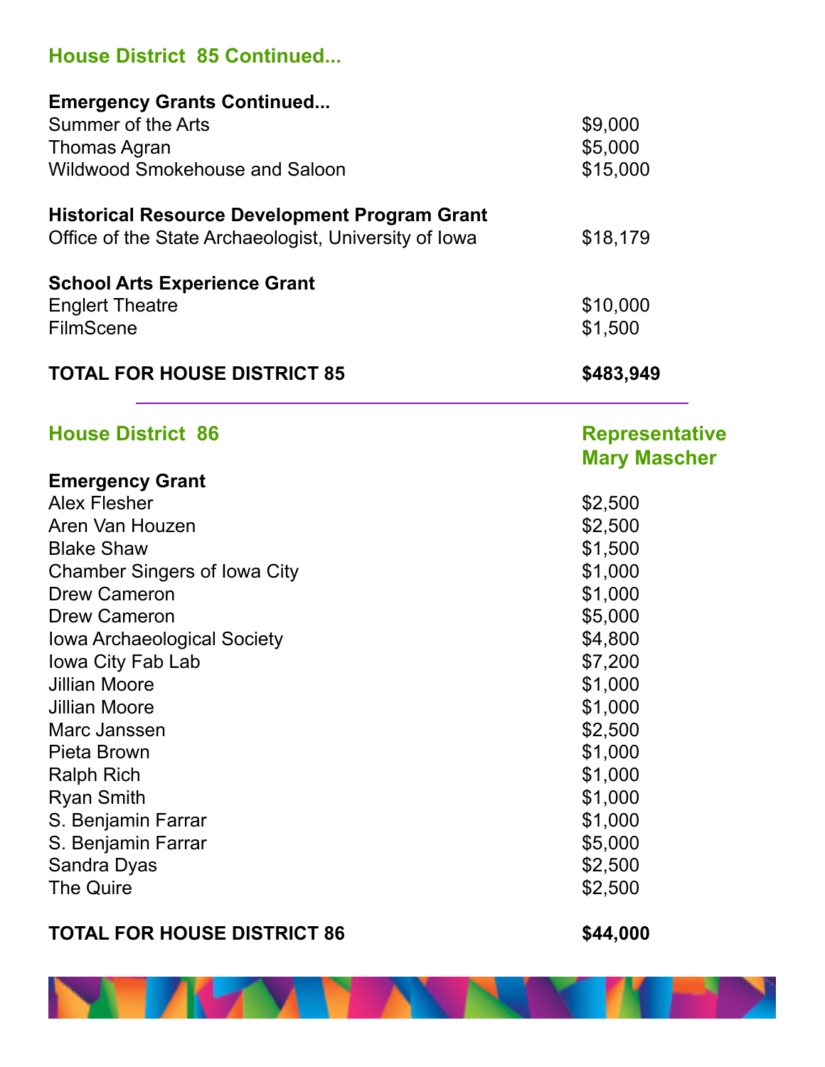## House District 85 Continued...

**Emergency Grants Continued...**

| | |
|---|---|
| Summer of the Arts | $9,000 |
| Thomas Agran | $5,000 |
| Wildwood Smokehouse and Saloon | $15,000 |

**Historical Resource Development Program Grant**

| | |
|---|---|
| Office of the State Archaeologist, University of Iowa | $18,179 |

**School Arts Experience Grant**

| | |
|---|---|
| Englert Theatre | $10,000 |
| FilmScene | $1,500 |

**TOTAL FOR HOUSE DISTRICT 85 — $483,949**

---

## House District 86

**Representative Mary Mascher**

**Emergency Grant**

| | |
|---|---|
| Alex Flesher | $2,500 |
| Aren Van Houzen | $2,500 |
| Blake Shaw | $1,500 |
| Chamber Singers of Iowa City | $1,000 |
| Drew Cameron | $1,000 |
| Drew Cameron | $5,000 |
| Iowa Archaeological Society | $4,800 |
| Iowa City Fab Lab | $7,200 |
| Jillian Moore | $1,000 |
| Jillian Moore | $1,000 |
| Marc Janssen | $2,500 |
| Pieta Brown | $1,000 |
| Ralph Rich | $1,000 |
| Ryan Smith | $1,000 |
| S. Benjamin Farrar | $1,000 |
| S. Benjamin Farrar | $5,000 |
| Sandra Dyas | $2,500 |
| The Quire | $2,500 |

**TOTAL FOR HOUSE DISTRICT 86 — $44,000**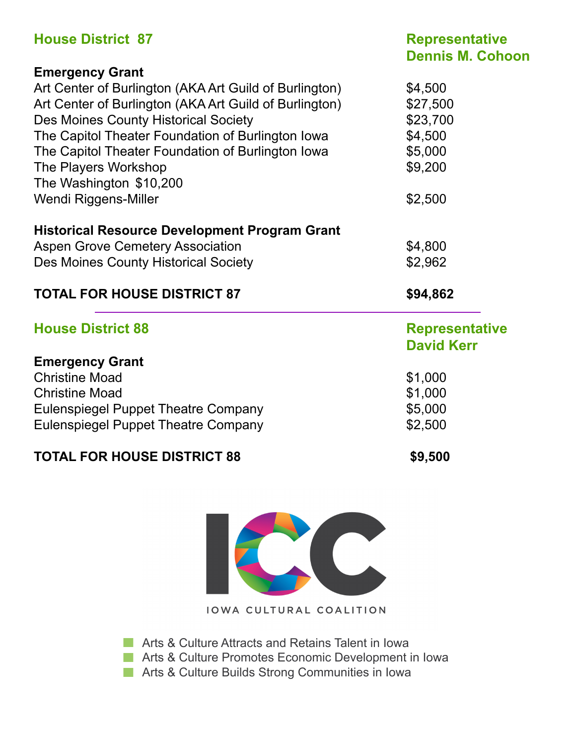## House District 87

**Representative Dennis M. Cohoon**

**Emergency Grant**

| | |
|---|---|
| Art Center of Burlington (AKA Art Guild of Burlington) | $4,500 |
| Art Center of Burlington (AKA Art Guild of Burlington) | $27,500 |
| Des Moines County Historical Society | $23,700 |
| The Capitol Theater Foundation of Burlington Iowa | $4,500 |
| The Capitol Theater Foundation of Burlington Iowa | $5,000 |
| The Players Workshop | $9,200 |
| The Washington $10,200 | |
| Wendi Riggens-Miller | $2,500 |

**Historical Resource Development Program Grant**

| | |
|---|---|
| Aspen Grove Cemetery Association | $4,800 |
| Des Moines County Historical Society | $2,962 |

**TOTAL FOR HOUSE DISTRICT 87 — $94,862**

---

## House District 88

**Representative David Kerr**

**Emergency Grant**

| | |
|---|---|
| Christine Moad | $1,000 |
| Christine Moad | $1,000 |
| Eulenspiegel Puppet Theatre Company | $5,000 |
| Eulenspiegel Puppet Theatre Company | $2,500 |

**TOTAL FOR HOUSE DISTRICT 88 — $9,500**

ICC IOWA CULTURAL COALITION

- Arts & Culture Attracts and Retains Talent in Iowa
- Arts & Culture Promotes Economic Development in Iowa
- Arts & Culture Builds Strong Communities in Iowa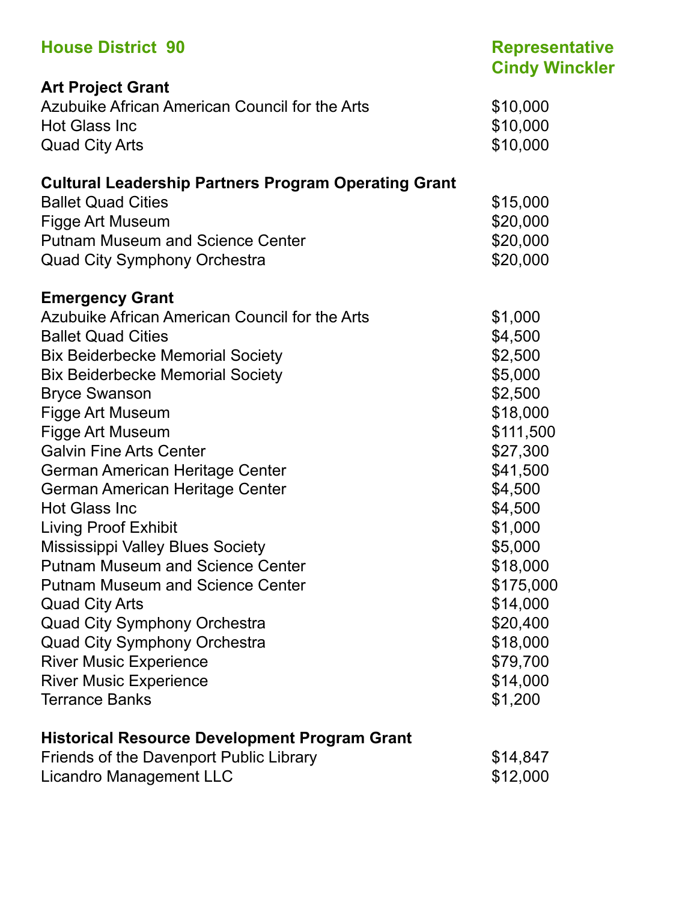## House District 90 — Representative Cindy Winckler

### Art Project Grant

| | |
|---|---|
| Azubuike African American Council for the Arts | $10,000 |
| Hot Glass Inc | $10,000 |
| Quad City Arts | $10,000 |

### Cultural Leadership Partners Program Operating Grant

| | |
|---|---|
| Ballet Quad Cities | $15,000 |
| Figge Art Museum | $20,000 |
| Putnam Museum and Science Center | $20,000 |
| Quad City Symphony Orchestra | $20,000 |

### Emergency Grant

| | |
|---|---|
| Azubuike African American Council for the Arts | $1,000 |
| Ballet Quad Cities | $4,500 |
| Bix Beiderbecke Memorial Society | $2,500 |
| Bix Beiderbecke Memorial Society | $5,000 |
| Bryce Swanson | $2,500 |
| Figge Art Museum | $18,000 |
| Figge Art Museum | $111,500 |
| Galvin Fine Arts Center | $27,300 |
| German American Heritage Center | $41,500 |
| German American Heritage Center | $4,500 |
| Hot Glass Inc | $4,500 |
| Living Proof Exhibit | $1,000 |
| Mississippi Valley Blues Society | $5,000 |
| Putnam Museum and Science Center | $18,000 |
| Putnam Museum and Science Center | $175,000 |
| Quad City Arts | $14,000 |
| Quad City Symphony Orchestra | $20,400 |
| Quad City Symphony Orchestra | $18,000 |
| River Music Experience | $79,700 |
| River Music Experience | $14,000 |
| Terrance Banks | $1,200 |

### Historical Resource Development Program Grant

| | |
|---|---|
| Friends of the Davenport Public Library | $14,847 |
| Licandro Management LLC | $12,000 |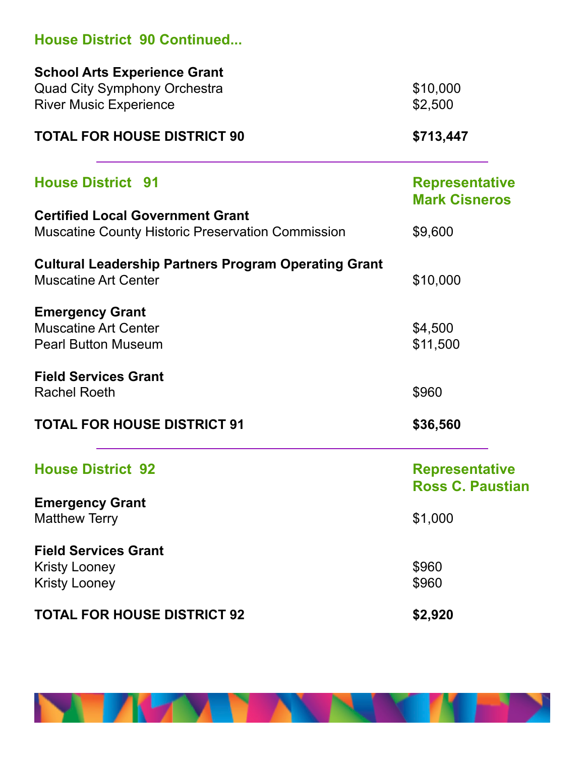## House District 90 Continued...

**School Arts Experience Grant**

| | |
|---|---|
| Quad City Symphony Orchestra | $10,000 |
| River Music Experience | $2,500 |

**TOTAL FOR HOUSE DISTRICT 90** **$713,447**

---

## House District 91

**Representative Mark Cisneros**

**Certified Local Government Grant**

| | |
|---|---|
| Muscatine County Historic Preservation Commission | $9,600 |

**Cultural Leadership Partners Program Operating Grant**

| | |
|---|---|
| Muscatine Art Center | $10,000 |

**Emergency Grant**

| | |
|---|---|
| Muscatine Art Center | $4,500 |
| Pearl Button Museum | $11,500 |

**Field Services Grant**

| | |
|---|---|
| Rachel Roeth | $960 |

**TOTAL FOR HOUSE DISTRICT 91** **$36,560**

---

## House District 92

**Representative Ross C. Paustian**

**Emergency Grant**

| | |
|---|---|
| Matthew Terry | $1,000 |

**Field Services Grant**

| | |
|---|---|
| Kristy Looney | $960 |
| Kristy Looney | $960 |

**TOTAL FOR HOUSE DISTRICT 92** **$2,920**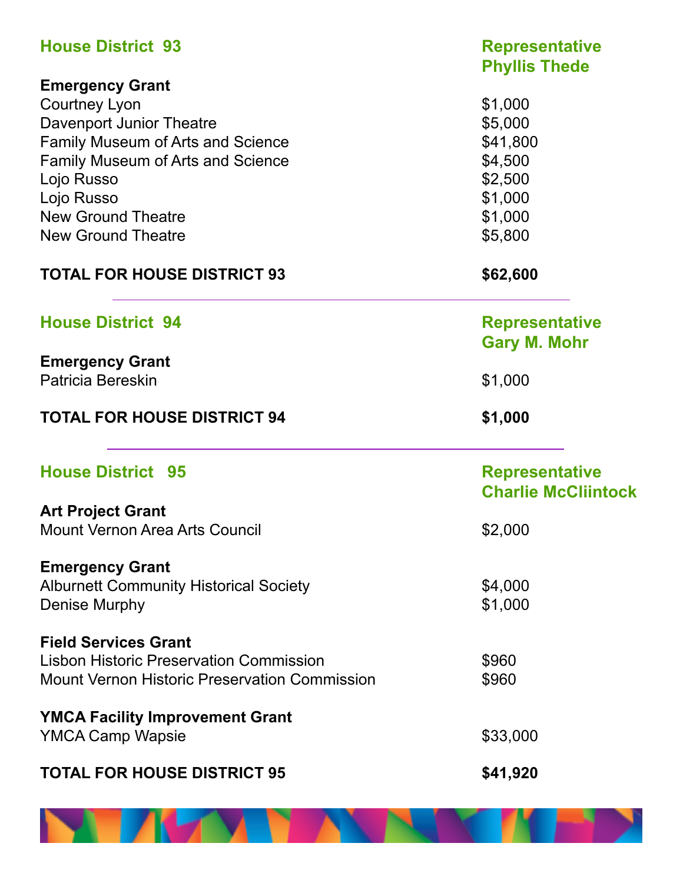## House District 93 — Representative Phyllis Thede

**Emergency Grant**

| | |
|---|---|
| Courtney Lyon | $1,000 |
| Davenport Junior Theatre | $5,000 |
| Family Museum of Arts and Science | $41,800 |
| Family Museum of Arts and Science | $4,500 |
| Lojo Russo | $2,500 |
| Lojo Russo | $1,000 |
| New Ground Theatre | $1,000 |
| New Ground Theatre | $5,800 |

**TOTAL FOR HOUSE DISTRICT 93** **$62,600**

---

## House District 94 — Representative Gary M. Mohr

**Emergency Grant**

| | |
|---|---|
| Patricia Bereskin | $1,000 |

**TOTAL FOR HOUSE DISTRICT 94** **$1,000**

---

## House District 95 — Representative Charlie McCliintock

**Art Project Grant**

| | |
|---|---|
| Mount Vernon Area Arts Council | $2,000 |

**Emergency Grant**

| | |
|---|---|
| Alburnett Community Historical Society | $4,000 |
| Denise Murphy | $1,000 |

**Field Services Grant**

| | |
|---|---|
| Lisbon Historic Preservation Commission | $960 |
| Mount Vernon Historic Preservation Commission | $960 |

**YMCA Facility Improvement Grant**

| | |
|---|---|
| YMCA Camp Wapsie | $33,000 |

**TOTAL FOR HOUSE DISTRICT 95** **$41,920**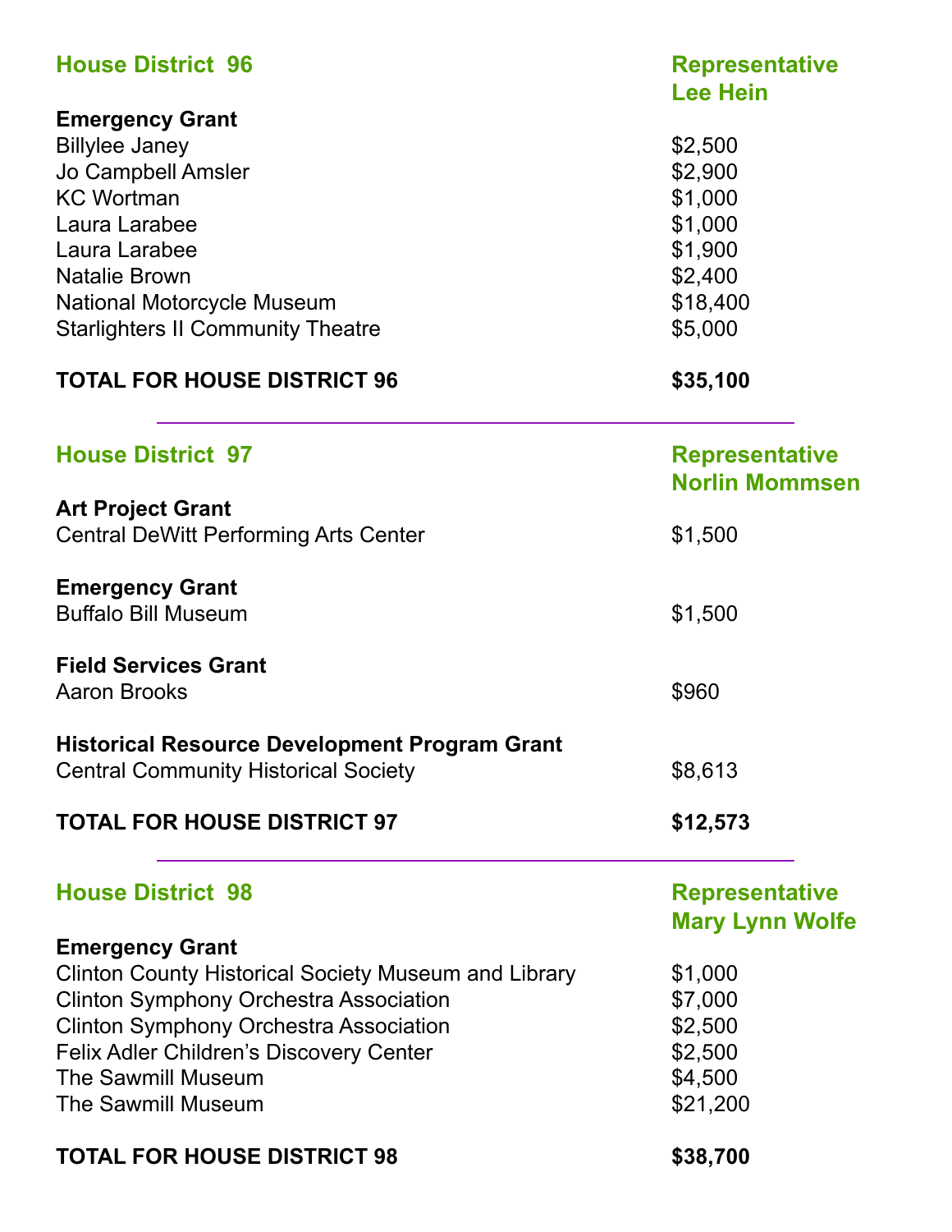## House District 96 — Representative Lee Hein

**Emergency Grant**

| | |
|---|---|
| Billylee Janey | $2,500 |
| Jo Campbell Amsler | $2,900 |
| KC Wortman | $1,000 |
| Laura Larabee | $1,000 |
| Laura Larabee | $1,900 |
| Natalie Brown | $2,400 |
| National Motorcycle Museum | $18,400 |
| Starlighters II Community Theatre | $5,000 |

**TOTAL FOR HOUSE DISTRICT 96** **$35,100**

---

## House District 97 — Representative Norlin Mommsen

**Art Project Grant**

| | |
|---|---|
| Central DeWitt Performing Arts Center | $1,500 |

**Emergency Grant**

| | |
|---|---|
| Buffalo Bill Museum | $1,500 |

**Field Services Grant**

| | |
|---|---|
| Aaron Brooks | $960 |

**Historical Resource Development Program Grant**

| | |
|---|---|
| Central Community Historical Society | $8,613 |

**TOTAL FOR HOUSE DISTRICT 97** **$12,573**

---

## House District 98 — Representative Mary Lynn Wolfe

**Emergency Grant**

| | |
|---|---|
| Clinton County Historical Society Museum and Library | $1,000 |
| Clinton Symphony Orchestra Association | $7,000 |
| Clinton Symphony Orchestra Association | $2,500 |
| Felix Adler Children's Discovery Center | $2,500 |
| The Sawmill Museum | $4,500 |
| The Sawmill Museum | $21,200 |

**TOTAL FOR HOUSE DISTRICT 98** **$38,700**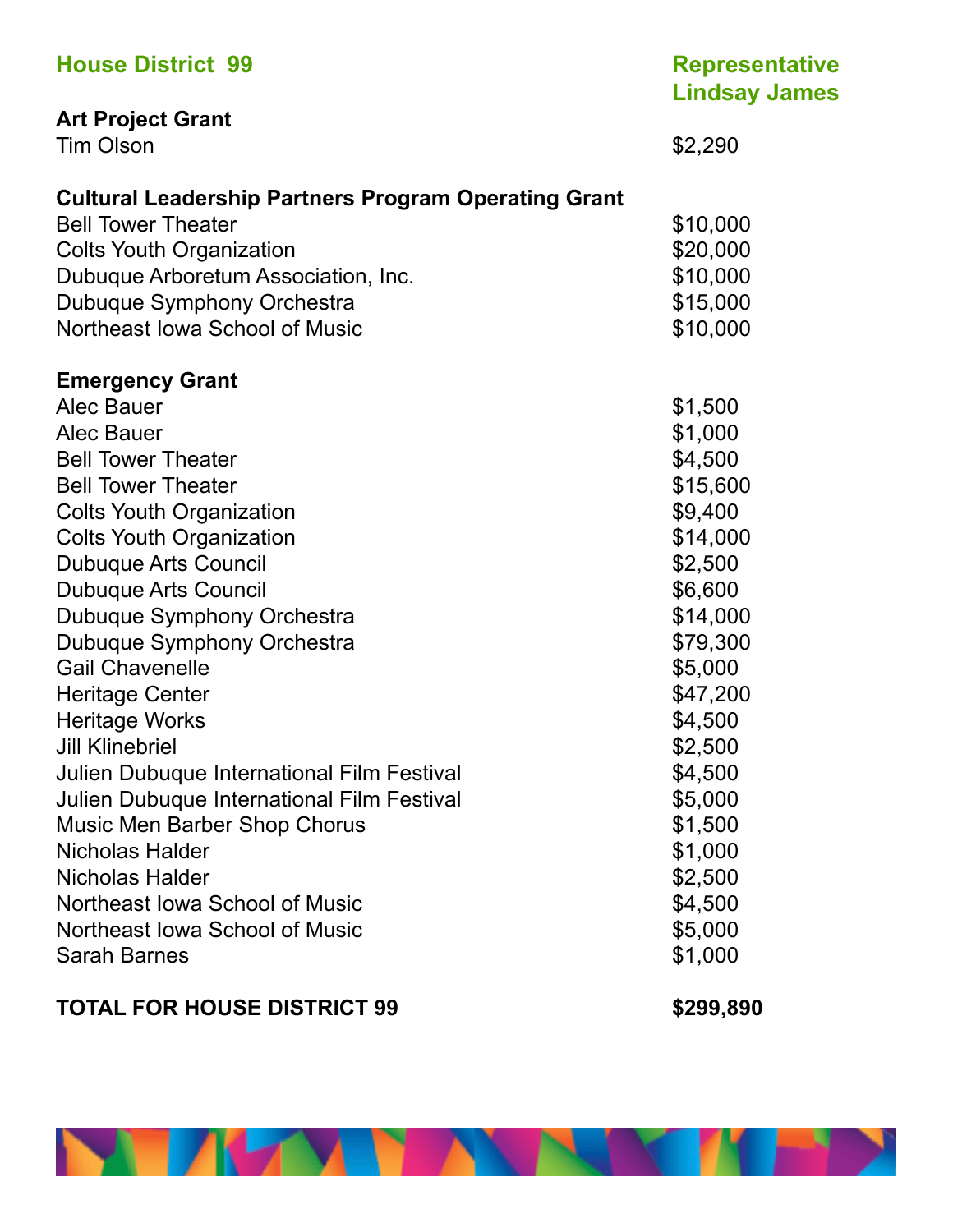## House District 99

**Representative Lindsay James**

| | |
|---|---|
| **Art Project Grant** | |
| Tim Olson | $2,290 |
| **Cultural Leadership Partners Program Operating Grant** | |
| Bell Tower Theater | $10,000 |
| Colts Youth Organization | $20,000 |
| Dubuque Arboretum Association, Inc. | $10,000 |
| Dubuque Symphony Orchestra | $15,000 |
| Northeast Iowa School of Music | $10,000 |
| **Emergency Grant** | |
| Alec Bauer | $1,500 |
| Alec Bauer | $1,000 |
| Bell Tower Theater | $4,500 |
| Bell Tower Theater | $15,600 |
| Colts Youth Organization | $9,400 |
| Colts Youth Organization | $14,000 |
| Dubuque Arts Council | $2,500 |
| Dubuque Arts Council | $6,600 |
| Dubuque Symphony Orchestra | $14,000 |
| Dubuque Symphony Orchestra | $79,300 |
| Gail Chavenelle | $5,000 |
| Heritage Center | $47,200 |
| Heritage Works | $4,500 |
| Jill Klinebriel | $2,500 |
| Julien Dubuque International Film Festival | $4,500 |
| Julien Dubuque International Film Festival | $5,000 |
| Music Men Barber Shop Chorus | $1,500 |
| Nicholas Halder | $1,000 |
| Nicholas Halder | $2,500 |
| Northeast Iowa School of Music | $4,500 |
| Northeast Iowa School of Music | $5,000 |
| Sarah Barnes | $1,000 |
| **TOTAL FOR HOUSE DISTRICT 99** | **$299,890** |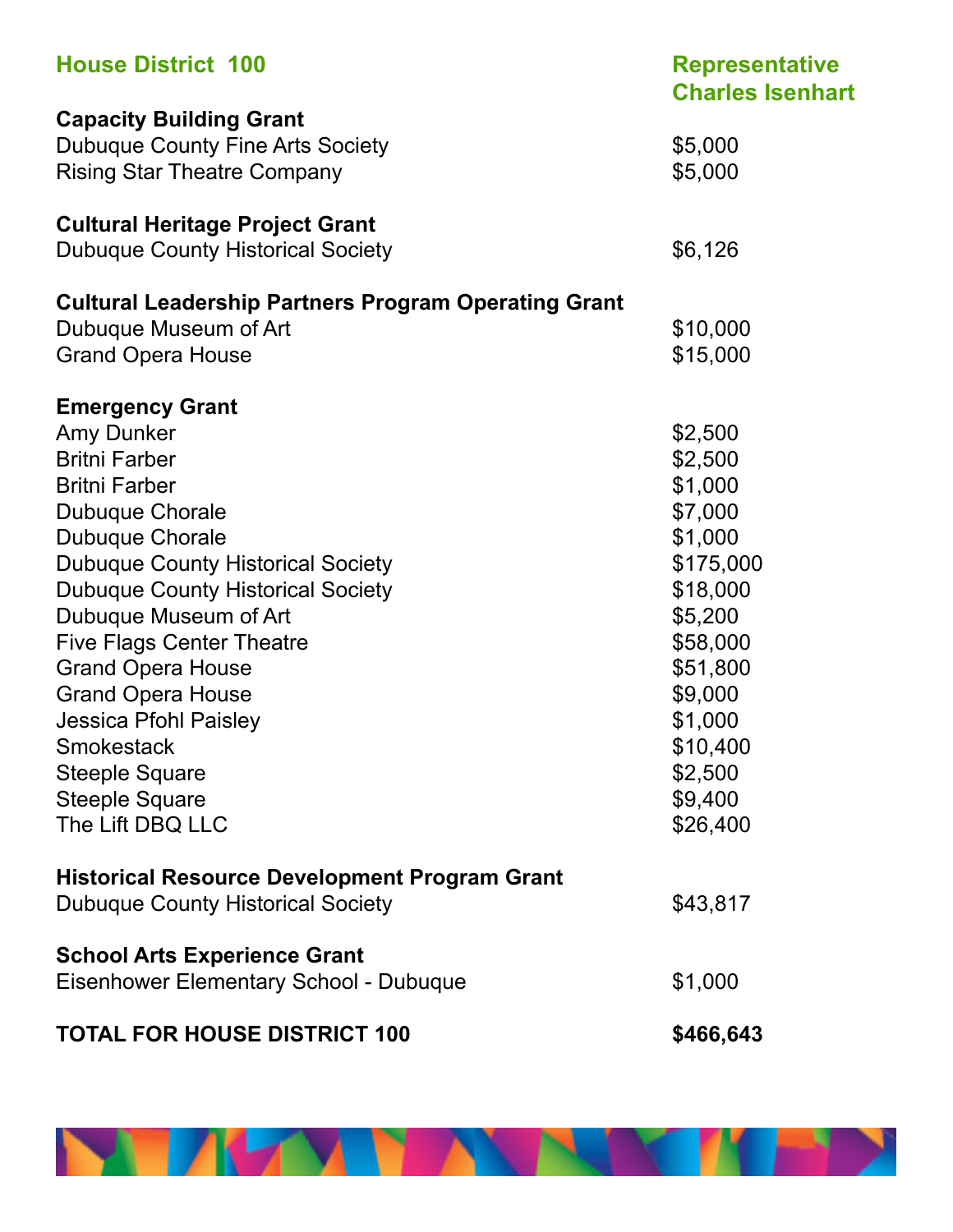## House District 100 — Representative Charles Isenhart

**Capacity Building Grant**

| | |
|---|---|
| Dubuque County Fine Arts Society | $5,000 |
| Rising Star Theatre Company | $5,000 |

**Cultural Heritage Project Grant**

| | |
|---|---|
| Dubuque County Historical Society | $6,126 |

**Cultural Leadership Partners Program Operating Grant**

| | |
|---|---|
| Dubuque Museum of Art | $10,000 |
| Grand Opera House | $15,000 |

**Emergency Grant**

| | |
|---|---|
| Amy Dunker | $2,500 |
| Britni Farber | $2,500 |
| Britni Farber | $1,000 |
| Dubuque Chorale | $7,000 |
| Dubuque Chorale | $1,000 |
| Dubuque County Historical Society | $175,000 |
| Dubuque County Historical Society | $18,000 |
| Dubuque Museum of Art | $5,200 |
| Five Flags Center Theatre | $58,000 |
| Grand Opera House | $51,800 |
| Grand Opera House | $9,000 |
| Jessica Pfohl Paisley | $1,000 |
| Smokestack | $10,400 |
| Steeple Square | $2,500 |
| Steeple Square | $9,400 |
| The Lift DBQ LLC | $26,400 |

**Historical Resource Development Program Grant**

| | |
|---|---|
| Dubuque County Historical Society | $43,817 |

**School Arts Experience Grant**

| | |
|---|---|
| Eisenhower Elementary School - Dubuque | $1,000 |

**TOTAL FOR HOUSE DISTRICT 100** **$466,643**